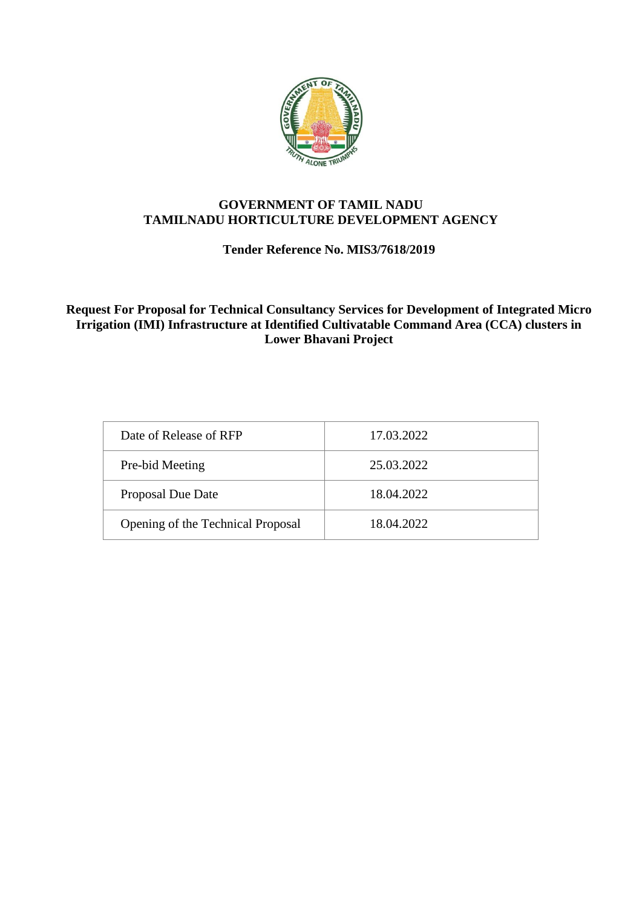# GOVERNMENT OF TAMIL NADU
# TAMILNADU HORTICULTURE DEVELOPMENT AGENCY

**Tender Reference No. MIS3/7618/2019**

**Request For Proposal for Technical Consultancy Services for Development of Integrated Micro Irrigation (IMI) Infrastructure at Identified Cultivatable Command Area (CCA) clusters in Lower Bhavani Project**

| Date of Release of RFP | 17.03.2022 |
|---|---|
| Pre-bid Meeting | 25.03.2022 |
| Proposal Due Date | 18.04.2022 |
| Opening of the Technical Proposal | 18.04.2022 |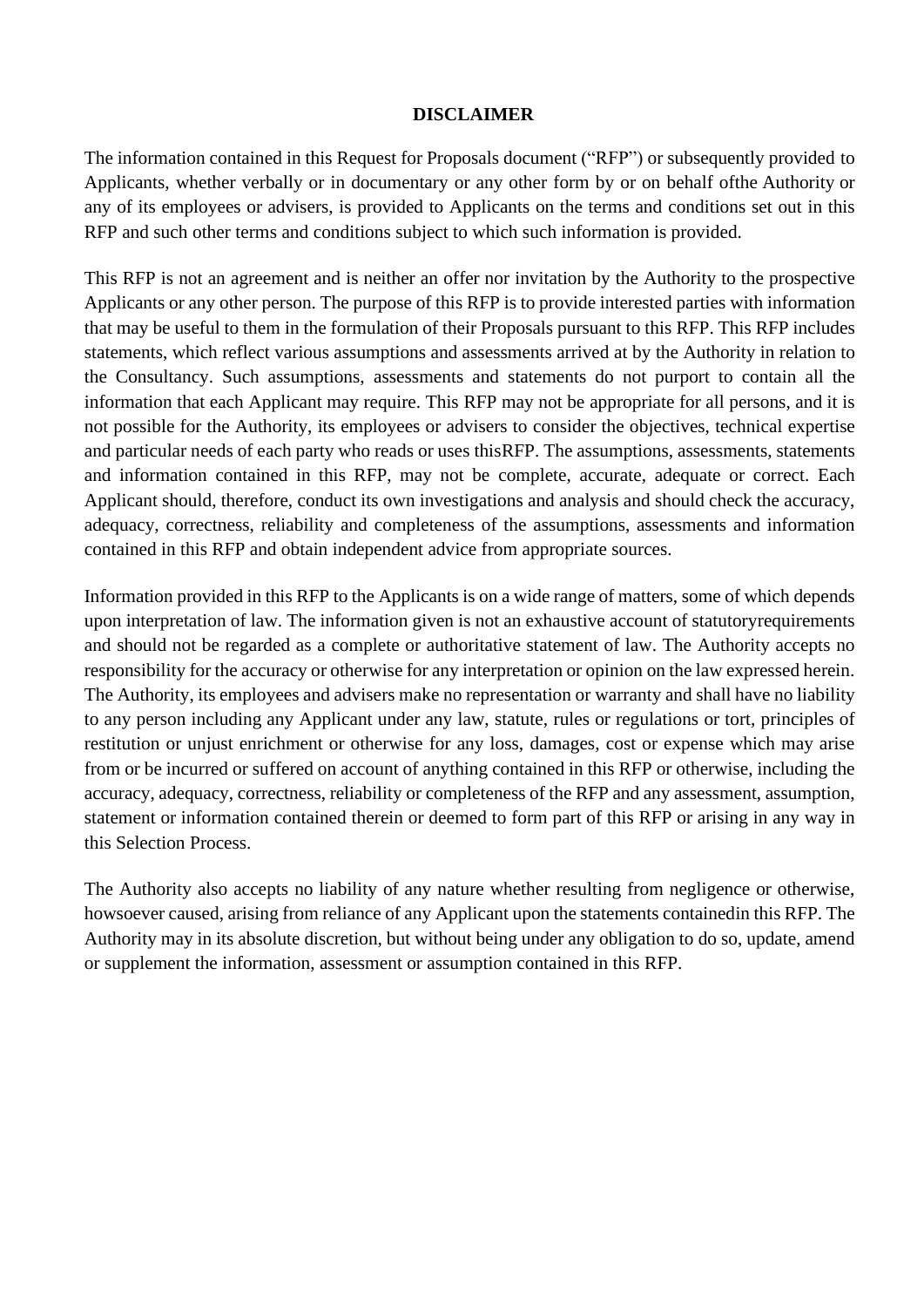**DISCLAIMER**

The information contained in this Request for Proposals document ("RFP") or subsequently provided to Applicants, whether verbally or in documentary or any other form by or on behalf ofthe Authority or any of its employees or advisers, is provided to Applicants on the terms and conditions set out in this RFP and such other terms and conditions subject to which such information is provided.

This RFP is not an agreement and is neither an offer nor invitation by the Authority to the prospective Applicants or any other person. The purpose of this RFP is to provide interested parties with information that may be useful to them in the formulation of their Proposals pursuant to this RFP. This RFP includes statements, which reflect various assumptions and assessments arrived at by the Authority in relation to the Consultancy. Such assumptions, assessments and statements do not purport to contain all the information that each Applicant may require. This RFP may not be appropriate for all persons, and it is not possible for the Authority, its employees or advisers to consider the objectives, technical expertise and particular needs of each party who reads or uses thisRFP. The assumptions, assessments, statements and information contained in this RFP, may not be complete, accurate, adequate or correct. Each Applicant should, therefore, conduct its own investigations and analysis and should check the accuracy, adequacy, correctness, reliability and completeness of the assumptions, assessments and information contained in this RFP and obtain independent advice from appropriate sources.

Information provided in this RFP to the Applicants is on a wide range of matters, some of which depends upon interpretation of law. The information given is not an exhaustive account of statutoryrequirements and should not be regarded as a complete or authoritative statement of law. The Authority accepts no responsibility for the accuracy or otherwise for any interpretation or opinion on the law expressed herein. The Authority, its employees and advisers make no representation or warranty and shall have no liability to any person including any Applicant under any law, statute, rules or regulations or tort, principles of restitution or unjust enrichment or otherwise for any loss, damages, cost or expense which may arise from or be incurred or suffered on account of anything contained in this RFP or otherwise, including the accuracy, adequacy, correctness, reliability or completeness of the RFP and any assessment, assumption, statement or information contained therein or deemed to form part of this RFP or arising in any way in this Selection Process.

The Authority also accepts no liability of any nature whether resulting from negligence or otherwise, howsoever caused, arising from reliance of any Applicant upon the statements containedin this RFP. The Authority may in its absolute discretion, but without being under any obligation to do so, update, amend or supplement the information, assessment or assumption contained in this RFP.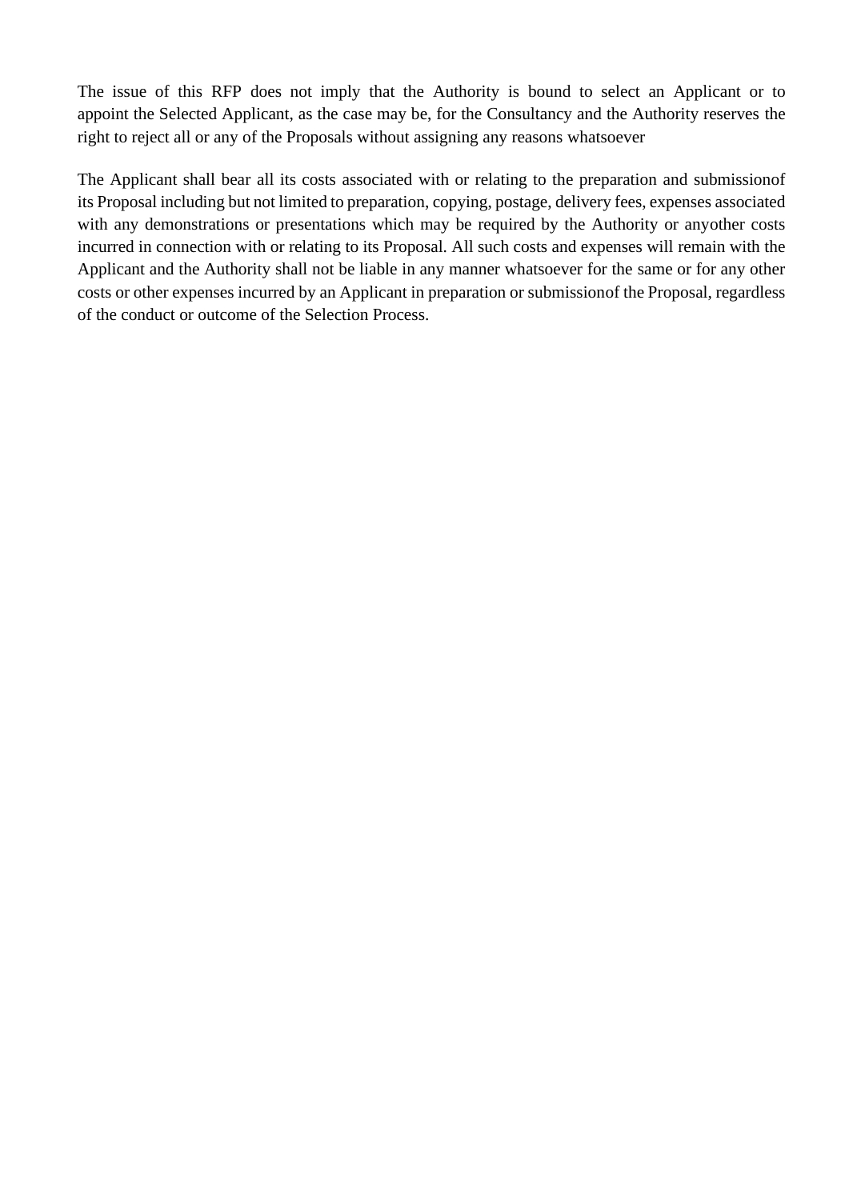The issue of this RFP does not imply that the Authority is bound to select an Applicant or to appoint the Selected Applicant, as the case may be, for the Consultancy and the Authority reserves the right to reject all or any of the Proposals without assigning any reasons whatsoever

The Applicant shall bear all its costs associated with or relating to the preparation and submissionof its Proposal including but not limited to preparation, copying, postage, delivery fees, expenses associated with any demonstrations or presentations which may be required by the Authority or anyother costs incurred in connection with or relating to its Proposal. All such costs and expenses will remain with the Applicant and the Authority shall not be liable in any manner whatsoever for the same or for any other costs or other expenses incurred by an Applicant in preparation or submissionof the Proposal, regardless of the conduct or outcome of the Selection Process.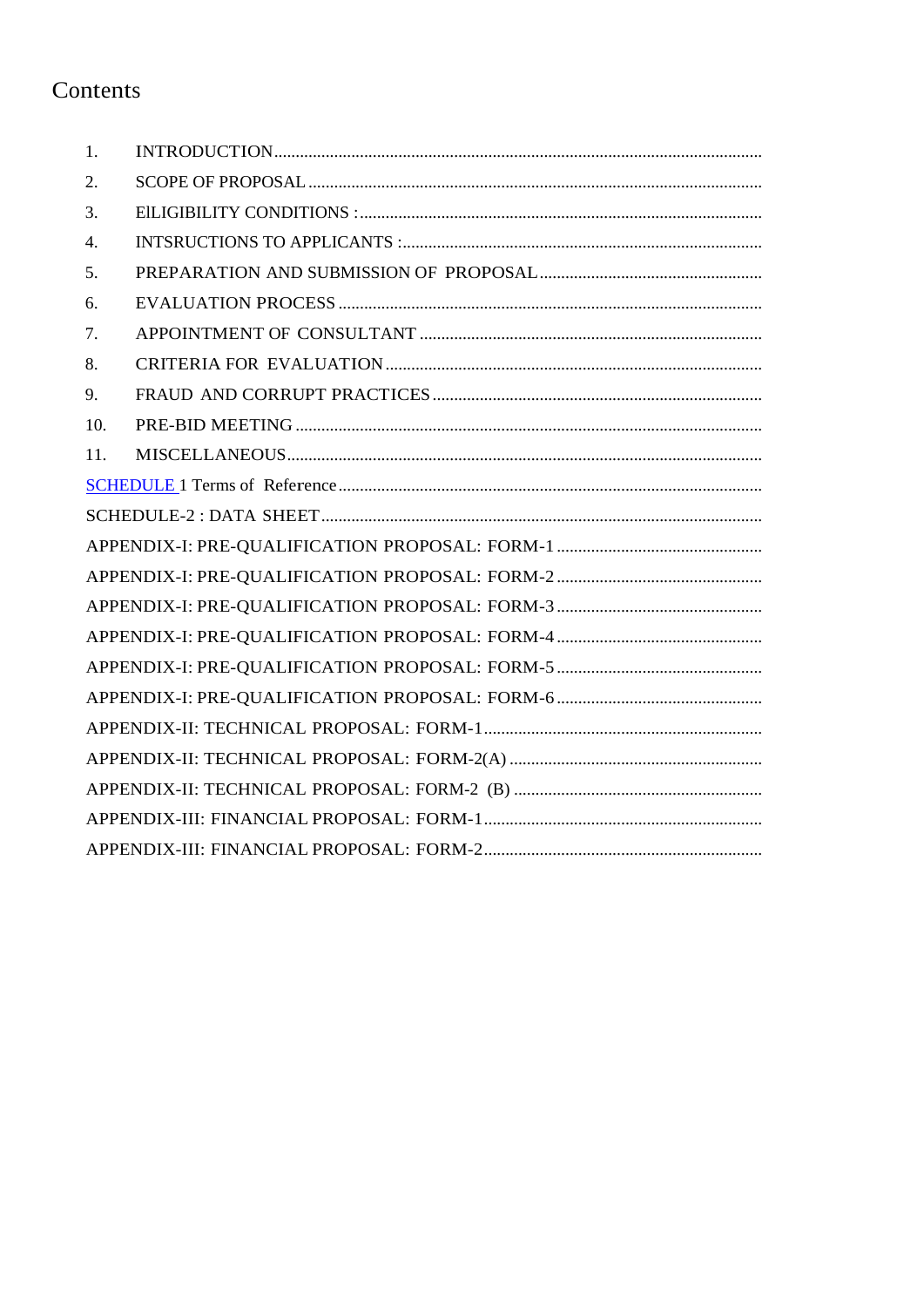# Contents

1. INTRODUCTION
2. SCOPE OF PROPOSAL
3. ElLIGIBILITY CONDITIONS :
4. INTSRUCTIONS TO APPLICANTS :
5. PREPARATION AND SUBMISSION OF PROPOSAL
6. EVALUATION PROCESS
7. APPOINTMENT OF CONSULTANT
8. CRITERIA FOR EVALUATION
9. FRAUD AND CORRUPT PRACTICES
10. PRE-BID MEETING
11. MISCELLANEOUS

SCHEDULE 1 Terms of Reference

SCHEDULE-2 : DATA SHEET

APPENDIX-I: PRE-QUALIFICATION PROPOSAL: FORM-1

APPENDIX-I: PRE-QUALIFICATION PROPOSAL: FORM-2

APPENDIX-I: PRE-QUALIFICATION PROPOSAL: FORM-3

APPENDIX-I: PRE-QUALIFICATION PROPOSAL: FORM-4

APPENDIX-I: PRE-QUALIFICATION PROPOSAL: FORM-5

APPENDIX-I: PRE-QUALIFICATION PROPOSAL: FORM-6

APPENDIX-II: TECHNICAL PROPOSAL: FORM-1

APPENDIX-II: TECHNICAL PROPOSAL: FORM-2(A)

APPENDIX-II: TECHNICAL PROPOSAL: FORM-2 (B)

APPENDIX-III: FINANCIAL PROPOSAL: FORM-1

APPENDIX-III: FINANCIAL PROPOSAL: FORM-2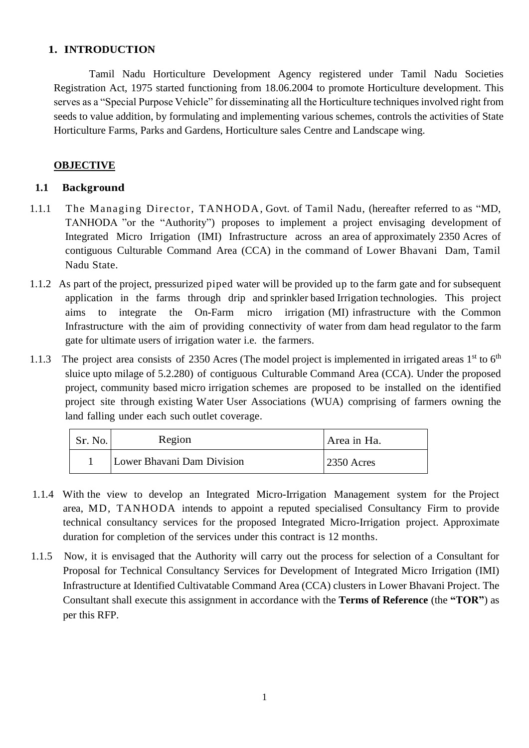# 1. INTRODUCTION

Tamil Nadu Horticulture Development Agency registered under Tamil Nadu Societies Registration Act, 1975 started functioning from 18.06.2004 to promote Horticulture development. This serves as a "Special Purpose Vehicle" for disseminating all the Horticulture techniques involved right from seeds to value addition, by formulating and implementing various schemes, controls the activities of State Horticulture Farms, Parks and Gardens, Horticulture sales Centre and Landscape wing.

**OBJECTIVE**

## 1.1 Background

1.1.1 The Managing Director, TANHODA, Govt. of Tamil Nadu, (hereafter referred to as "MD, TANHODA "or the "Authority") proposes to implement a project envisaging development of Integrated Micro Irrigation (IMI) Infrastructure across an area of approximately 2350 Acres of contiguous Culturable Command Area (CCA) in the command of Lower Bhavani Dam, Tamil Nadu State.

1.1.2 As part of the project, pressurized piped water will be provided up to the farm gate and for subsequent application in the farms through drip and sprinkler based Irrigation technologies. This project aims to integrate the On-Farm micro irrigation (MI) infrastructure with the Common Infrastructure with the aim of providing connectivity of water from dam head regulator to the farm gate for ultimate users of irrigation water i.e. the farmers.

1.1.3 The project area consists of 2350 Acres (The model project is implemented in irrigated areas 1st to 6th sluice upto milage of 5.2.280) of contiguous Culturable Command Area (CCA). Under the proposed project, community based micro irrigation schemes are proposed to be installed on the identified project site through existing Water User Associations (WUA) comprising of farmers owning the land falling under each such outlet coverage.

| Sr. No. | Region | Area in Ha. |
|---|---|---|
| 1 | Lower Bhavani Dam Division | 2350 Acres |

1.1.4 With the view to develop an Integrated Micro-Irrigation Management system for the Project area, MD, TANHODA intends to appoint a reputed specialised Consultancy Firm to provide technical consultancy services for the proposed Integrated Micro-Irrigation project. Approximate duration for completion of the services under this contract is 12 months.

1.1.5 Now, it is envisaged that the Authority will carry out the process for selection of a Consultant for Proposal for Technical Consultancy Services for Development of Integrated Micro Irrigation (IMI) Infrastructure at Identified Cultivatable Command Area (CCA) clusters in Lower Bhavani Project. The Consultant shall execute this assignment in accordance with the **Terms of Reference** (the **"TOR"**) as per this RFP.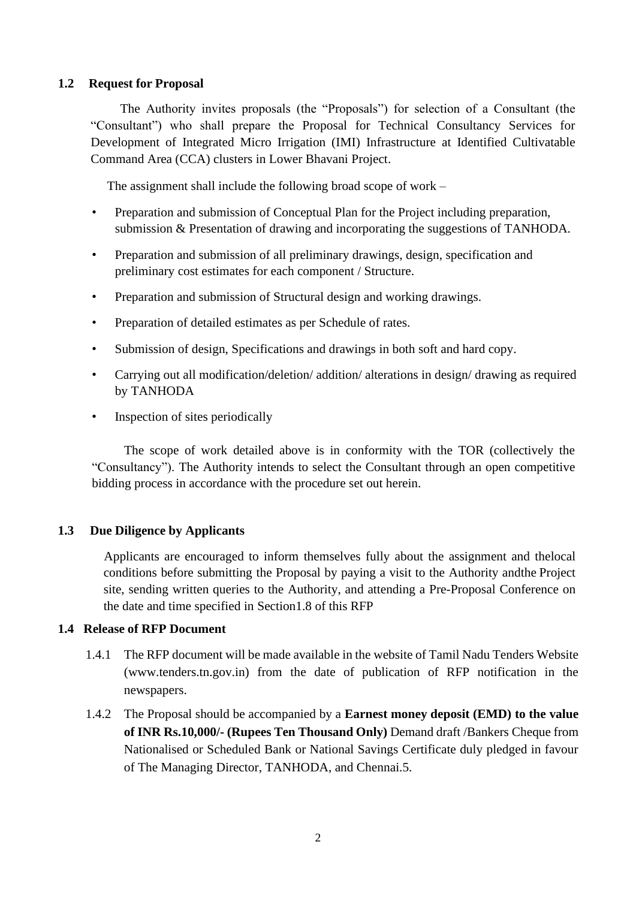### 1.2 Request for Proposal

The Authority invites proposals (the "Proposals") for selection of a Consultant (the "Consultant") who shall prepare the Proposal for Technical Consultancy Services for Development of Integrated Micro Irrigation (IMI) Infrastructure at Identified Cultivatable Command Area (CCA) clusters in Lower Bhavani Project.

The assignment shall include the following broad scope of work –

- Preparation and submission of Conceptual Plan for the Project including preparation, submission & Presentation of drawing and incorporating the suggestions of TANHODA.
- Preparation and submission of all preliminary drawings, design, specification and preliminary cost estimates for each component / Structure.
- Preparation and submission of Structural design and working drawings.
- Preparation of detailed estimates as per Schedule of rates.
- Submission of design, Specifications and drawings in both soft and hard copy.
- Carrying out all modification/deletion/ addition/ alterations in design/ drawing as required by TANHODA
- Inspection of sites periodically

The scope of work detailed above is in conformity with the TOR (collectively the "Consultancy"). The Authority intends to select the Consultant through an open competitive bidding process in accordance with the procedure set out herein.

### 1.3 Due Diligence by Applicants

Applicants are encouraged to inform themselves fully about the assignment and thelocal conditions before submitting the Proposal by paying a visit to the Authority andthe Project site, sending written queries to the Authority, and attending a Pre-Proposal Conference on the date and time specified in Section1.8 of this RFP

### 1.4 Release of RFP Document

1.4.1 The RFP document will be made available in the website of Tamil Nadu Tenders Website (www.tenders.tn.gov.in) from the date of publication of RFP notification in the newspapers.

1.4.2 The Proposal should be accompanied by a **Earnest money deposit (EMD) to the value of INR Rs.10,000/- (Rupees Ten Thousand Only)** Demand draft /Bankers Cheque from Nationalised or Scheduled Bank or National Savings Certificate duly pledged in favour of The Managing Director, TANHODA, and Chennai.5.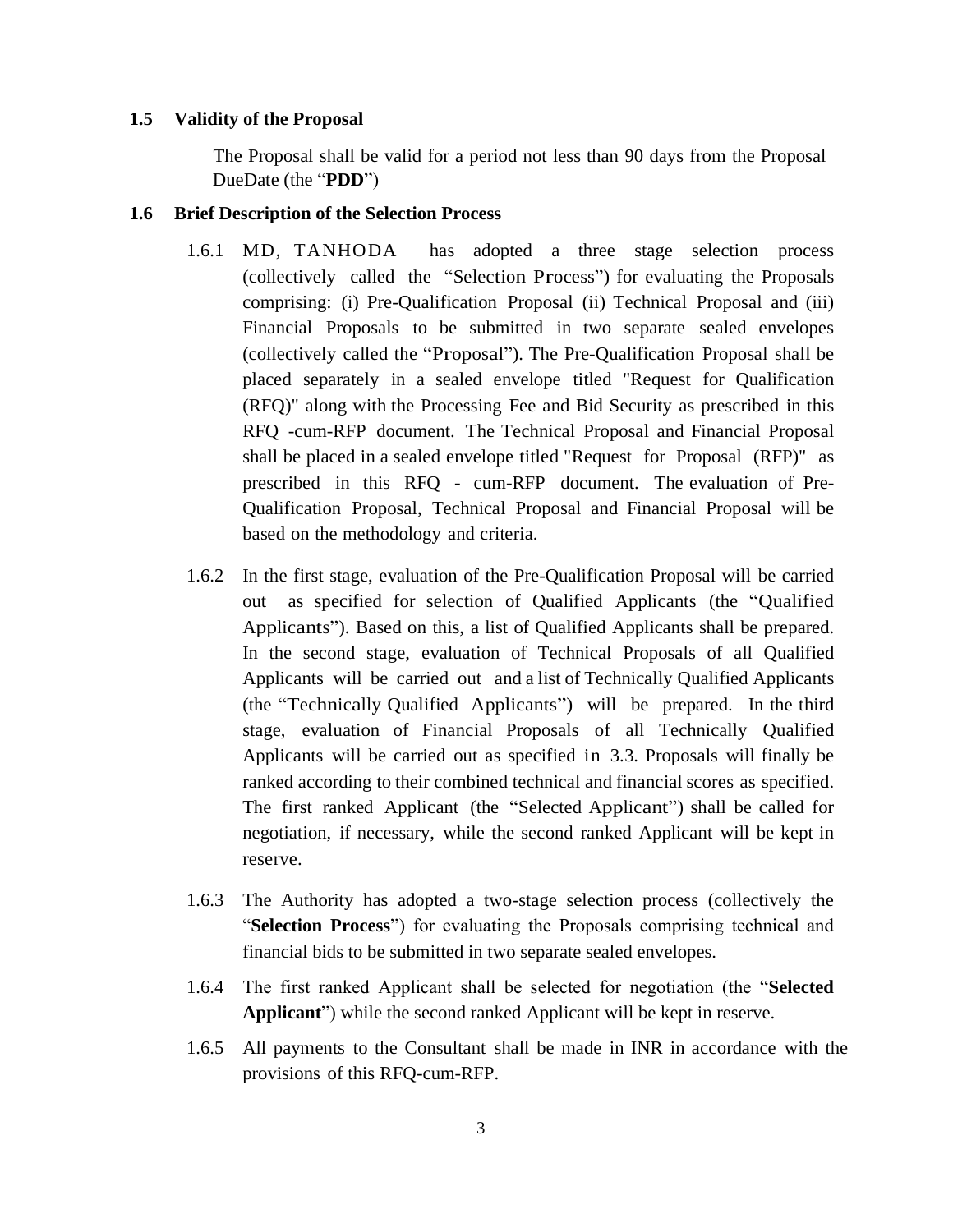### 1.5 Validity of the Proposal

The Proposal shall be valid for a period not less than 90 days from the Proposal DueDate (the "**PDD**")

### 1.6 Brief Description of the Selection Process

1.6.1 MD, TANHODA has adopted a three stage selection process (collectively called the "Selection Process") for evaluating the Proposals comprising: (i) Pre-Qualification Proposal (ii) Technical Proposal and (iii) Financial Proposals to be submitted in two separate sealed envelopes (collectively called the "Proposal"). The Pre-Qualification Proposal shall be placed separately in a sealed envelope titled "Request for Qualification (RFQ)" along with the Processing Fee and Bid Security as prescribed in this RFQ -cum-RFP document. The Technical Proposal and Financial Proposal shall be placed in a sealed envelope titled "Request for Proposal (RFP)" as prescribed in this RFQ - cum-RFP document. The evaluation of Pre-Qualification Proposal, Technical Proposal and Financial Proposal will be based on the methodology and criteria.

1.6.2 In the first stage, evaluation of the Pre-Qualification Proposal will be carried out as specified for selection of Qualified Applicants (the "Qualified Applicants"). Based on this, a list of Qualified Applicants shall be prepared. In the second stage, evaluation of Technical Proposals of all Qualified Applicants will be carried out and a list of Technically Qualified Applicants (the "Technically Qualified Applicants") will be prepared. In the third stage, evaluation of Financial Proposals of all Technically Qualified Applicants will be carried out as specified in 3.3. Proposals will finally be ranked according to their combined technical and financial scores as specified. The first ranked Applicant (the "Selected Applicant") shall be called for negotiation, if necessary, while the second ranked Applicant will be kept in reserve.

1.6.3 The Authority has adopted a two-stage selection process (collectively the "**Selection Process**") for evaluating the Proposals comprising technical and financial bids to be submitted in two separate sealed envelopes.

1.6.4 The first ranked Applicant shall be selected for negotiation (the "**Selected Applicant**") while the second ranked Applicant will be kept in reserve.

1.6.5 All payments to the Consultant shall be made in INR in accordance with the provisions of this RFQ-cum-RFP.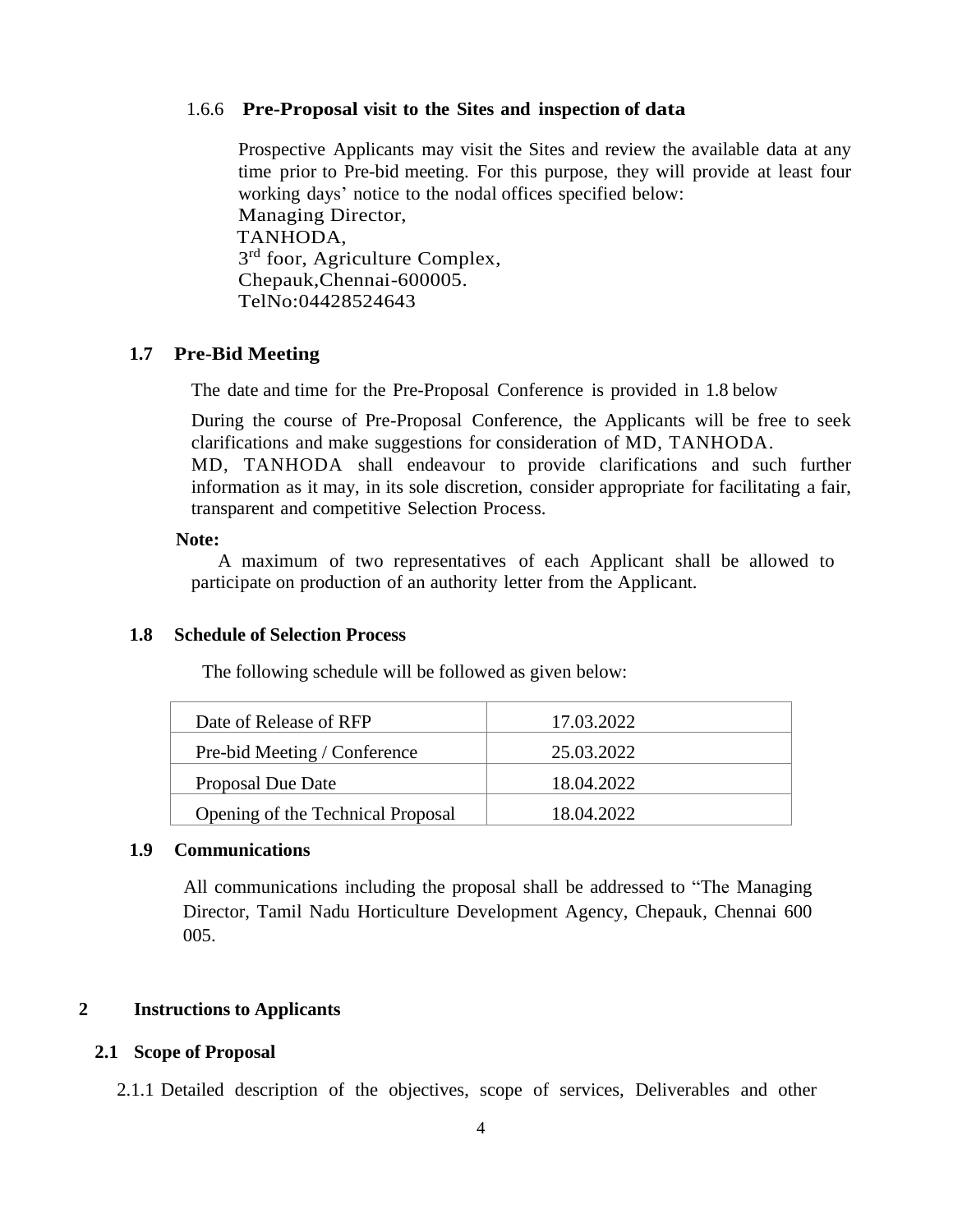### 1.6.6 Pre-Proposal visit to the Sites and inspection of data

Prospective Applicants may visit the Sites and review the available data at any time prior to Pre-bid meeting. For this purpose, they will provide at least four working days' notice to the nodal offices specified below:

Managing Director,
TANHODA,
3rd foor, Agriculture Complex,
Chepauk,Chennai-600005.
TelNo:04428524643

## 1.7 Pre-Bid Meeting

The date and time for the Pre-Proposal Conference is provided in 1.8 below

During the course of Pre-Proposal Conference, the Applicants will be free to seek clarifications and make suggestions for consideration of MD, TANHODA.
MD, TANHODA shall endeavour to provide clarifications and such further information as it may, in its sole discretion, consider appropriate for facilitating a fair, transparent and competitive Selection Process.

**Note:**

A maximum of two representatives of each Applicant shall be allowed to participate on production of an authority letter from the Applicant.

## 1.8 Schedule of Selection Process

The following schedule will be followed as given below:

| | |
|---|---|
| Date of Release of RFP | 17.03.2022 |
| Pre-bid Meeting / Conference | 25.03.2022 |
| Proposal Due Date | 18.04.2022 |
| Opening of the Technical Proposal | 18.04.2022 |

## 1.9 Communications

All communications including the proposal shall be addressed to "The Managing Director, Tamil Nadu Horticulture Development Agency, Chepauk, Chennai 600 005.

# 2 Instructions to Applicants

## 2.1 Scope of Proposal

2.1.1 Detailed description of the objectives, scope of services, Deliverables and other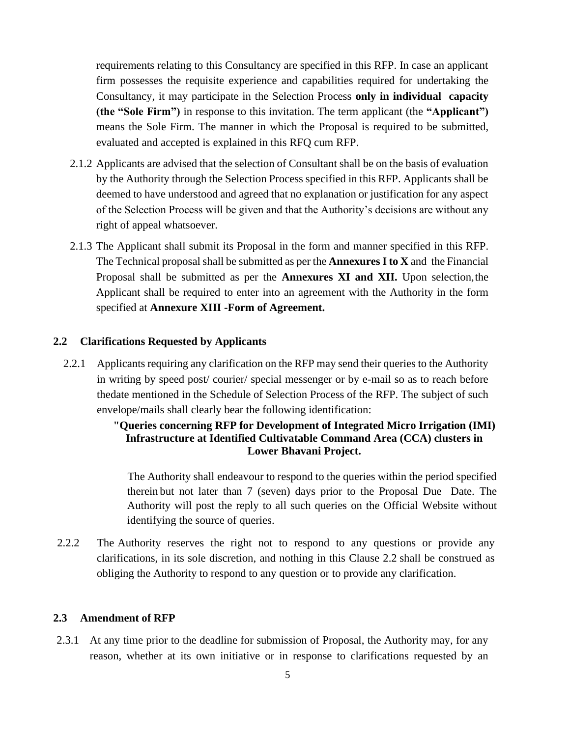requirements relating to this Consultancy are specified in this RFP. In case an applicant firm possesses the requisite experience and capabilities required for undertaking the Consultancy, it may participate in the Selection Process **only in individual capacity (the "Sole Firm")** in response to this invitation. The term applicant (the **"Applicant")** means the Sole Firm. The manner in which the Proposal is required to be submitted, evaluated and accepted is explained in this RFQ cum RFP.

2.1.2 Applicants are advised that the selection of Consultant shall be on the basis of evaluation by the Authority through the Selection Process specified in this RFP. Applicants shall be deemed to have understood and agreed that no explanation or justification for any aspect of the Selection Process will be given and that the Authority's decisions are without any right of appeal whatsoever.

2.1.3 The Applicant shall submit its Proposal in the form and manner specified in this RFP. The Technical proposal shall be submitted as per the **Annexures I to X** and the Financial Proposal shall be submitted as per the **Annexures XI and XII.** Upon selection, the Applicant shall be required to enter into an agreement with the Authority in the form specified at **Annexure XIII -Form of Agreement.**

## 2.2 Clarifications Requested by Applicants

2.2.1 Applicants requiring any clarification on the RFP may send their queries to the Authority in writing by speed post/ courier/ special messenger or by e-mail so as to reach before thedate mentioned in the Schedule of Selection Process of the RFP. The subject of such envelope/mails shall clearly bear the following identification:

**"Queries concerning RFP for Development of Integrated Micro Irrigation (IMI) Infrastructure at Identified Cultivatable Command Area (CCA) clusters in Lower Bhavani Project.**

The Authority shall endeavour to respond to the queries within the period specified therein but not later than 7 (seven) days prior to the Proposal Due Date. The Authority will post the reply to all such queries on the Official Website without identifying the source of queries.

2.2.2 The Authority reserves the right not to respond to any questions or provide any clarifications, in its sole discretion, and nothing in this Clause 2.2 shall be construed as obliging the Authority to respond to any question or to provide any clarification.

## 2.3 Amendment of RFP

2.3.1 At any time prior to the deadline for submission of Proposal, the Authority may, for any reason, whether at its own initiative or in response to clarifications requested by an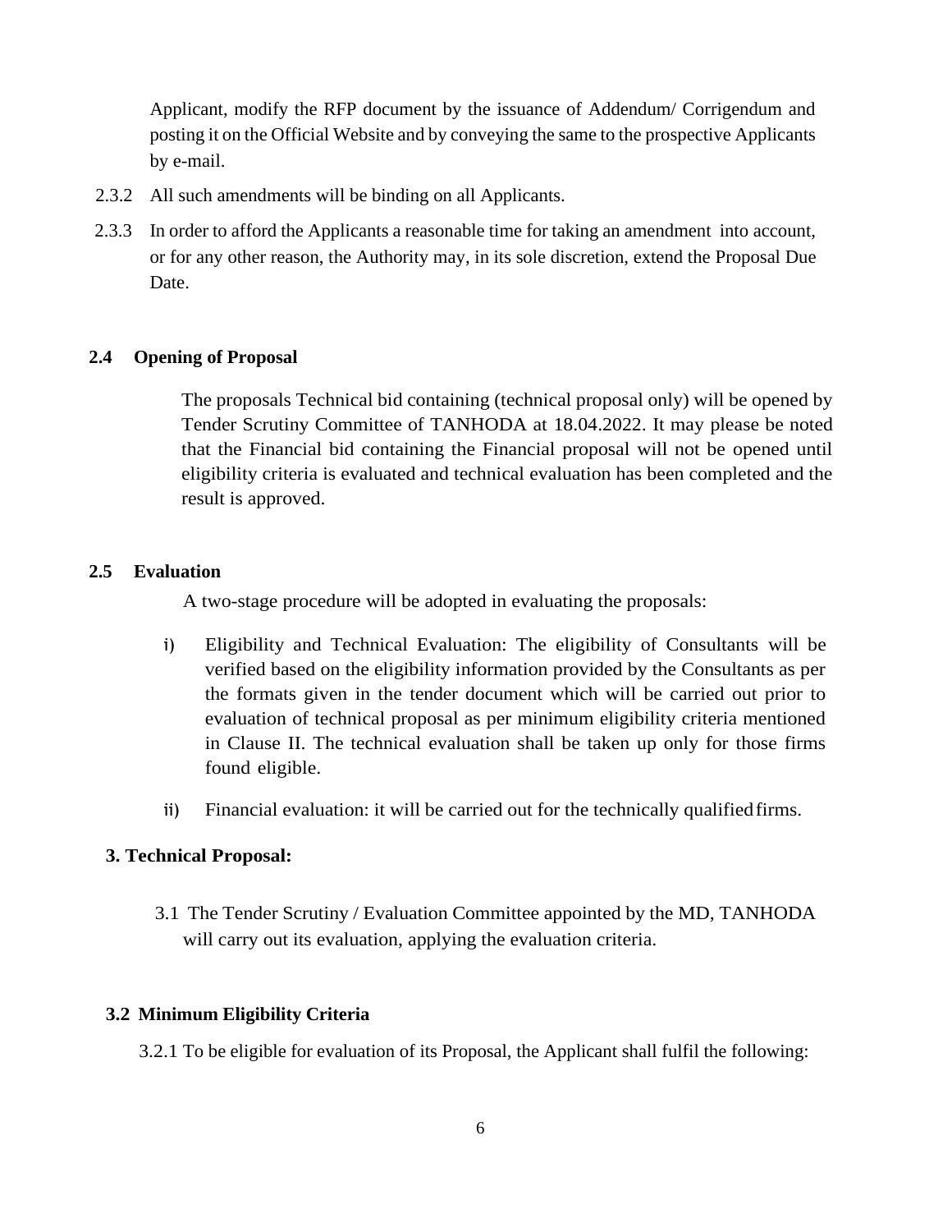Applicant, modify the RFP document by the issuance of Addendum/ Corrigendum and posting it on the Official Website and by conveying the same to the prospective Applicants by e-mail.

2.3.2 All such amendments will be binding on all Applicants.

2.3.3 In order to afford the Applicants a reasonable time for taking an amendment into account, or for any other reason, the Authority may, in its sole discretion, extend the Proposal Due Date.

### 2.4 Opening of Proposal

The proposals Technical bid containing (technical proposal only) will be opened by Tender Scrutiny Committee of TANHODA at 18.04.2022. It may please be noted that the Financial bid containing the Financial proposal will not be opened until eligibility criteria is evaluated and technical evaluation has been completed and the result is approved.

### 2.5 Evaluation

A two-stage procedure will be adopted in evaluating the proposals:

i) Eligibility and Technical Evaluation: The eligibility of Consultants will be verified based on the eligibility information provided by the Consultants as per the formats given in the tender document which will be carried out prior to evaluation of technical proposal as per minimum eligibility criteria mentioned in Clause II. The technical evaluation shall be taken up only for those firms found eligible.

ii) Financial evaluation: it will be carried out for the technically qualified firms.

## 3. Technical Proposal:

3.1 The Tender Scrutiny / Evaluation Committee appointed by the MD, TANHODA will carry out its evaluation, applying the evaluation criteria.

### 3.2 Minimum Eligibility Criteria

3.2.1 To be eligible for evaluation of its Proposal, the Applicant shall fulfil the following: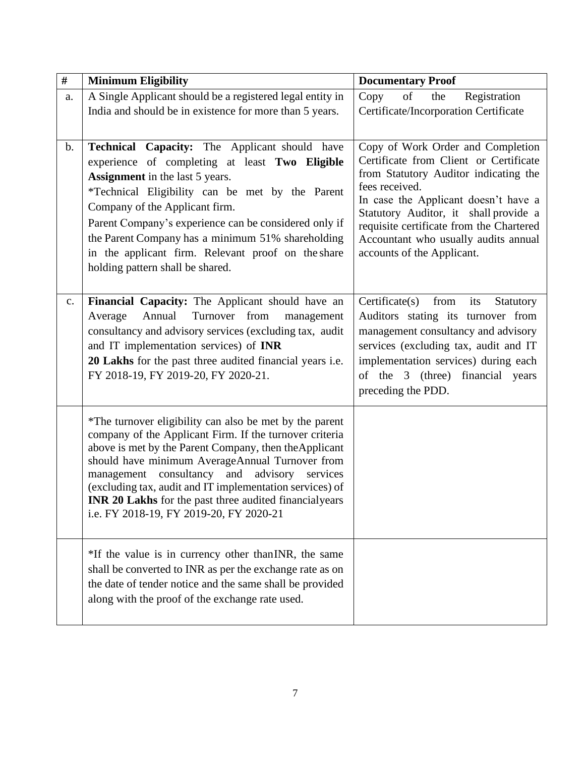| # | Minimum Eligibility | Documentary Proof |
|---|---|---|
| a. | A Single Applicant should be a registered legal entity in India and should be in existence for more than 5 years. | Copy of the Registration Certificate/Incorporation Certificate |
| b. | **Technical Capacity:** The Applicant should have experience of completing at least **Two Eligible Assignment** in the last 5 years.<br>*Technical Eligibility can be met by the Parent Company of the Applicant firm.<br>Parent Company's experience can be considered only if the Parent Company has a minimum 51% shareholding in the applicant firm. Relevant proof on the share holding pattern shall be shared. | Copy of Work Order and Completion Certificate from Client or Certificate from Statutory Auditor indicating the fees received.<br>In case the Applicant doesn't have a Statutory Auditor, it shall provide a requisite certificate from the Chartered Accountant who usually audits annual accounts of the Applicant. |
| c. | **Financial Capacity:** The Applicant should have an Average Annual Turnover from management consultancy and advisory services (excluding tax, audit and IT implementation services) of **INR 20 Lakhs** for the past three audited financial years i.e. FY 2018-19, FY 2019-20, FY 2020-21. | Certificate(s) from its Statutory Auditors stating its turnover from management consultancy and advisory services (excluding tax, audit and IT implementation services) during each of the 3 (three) financial years preceding the PDD. |
| | *The turnover eligibility can also be met by the parent company of the Applicant Firm. If the turnover criteria above is met by the Parent Company, then theApplicant should have minimum AverageAnnual Turnover from management consultancy and advisory services (excluding tax, audit and IT implementation services) of **INR 20 Lakhs** for the past three audited financialyears i.e. FY 2018-19, FY 2019-20, FY 2020-21 | |
| | *If the value is in currency other thanINR, the same shall be converted to INR as per the exchange rate as on the date of tender notice and the same shall be provided along with the proof of the exchange rate used. | |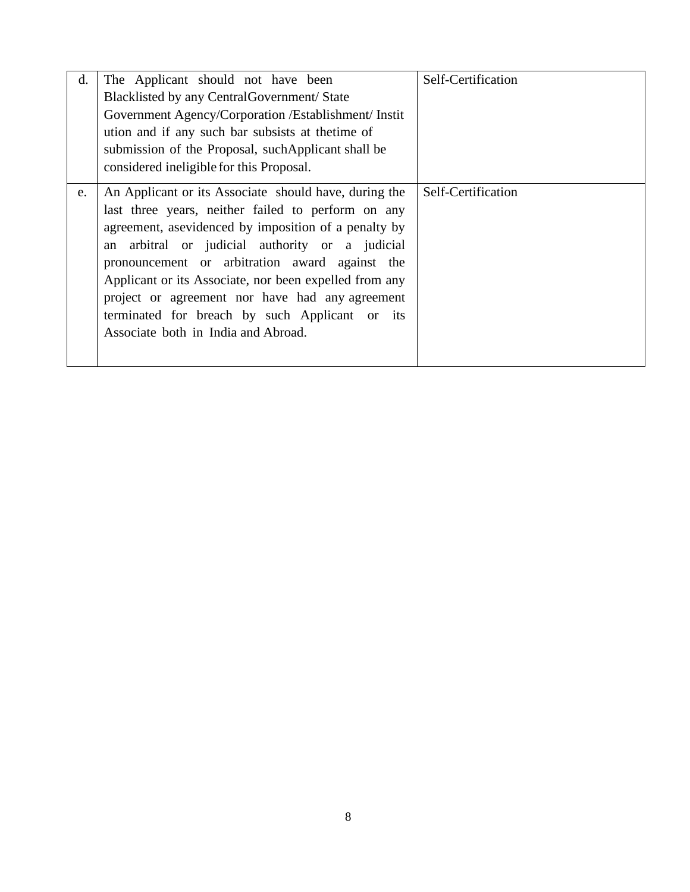| d. | The Applicant should not have been Blacklisted by any CentralGovernment/ State Government Agency/Corporation /Establishment/ Institution and if any such bar subsists at thetime of submission of the Proposal, suchApplicant shall be considered ineligible for this Proposal. | Self-Certification |
|---|---|---|
| e. | An Applicant or its Associate should have, during the last three years, neither failed to perform on any agreement, asevidenced by imposition of a penalty by an arbitral or judicial authority or a judicial pronouncement or arbitration award against the Applicant or its Associate, nor been expelled from any project or agreement nor have had any agreement terminated for breach by such Applicant or its Associate both in India and Abroad. | Self-Certification |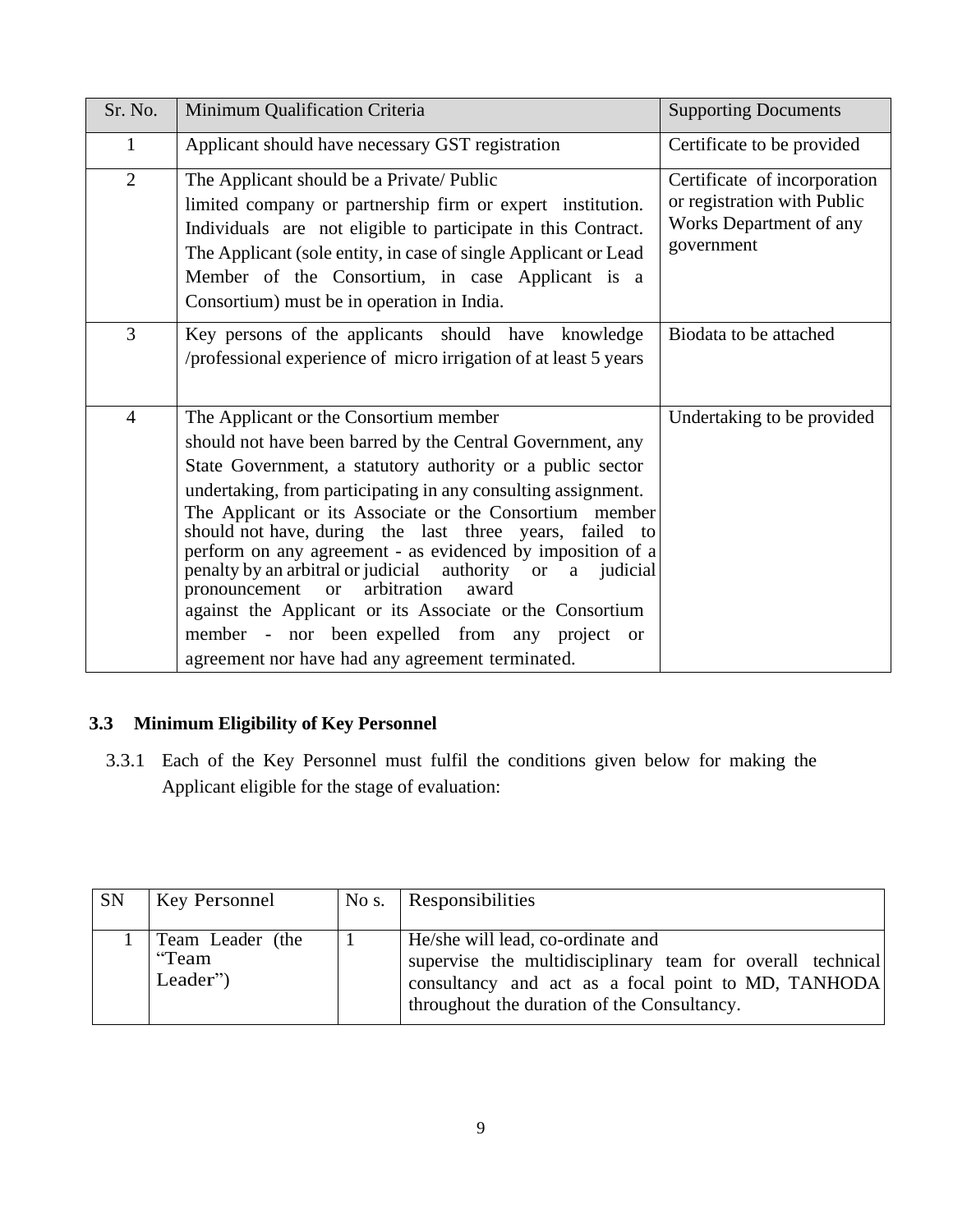| Sr. No. | Minimum Qualification Criteria | Supporting Documents |
| --- | --- | --- |
| 1 | Applicant should have necessary GST registration | Certificate to be provided |
| 2 | The Applicant should be a Private/ Public limited company or partnership firm or expert institution. Individuals are not eligible to participate in this Contract. The Applicant (sole entity, in case of single Applicant or Lead Member of the Consortium, in case Applicant is a Consortium) must be in operation in India. | Certificate of incorporation or registration with Public Works Department of any government |
| 3 | Key persons of the applicants should have knowledge /professional experience of micro irrigation of at least 5 years | Biodata to be attached |
| 4 | The Applicant or the Consortium member should not have been barred by the Central Government, any State Government, a statutory authority or a public sector undertaking, from participating in any consulting assignment. The Applicant or its Associate or the Consortium member should not have, during the last three years, failed to perform on any agreement - as evidenced by imposition of a penalty by an arbitral or judicial authority or a judicial pronouncement or arbitration award against the Applicant or its Associate or the Consortium member - nor been expelled from any project or agreement nor have had any agreement terminated. | Undertaking to be provided |

### 3.3 Minimum Eligibility of Key Personnel

3.3.1 Each of the Key Personnel must fulfil the conditions given below for making the Applicant eligible for the stage of evaluation:

| SN | Key Personnel | No s. | Responsibilities |
| --- | --- | --- | --- |
| 1 | Team Leader (the "Team Leader") | 1 | He/she will lead, co-ordinate and supervise the multidisciplinary team for overall technical consultancy and act as a focal point to MD, TANHODA throughout the duration of the Consultancy. |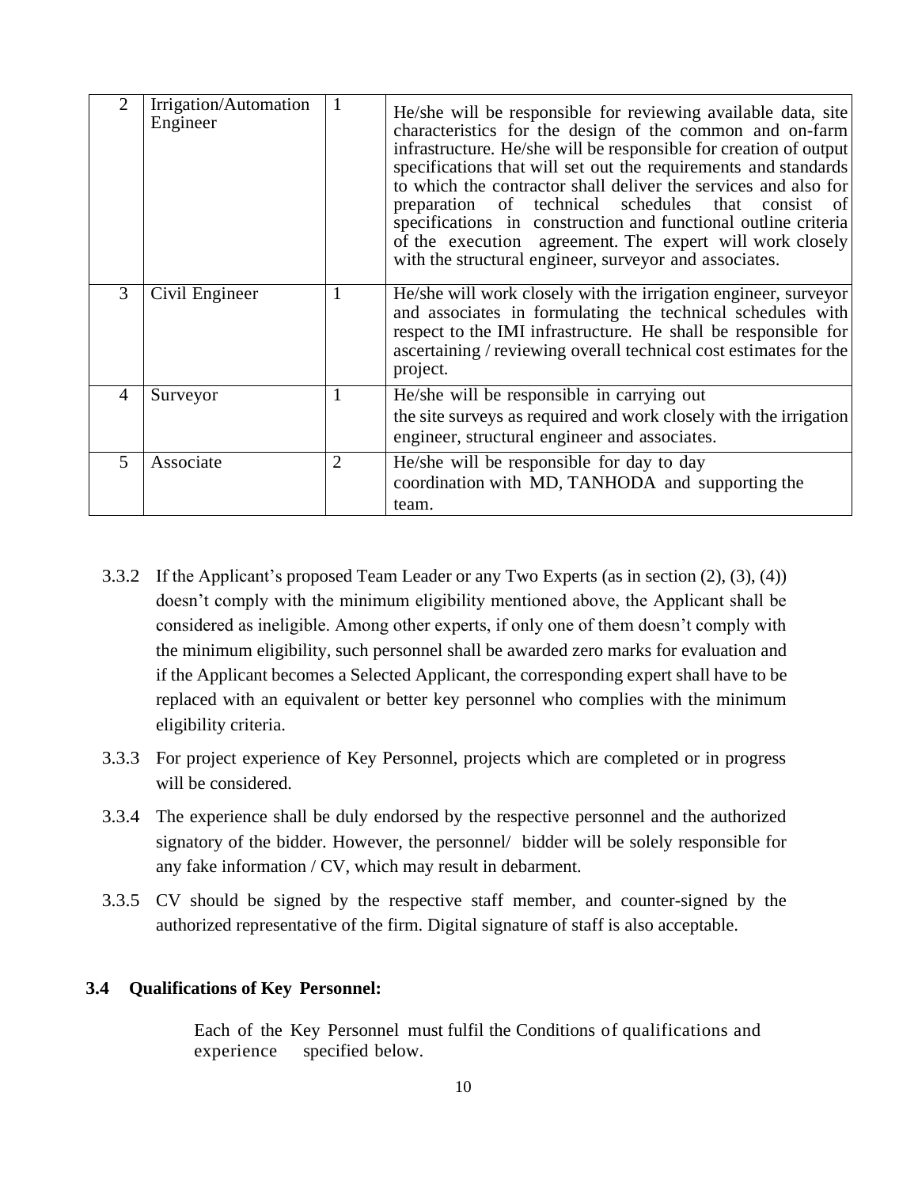| 2 | Irrigation/Automation Engineer | 1 | He/she will be responsible for reviewing available data, site characteristics for the design of the common and on-farm infrastructure. He/she will be responsible for creation of output specifications that will set out the requirements and standards to which the contractor shall deliver the services and also for preparation of technical schedules that consist of specifications in construction and functional outline criteria of the execution agreement. The expert will work closely with the structural engineer, surveyor and associates. |
|---|---|---|---|
| 3 | Civil Engineer | 1 | He/she will work closely with the irrigation engineer, surveyor and associates in formulating the technical schedules with respect to the IMI infrastructure. He shall be responsible for ascertaining / reviewing overall technical cost estimates for the project. |
| 4 | Surveyor | 1 | He/she will be responsible in carrying out the site surveys as required and work closely with the irrigation engineer, structural engineer and associates. |
| 5 | Associate | 2 | He/she will be responsible for day to day coordination with MD, TANHODA and supporting the team. |

3.3.2 If the Applicant's proposed Team Leader or any Two Experts (as in section (2), (3), (4)) doesn't comply with the minimum eligibility mentioned above, the Applicant shall be considered as ineligible. Among other experts, if only one of them doesn't comply with the minimum eligibility, such personnel shall be awarded zero marks for evaluation and if the Applicant becomes a Selected Applicant, the corresponding expert shall have to be replaced with an equivalent or better key personnel who complies with the minimum eligibility criteria.

3.3.3 For project experience of Key Personnel, projects which are completed or in progress will be considered.

3.3.4 The experience shall be duly endorsed by the respective personnel and the authorized signatory of the bidder. However, the personnel/ bidder will be solely responsible for any fake information / CV, which may result in debarment.

3.3.5 CV should be signed by the respective staff member, and counter-signed by the authorized representative of the firm. Digital signature of staff is also acceptable.

### 3.4 Qualifications of Key Personnel:

Each of the Key Personnel must fulfil the Conditions of qualifications and experience specified below.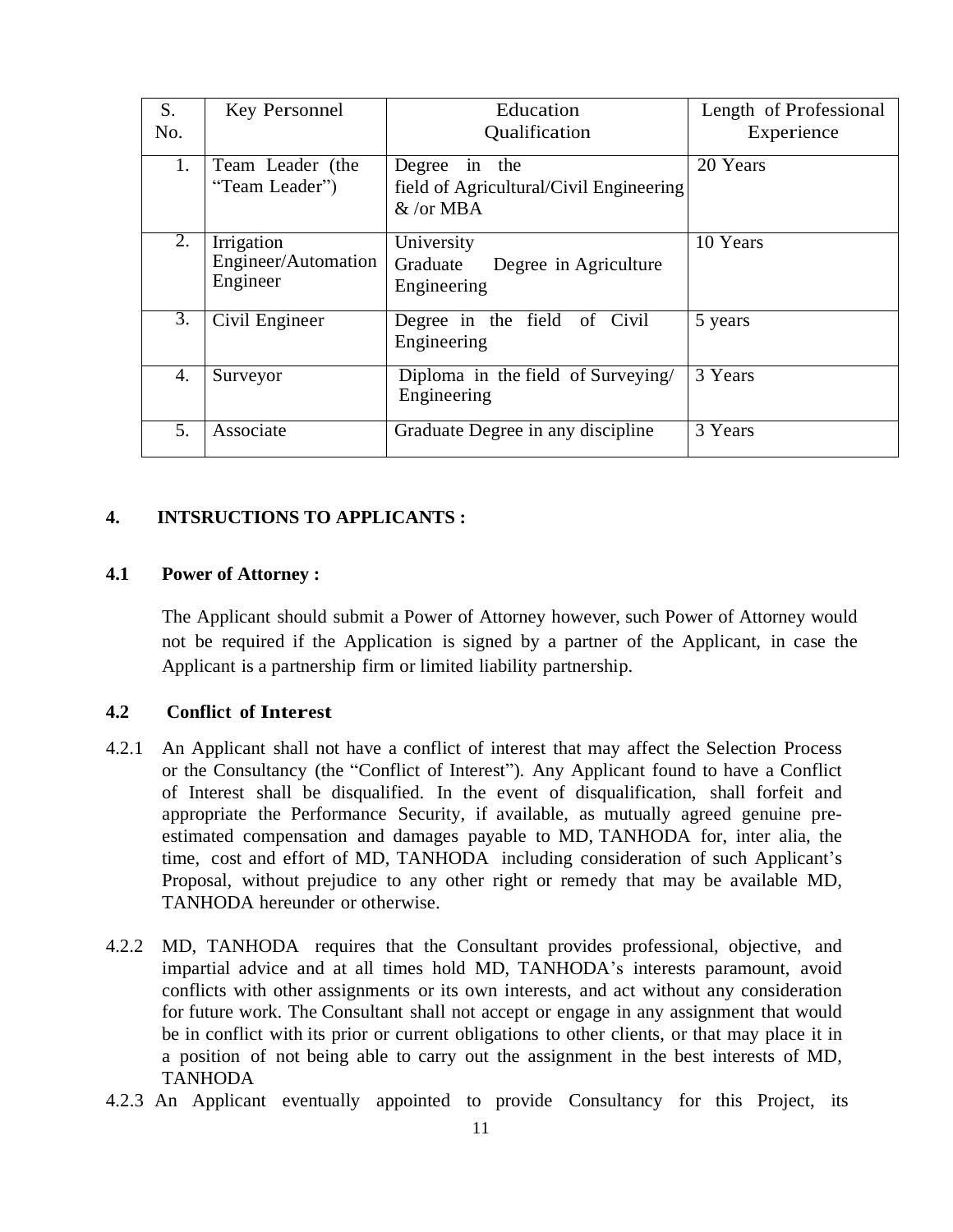| S. No. | Key Personnel | Education Qualification | Length of Professional Experience |
|---|---|---|---|
| 1. | Team Leader (the "Team Leader") | Degree in the field of Agricultural/Civil Engineering & /or MBA | 20 Years |
| 2. | Irrigation Engineer/Automation Engineer | University Graduate Degree in Agriculture Engineering | 10 Years |
| 3. | Civil Engineer | Degree in the field of Civil Engineering | 5 years |
| 4. | Surveyor | Diploma in the field of Surveying/ Engineering | 3 Years |
| 5. | Associate | Graduate Degree in any discipline | 3 Years |

## 4. INTSRUCTIONS TO APPLICANTS :

### 4.1 Power of Attorney :

The Applicant should submit a Power of Attorney however, such Power of Attorney would not be required if the Application is signed by a partner of the Applicant, in case the Applicant is a partnership firm or limited liability partnership.

### 4.2 Conflict of Interest

4.2.1 An Applicant shall not have a conflict of interest that may affect the Selection Process or the Consultancy (the "Conflict of Interest"). Any Applicant found to have a Conflict of Interest shall be disqualified. In the event of disqualification, shall forfeit and appropriate the Performance Security, if available, as mutually agreed genuine pre-estimated compensation and damages payable to MD, TANHODA for, inter alia, the time, cost and effort of MD, TANHODA including consideration of such Applicant's Proposal, without prejudice to any other right or remedy that may be available MD, TANHODA hereunder or otherwise.

4.2.2 MD, TANHODA requires that the Consultant provides professional, objective, and impartial advice and at all times hold MD, TANHODA's interests paramount, avoid conflicts with other assignments or its own interests, and act without any consideration for future work. The Consultant shall not accept or engage in any assignment that would be in conflict with its prior or current obligations to other clients, or that may place it in a position of not being able to carry out the assignment in the best interests of MD, TANHODA

4.2.3 An Applicant eventually appointed to provide Consultancy for this Project, its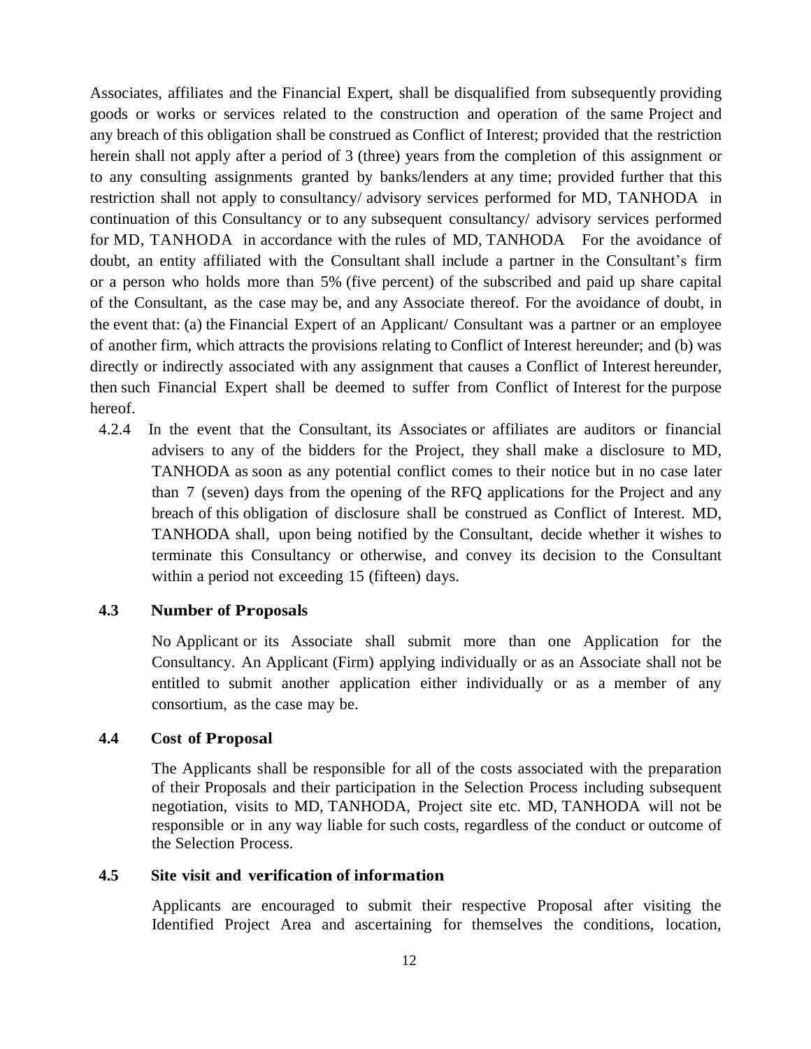Associates, affiliates and the Financial Expert, shall be disqualified from subsequently providing goods or works or services related to the construction and operation of the same Project and any breach of this obligation shall be construed as Conflict of Interest; provided that the restriction herein shall not apply after a period of 3 (three) years from the completion of this assignment or to any consulting assignments granted by banks/lenders at any time; provided further that this restriction shall not apply to consultancy/ advisory services performed for MD, TANHODA in continuation of this Consultancy or to any subsequent consultancy/ advisory services performed for MD, TANHODA in accordance with the rules of MD, TANHODA For the avoidance of doubt, an entity affiliated with the Consultant shall include a partner in the Consultant's firm or a person who holds more than 5% (five percent) of the subscribed and paid up share capital of the Consultant, as the case may be, and any Associate thereof. For the avoidance of doubt, in the event that: (a) the Financial Expert of an Applicant/ Consultant was a partner or an employee of another firm, which attracts the provisions relating to Conflict of Interest hereunder; and (b) was directly or indirectly associated with any assignment that causes a Conflict of Interest hereunder, then such Financial Expert shall be deemed to suffer from Conflict of Interest for the purpose hereof.

4.2.4 In the event that the Consultant, its Associates or affiliates are auditors or financial advisers to any of the bidders for the Project, they shall make a disclosure to MD, TANHODA as soon as any potential conflict comes to their notice but in no case later than 7 (seven) days from the opening of the RFQ applications for the Project and any breach of this obligation of disclosure shall be construed as Conflict of Interest. MD, TANHODA shall, upon being notified by the Consultant, decide whether it wishes to terminate this Consultancy or otherwise, and convey its decision to the Consultant within a period not exceeding 15 (fifteen) days.

### 4.3 Number of Proposals

No Applicant or its Associate shall submit more than one Application for the Consultancy. An Applicant (Firm) applying individually or as an Associate shall not be entitled to submit another application either individually or as a member of any consortium, as the case may be.

### 4.4 Cost of Proposal

The Applicants shall be responsible for all of the costs associated with the preparation of their Proposals and their participation in the Selection Process including subsequent negotiation, visits to MD, TANHODA, Project site etc. MD, TANHODA will not be responsible or in any way liable for such costs, regardless of the conduct or outcome of the Selection Process.

### 4.5 Site visit and verification of information

Applicants are encouraged to submit their respective Proposal after visiting the Identified Project Area and ascertaining for themselves the conditions, location,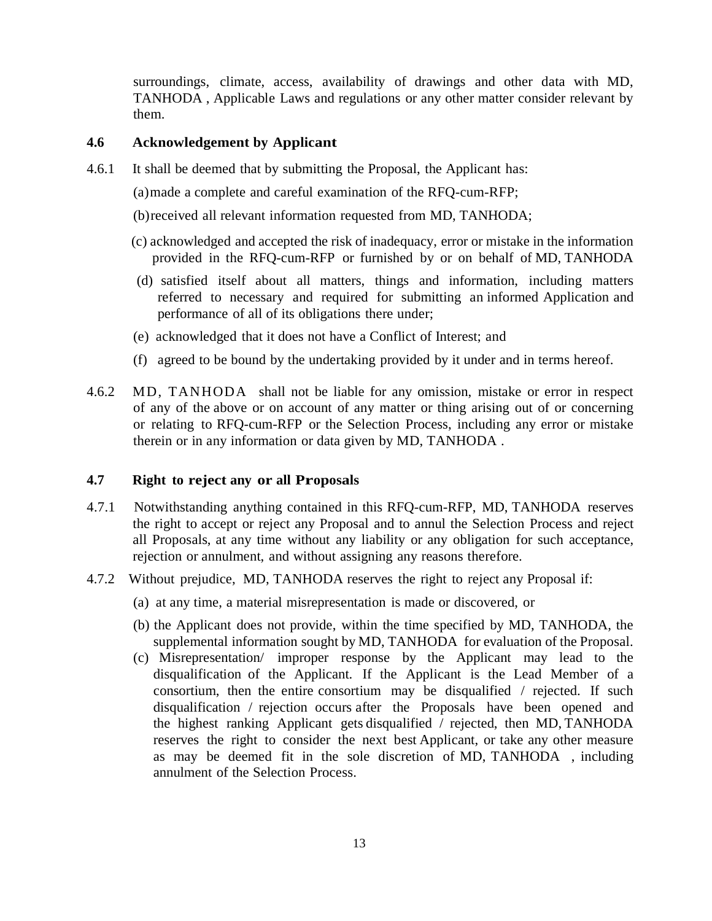surroundings, climate, access, availability of drawings and other data with MD, TANHODA , Applicable Laws and regulations or any other matter consider relevant by them.

### 4.6 Acknowledgement by Applicant

4.6.1 It shall be deemed that by submitting the Proposal, the Applicant has:

(a) made a complete and careful examination of the RFQ-cum-RFP;

(b) received all relevant information requested from MD, TANHODA;

(c) acknowledged and accepted the risk of inadequacy, error or mistake in the information provided in the RFQ-cum-RFP or furnished by or on behalf of MD, TANHODA

(d) satisfied itself about all matters, things and information, including matters referred to necessary and required for submitting an informed Application and performance of all of its obligations there under;

(e) acknowledged that it does not have a Conflict of Interest; and

(f) agreed to be bound by the undertaking provided by it under and in terms hereof.

4.6.2 MD, TANHODA shall not be liable for any omission, mistake or error in respect of any of the above or on account of any matter or thing arising out of or concerning or relating to RFQ-cum-RFP or the Selection Process, including any error or mistake therein or in any information or data given by MD, TANHODA .

### 4.7 Right to reject any or all Proposals

4.7.1 Notwithstanding anything contained in this RFQ-cum-RFP, MD, TANHODA reserves the right to accept or reject any Proposal and to annul the Selection Process and reject all Proposals, at any time without any liability or any obligation for such acceptance, rejection or annulment, and without assigning any reasons therefore.

4.7.2 Without prejudice, MD, TANHODA reserves the right to reject any Proposal if:

(a) at any time, a material misrepresentation is made or discovered, or

(b) the Applicant does not provide, within the time specified by MD, TANHODA, the supplemental information sought by MD, TANHODA for evaluation of the Proposal.

(c) Misrepresentation/ improper response by the Applicant may lead to the disqualification of the Applicant. If the Applicant is the Lead Member of a consortium, then the entire consortium may be disqualified / rejected. If such disqualification / rejection occurs after the Proposals have been opened and the highest ranking Applicant gets disqualified / rejected, then MD, TANHODA reserves the right to consider the next best Applicant, or take any other measure as may be deemed fit in the sole discretion of MD, TANHODA , including annulment of the Selection Process.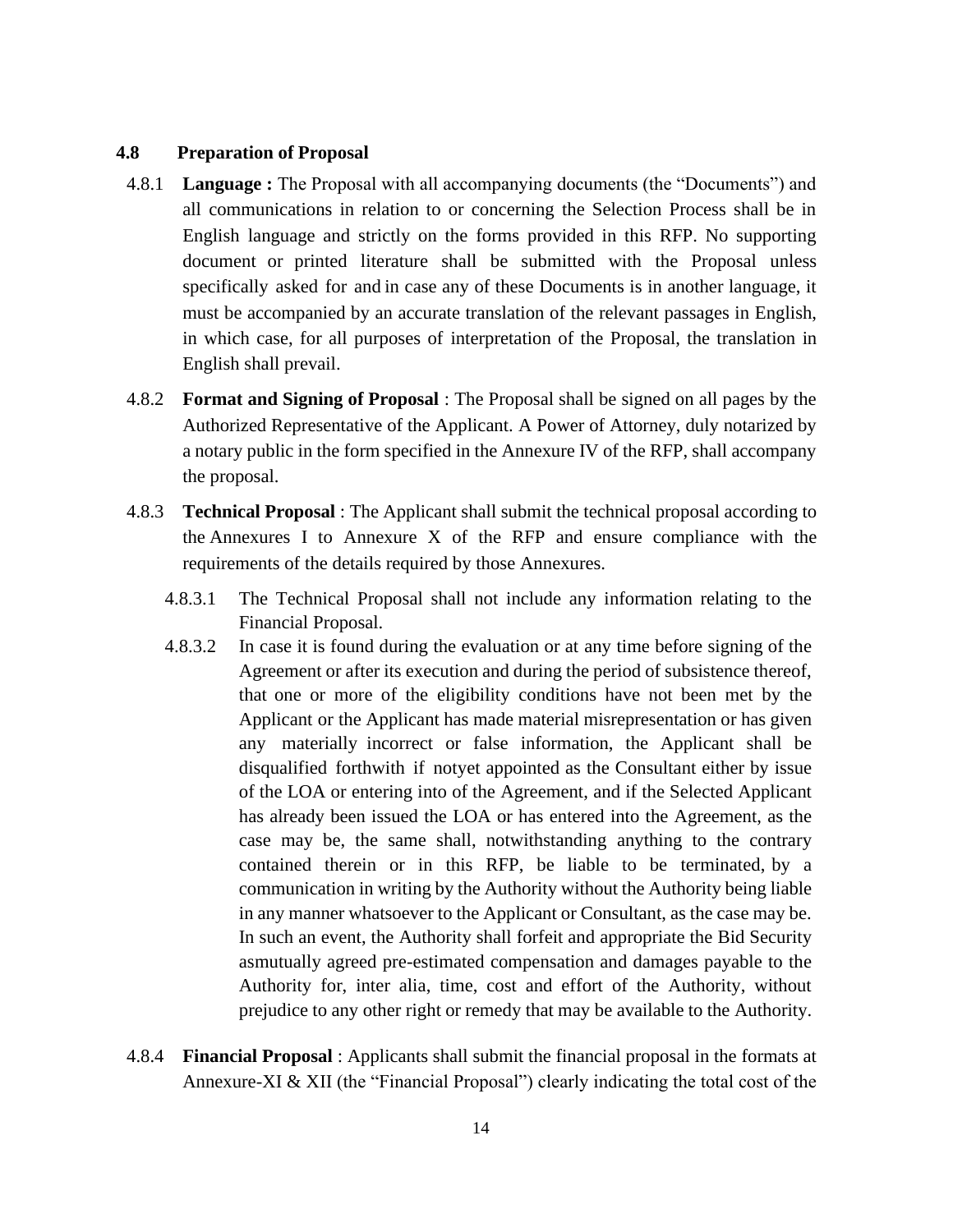### 4.8 Preparation of Proposal

4.8.1 **Language :** The Proposal with all accompanying documents (the "Documents") and all communications in relation to or concerning the Selection Process shall be in English language and strictly on the forms provided in this RFP. No supporting document or printed literature shall be submitted with the Proposal unless specifically asked for and in case any of these Documents is in another language, it must be accompanied by an accurate translation of the relevant passages in English, in which case, for all purposes of interpretation of the Proposal, the translation in English shall prevail.

4.8.2 **Format and Signing of Proposal** : The Proposal shall be signed on all pages by the Authorized Representative of the Applicant. A Power of Attorney, duly notarized by a notary public in the form specified in the Annexure IV of the RFP, shall accompany the proposal.

4.8.3 **Technical Proposal** : The Applicant shall submit the technical proposal according to the Annexures I to Annexure X of the RFP and ensure compliance with the requirements of the details required by those Annexures.

4.8.3.1 The Technical Proposal shall not include any information relating to the Financial Proposal.

4.8.3.2 In case it is found during the evaluation or at any time before signing of the Agreement or after its execution and during the period of subsistence thereof, that one or more of the eligibility conditions have not been met by the Applicant or the Applicant has made material misrepresentation or has given any materially incorrect or false information, the Applicant shall be disqualified forthwith if notyet appointed as the Consultant either by issue of the LOA or entering into of the Agreement, and if the Selected Applicant has already been issued the LOA or has entered into the Agreement, as the case may be, the same shall, notwithstanding anything to the contrary contained therein or in this RFP, be liable to be terminated, by a communication in writing by the Authority without the Authority being liable in any manner whatsoever to the Applicant or Consultant, as the case may be. In such an event, the Authority shall forfeit and appropriate the Bid Security asmutually agreed pre-estimated compensation and damages payable to the Authority for, inter alia, time, cost and effort of the Authority, without prejudice to any other right or remedy that may be available to the Authority.

4.8.4 **Financial Proposal** : Applicants shall submit the financial proposal in the formats at Annexure-XI & XII (the "Financial Proposal") clearly indicating the total cost of the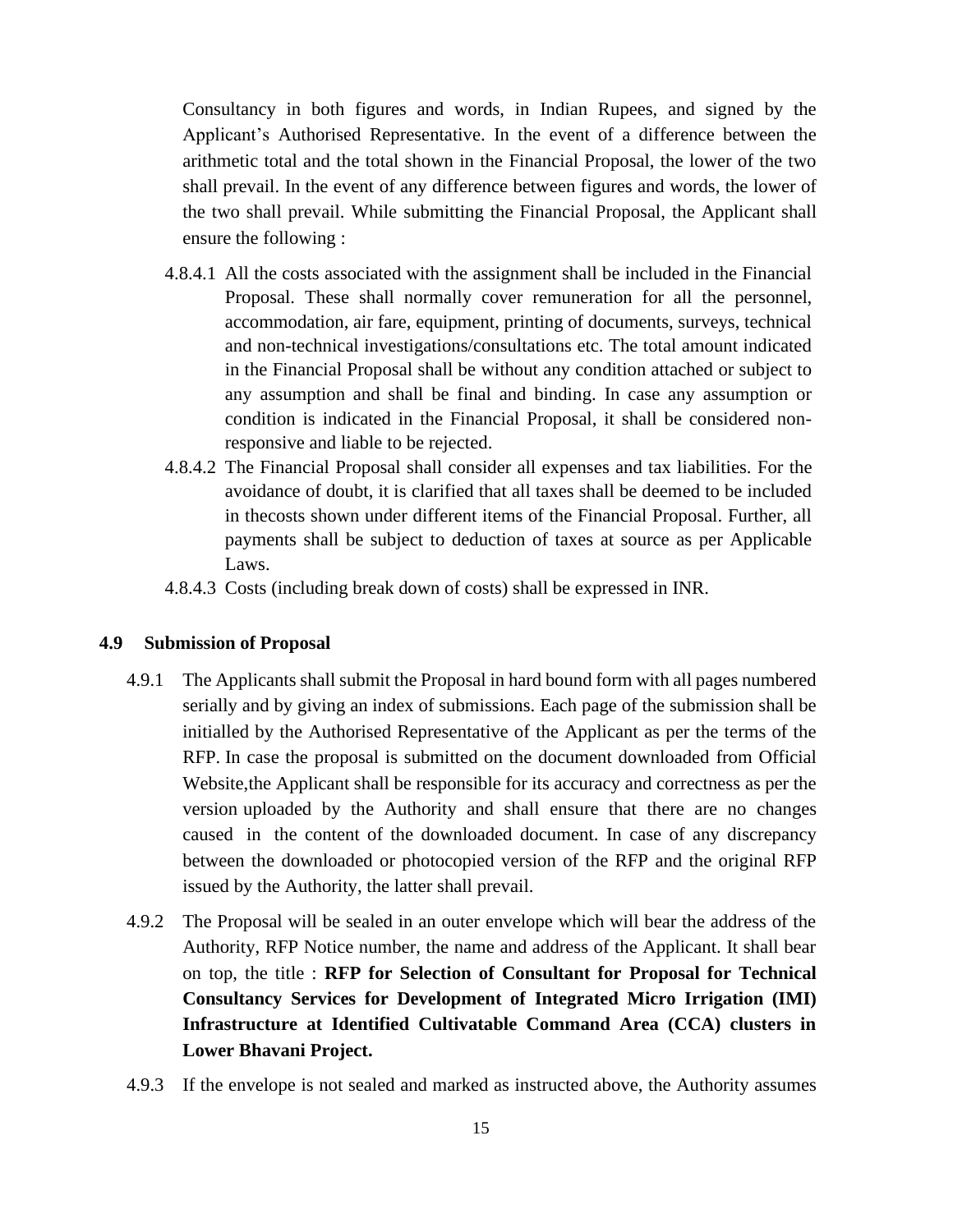Consultancy in both figures and words, in Indian Rupees, and signed by the Applicant's Authorised Representative. In the event of a difference between the arithmetic total and the total shown in the Financial Proposal, the lower of the two shall prevail. In the event of any difference between figures and words, the lower of the two shall prevail. While submitting the Financial Proposal, the Applicant shall ensure the following :

4.8.4.1 All the costs associated with the assignment shall be included in the Financial Proposal. These shall normally cover remuneration for all the personnel, accommodation, air fare, equipment, printing of documents, surveys, technical and non-technical investigations/consultations etc. The total amount indicated in the Financial Proposal shall be without any condition attached or subject to any assumption and shall be final and binding. In case any assumption or condition is indicated in the Financial Proposal, it shall be considered non-responsive and liable to be rejected.

4.8.4.2 The Financial Proposal shall consider all expenses and tax liabilities. For the avoidance of doubt, it is clarified that all taxes shall be deemed to be included in thecosts shown under different items of the Financial Proposal. Further, all payments shall be subject to deduction of taxes at source as per Applicable Laws.

4.8.4.3 Costs (including break down of costs) shall be expressed in INR.

**4.9 Submission of Proposal**

4.9.1 The Applicants shall submit the Proposal in hard bound form with all pages numbered serially and by giving an index of submissions. Each page of the submission shall be initialled by the Authorised Representative of the Applicant as per the terms of the RFP. In case the proposal is submitted on the document downloaded from Official Website,the Applicant shall be responsible for its accuracy and correctness as per the version uploaded by the Authority and shall ensure that there are no changes caused in the content of the downloaded document. In case of any discrepancy between the downloaded or photocopied version of the RFP and the original RFP issued by the Authority, the latter shall prevail.

4.9.2 The Proposal will be sealed in an outer envelope which will bear the address of the Authority, RFP Notice number, the name and address of the Applicant. It shall bear on top, the title : **RFP for Selection of Consultant for Proposal for Technical Consultancy Services for Development of Integrated Micro Irrigation (IMI) Infrastructure at Identified Cultivatable Command Area (CCA) clusters in Lower Bhavani Project.**

4.9.3 If the envelope is not sealed and marked as instructed above, the Authority assumes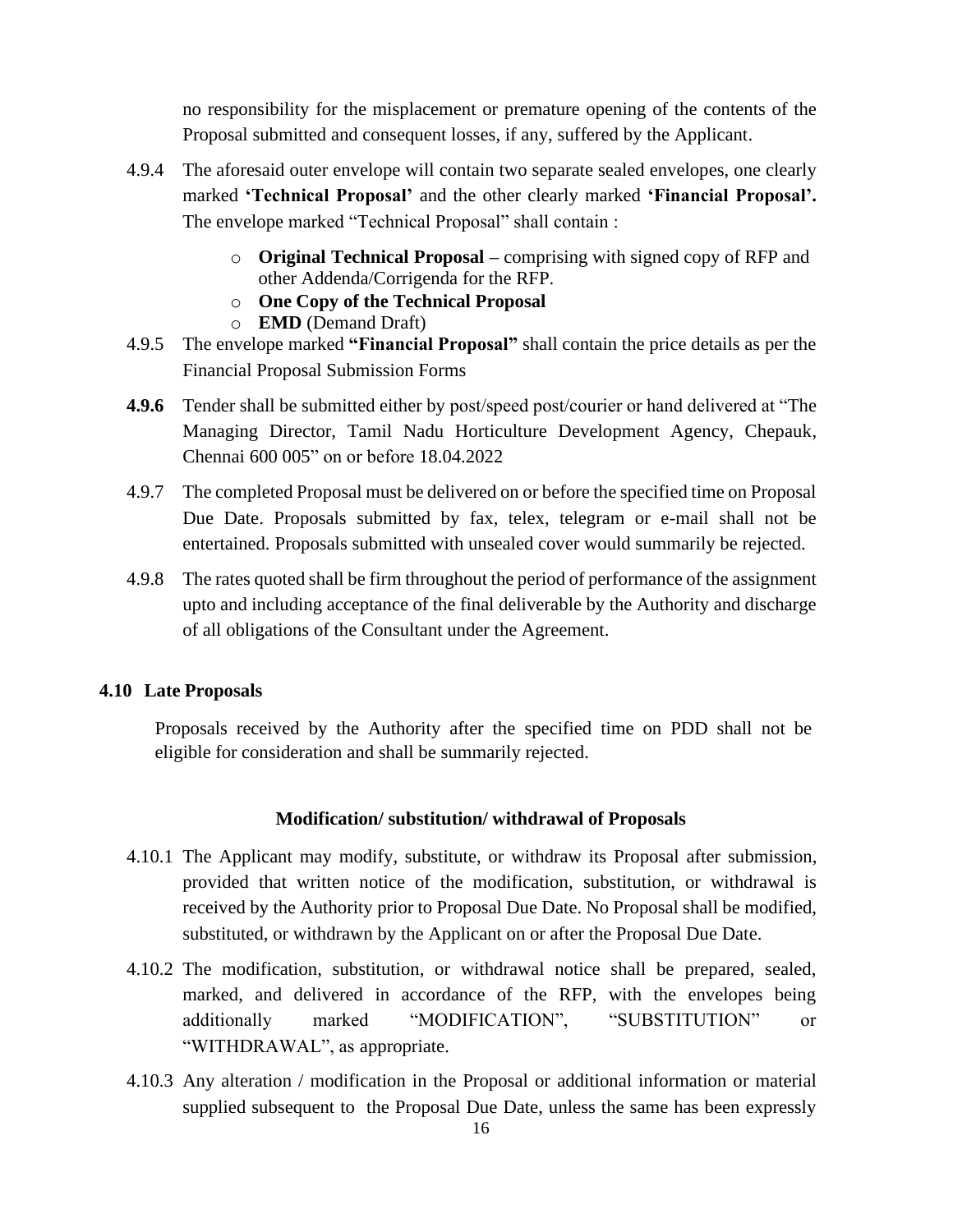no responsibility for the misplacement or premature opening of the contents of the Proposal submitted and consequent losses, if any, suffered by the Applicant.

4.9.4 The aforesaid outer envelope will contain two separate sealed envelopes, one clearly marked **'Technical Proposal'** and the other clearly marked **'Financial Proposal'.** The envelope marked "Technical Proposal" shall contain :

- **Original Technical Proposal –** comprising with signed copy of RFP and other Addenda/Corrigenda for the RFP.
- **One Copy of the Technical Proposal**
- **EMD** (Demand Draft)

4.9.5 The envelope marked **"Financial Proposal"** shall contain the price details as per the Financial Proposal Submission Forms

**4.9.6** Tender shall be submitted either by post/speed post/courier or hand delivered at "The Managing Director, Tamil Nadu Horticulture Development Agency, Chepauk, Chennai 600 005" on or before 18.04.2022

4.9.7 The completed Proposal must be delivered on or before the specified time on Proposal Due Date. Proposals submitted by fax, telex, telegram or e-mail shall not be entertained. Proposals submitted with unsealed cover would summarily be rejected.

4.9.8 The rates quoted shall be firm throughout the period of performance of the assignment upto and including acceptance of the final deliverable by the Authority and discharge of all obligations of the Consultant under the Agreement.

### 4.10 Late Proposals

Proposals received by the Authority after the specified time on PDD shall not be eligible for consideration and shall be summarily rejected.

#### Modification/ substitution/ withdrawal of Proposals

4.10.1 The Applicant may modify, substitute, or withdraw its Proposal after submission, provided that written notice of the modification, substitution, or withdrawal is received by the Authority prior to Proposal Due Date. No Proposal shall be modified, substituted, or withdrawn by the Applicant on or after the Proposal Due Date.

4.10.2 The modification, substitution, or withdrawal notice shall be prepared, sealed, marked, and delivered in accordance of the RFP, with the envelopes being additionally marked "MODIFICATION", "SUBSTITUTION" or "WITHDRAWAL", as appropriate.

4.10.3 Any alteration / modification in the Proposal or additional information or material supplied subsequent to the Proposal Due Date, unless the same has been expressly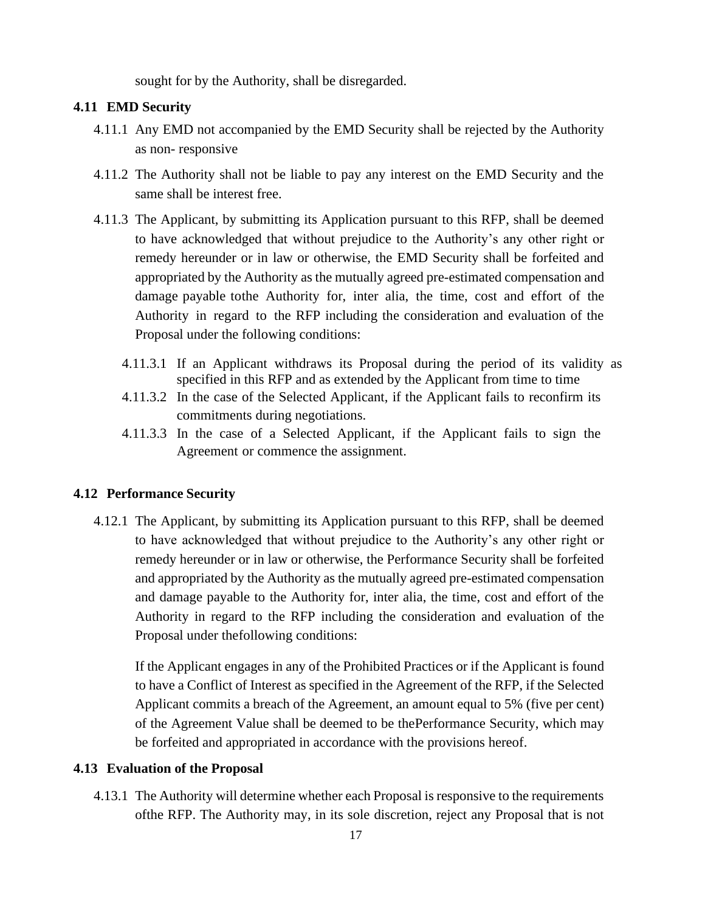sought for by the Authority, shall be disregarded.

### 4.11 EMD Security

4.11.1 Any EMD not accompanied by the EMD Security shall be rejected by the Authority as non- responsive

4.11.2 The Authority shall not be liable to pay any interest on the EMD Security and the same shall be interest free.

4.11.3 The Applicant, by submitting its Application pursuant to this RFP, shall be deemed to have acknowledged that without prejudice to the Authority's any other right or remedy hereunder or in law or otherwise, the EMD Security shall be forfeited and appropriated by the Authority as the mutually agreed pre-estimated compensation and damage payable tothe Authority for, inter alia, the time, cost and effort of the Authority in regard to the RFP including the consideration and evaluation of the Proposal under the following conditions:

4.11.3.1 If an Applicant withdraws its Proposal during the period of its validity as specified in this RFP and as extended by the Applicant from time to time

4.11.3.2 In the case of the Selected Applicant, if the Applicant fails to reconfirm its commitments during negotiations.

4.11.3.3 In the case of a Selected Applicant, if the Applicant fails to sign the Agreement or commence the assignment.

### 4.12 Performance Security

4.12.1 The Applicant, by submitting its Application pursuant to this RFP, shall be deemed to have acknowledged that without prejudice to the Authority's any other right or remedy hereunder or in law or otherwise, the Performance Security shall be forfeited and appropriated by the Authority as the mutually agreed pre-estimated compensation and damage payable to the Authority for, inter alia, the time, cost and effort of the Authority in regard to the RFP including the consideration and evaluation of the Proposal under thefollowing conditions:

If the Applicant engages in any of the Prohibited Practices or if the Applicant is found to have a Conflict of Interest as specified in the Agreement of the RFP, if the Selected Applicant commits a breach of the Agreement, an amount equal to 5% (five per cent) of the Agreement Value shall be deemed to be thePerformance Security, which may be forfeited and appropriated in accordance with the provisions hereof.

### 4.13 Evaluation of the Proposal

4.13.1 The Authority will determine whether each Proposal is responsive to the requirements ofthe RFP. The Authority may, in its sole discretion, reject any Proposal that is not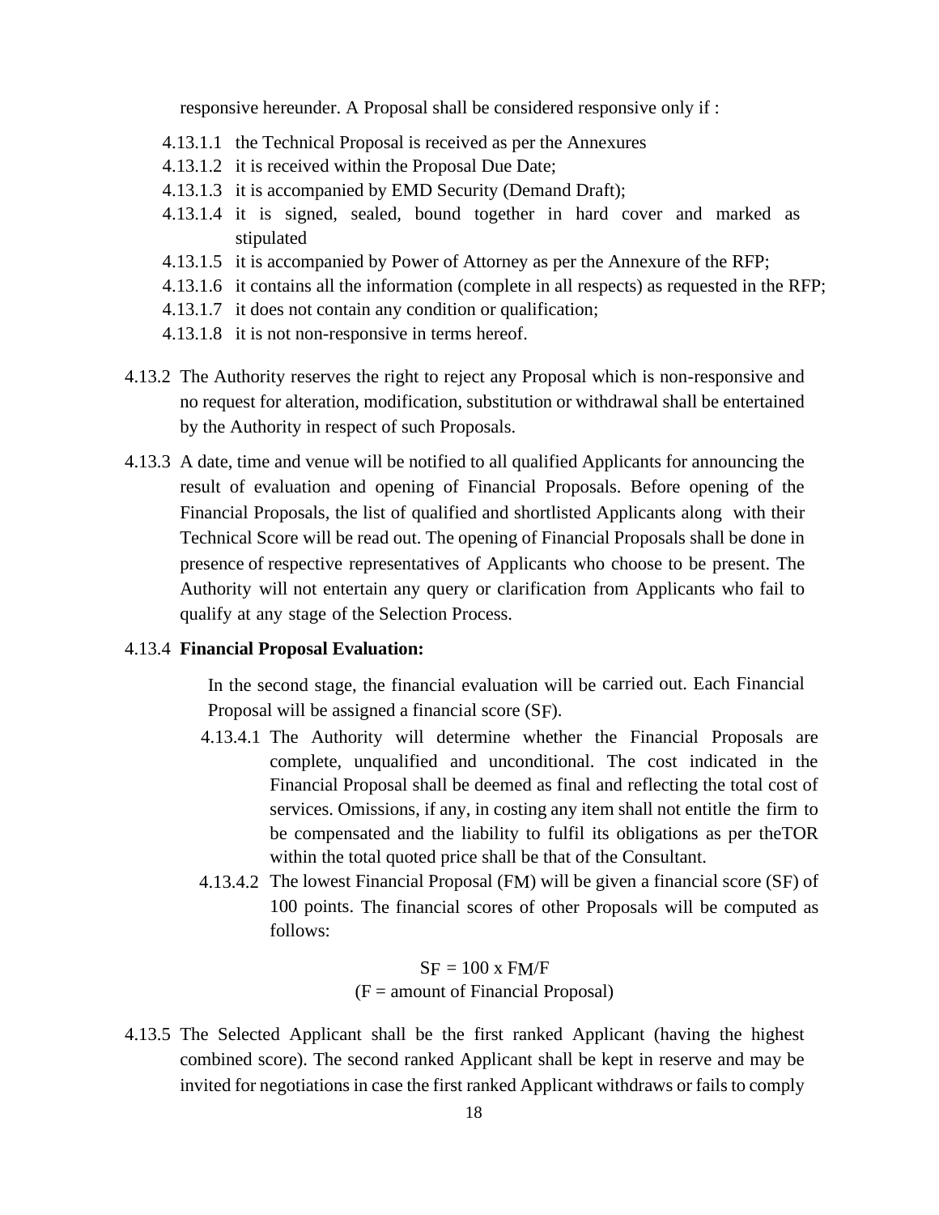responsive hereunder. A Proposal shall be considered responsive only if :

4.13.1.1 the Technical Proposal is received as per the Annexures

4.13.1.2 it is received within the Proposal Due Date;

4.13.1.3 it is accompanied by EMD Security (Demand Draft);

4.13.1.4 it is signed, sealed, bound together in hard cover and marked as stipulated

4.13.1.5 it is accompanied by Power of Attorney as per the Annexure of the RFP;

4.13.1.6 it contains all the information (complete in all respects) as requested in the RFP;

4.13.1.7 it does not contain any condition or qualification;

4.13.1.8 it is not non-responsive in terms hereof.

4.13.2 The Authority reserves the right to reject any Proposal which is non-responsive and no request for alteration, modification, substitution or withdrawal shall be entertained by the Authority in respect of such Proposals.

4.13.3 A date, time and venue will be notified to all qualified Applicants for announcing the result of evaluation and opening of Financial Proposals. Before opening of the Financial Proposals, the list of qualified and shortlisted Applicants along with their Technical Score will be read out. The opening of Financial Proposals shall be done in presence of respective representatives of Applicants who choose to be present. The Authority will not entertain any query or clarification from Applicants who fail to qualify at any stage of the Selection Process.

4.13.4 **Financial Proposal Evaluation:**

In the second stage, the financial evaluation will be carried out. Each Financial Proposal will be assigned a financial score ($S_F$).

4.13.4.1 The Authority will determine whether the Financial Proposals are complete, unqualified and unconditional. The cost indicated in the Financial Proposal shall be deemed as final and reflecting the total cost of services. Omissions, if any, in costing any item shall not entitle the firm to be compensated and the liability to fulfil its obligations as per theTOR within the total quoted price shall be that of the Consultant.

4.13.4.2 The lowest Financial Proposal ($F_M$) will be given a financial score ($S_F$) of 100 points. The financial scores of other Proposals will be computed as follows:

$$S_F = 100 \times F_M/F$$

(F = amount of Financial Proposal)

4.13.5 The Selected Applicant shall be the first ranked Applicant (having the highest combined score). The second ranked Applicant shall be kept in reserve and may be invited for negotiations in case the first ranked Applicant withdraws or fails to comply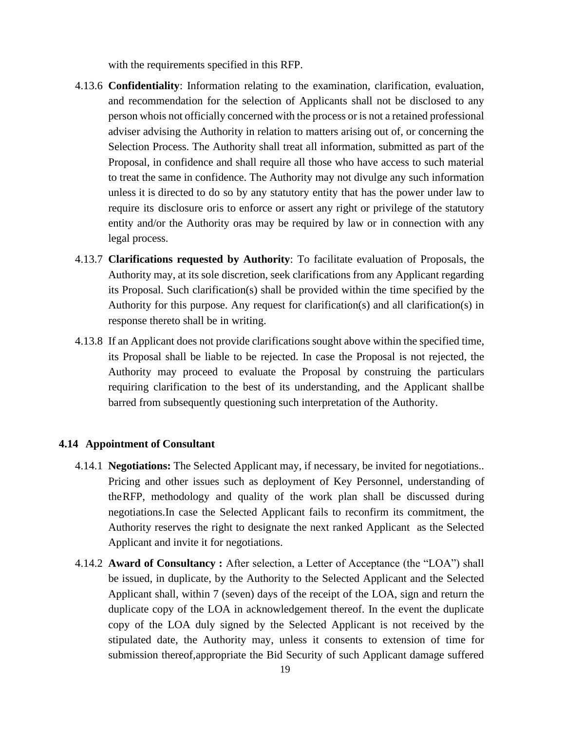with the requirements specified in this RFP.

4.13.6 **Confidentiality**: Information relating to the examination, clarification, evaluation, and recommendation for the selection of Applicants shall not be disclosed to any person whois not officially concerned with the process or is not a retained professional adviser advising the Authority in relation to matters arising out of, or concerning the Selection Process. The Authority shall treat all information, submitted as part of the Proposal, in confidence and shall require all those who have access to such material to treat the same in confidence. The Authority may not divulge any such information unless it is directed to do so by any statutory entity that has the power under law to require its disclosure oris to enforce or assert any right or privilege of the statutory entity and/or the Authority oras may be required by law or in connection with any legal process.

4.13.7 **Clarifications requested by Authority**: To facilitate evaluation of Proposals, the Authority may, at its sole discretion, seek clarifications from any Applicant regarding its Proposal. Such clarification(s) shall be provided within the time specified by the Authority for this purpose. Any request for clarification(s) and all clarification(s) in response thereto shall be in writing.

4.13.8 If an Applicant does not provide clarifications sought above within the specified time, its Proposal shall be liable to be rejected. In case the Proposal is not rejected, the Authority may proceed to evaluate the Proposal by construing the particulars requiring clarification to the best of its understanding, and the Applicant shallbe barred from subsequently questioning such interpretation of the Authority.

### 4.14 Appointment of Consultant

4.14.1 **Negotiations:** The Selected Applicant may, if necessary, be invited for negotiations.. Pricing and other issues such as deployment of Key Personnel, understanding of theRFP, methodology and quality of the work plan shall be discussed during negotiations.In case the Selected Applicant fails to reconfirm its commitment, the Authority reserves the right to designate the next ranked Applicant as the Selected Applicant and invite it for negotiations.

4.14.2 **Award of Consultancy :** After selection, a Letter of Acceptance (the "LOA") shall be issued, in duplicate, by the Authority to the Selected Applicant and the Selected Applicant shall, within 7 (seven) days of the receipt of the LOA, sign and return the duplicate copy of the LOA in acknowledgement thereof. In the event the duplicate copy of the LOA duly signed by the Selected Applicant is not received by the stipulated date, the Authority may, unless it consents to extension of time for submission thereof,appropriate the Bid Security of such Applicant damage suffered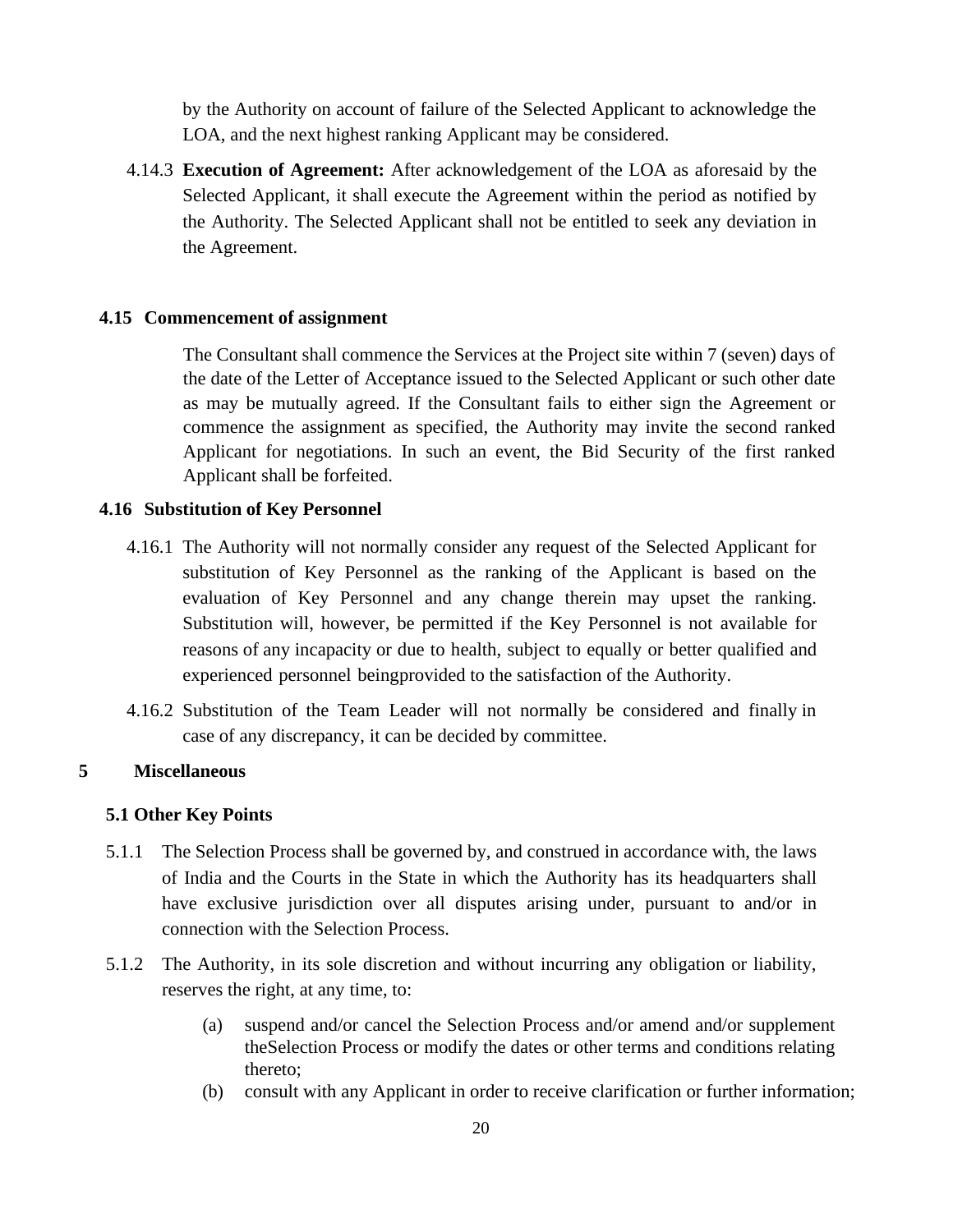by the Authority on account of failure of the Selected Applicant to acknowledge the LOA, and the next highest ranking Applicant may be considered.

4.14.3 **Execution of Agreement:** After acknowledgement of the LOA as aforesaid by the Selected Applicant, it shall execute the Agreement within the period as notified by the Authority. The Selected Applicant shall not be entitled to seek any deviation in the Agreement.

### 4.15 Commencement of assignment

The Consultant shall commence the Services at the Project site within 7 (seven) days of the date of the Letter of Acceptance issued to the Selected Applicant or such other date as may be mutually agreed. If the Consultant fails to either sign the Agreement or commence the assignment as specified, the Authority may invite the second ranked Applicant for negotiations. In such an event, the Bid Security of the first ranked Applicant shall be forfeited.

### 4.16 Substitution of Key Personnel

4.16.1 The Authority will not normally consider any request of the Selected Applicant for substitution of Key Personnel as the ranking of the Applicant is based on the evaluation of Key Personnel and any change therein may upset the ranking. Substitution will, however, be permitted if the Key Personnel is not available for reasons of any incapacity or due to health, subject to equally or better qualified and experienced personnel beingprovided to the satisfaction of the Authority.

4.16.2 Substitution of the Team Leader will not normally be considered and finally in case of any discrepancy, it can be decided by committee.

## 5 Miscellaneous

### 5.1 Other Key Points

5.1.1 The Selection Process shall be governed by, and construed in accordance with, the laws of India and the Courts in the State in which the Authority has its headquarters shall have exclusive jurisdiction over all disputes arising under, pursuant to and/or in connection with the Selection Process.

5.1.2 The Authority, in its sole discretion and without incurring any obligation or liability, reserves the right, at any time, to:

(a) suspend and/or cancel the Selection Process and/or amend and/or supplement theSelection Process or modify the dates or other terms and conditions relating thereto;

(b) consult with any Applicant in order to receive clarification or further information;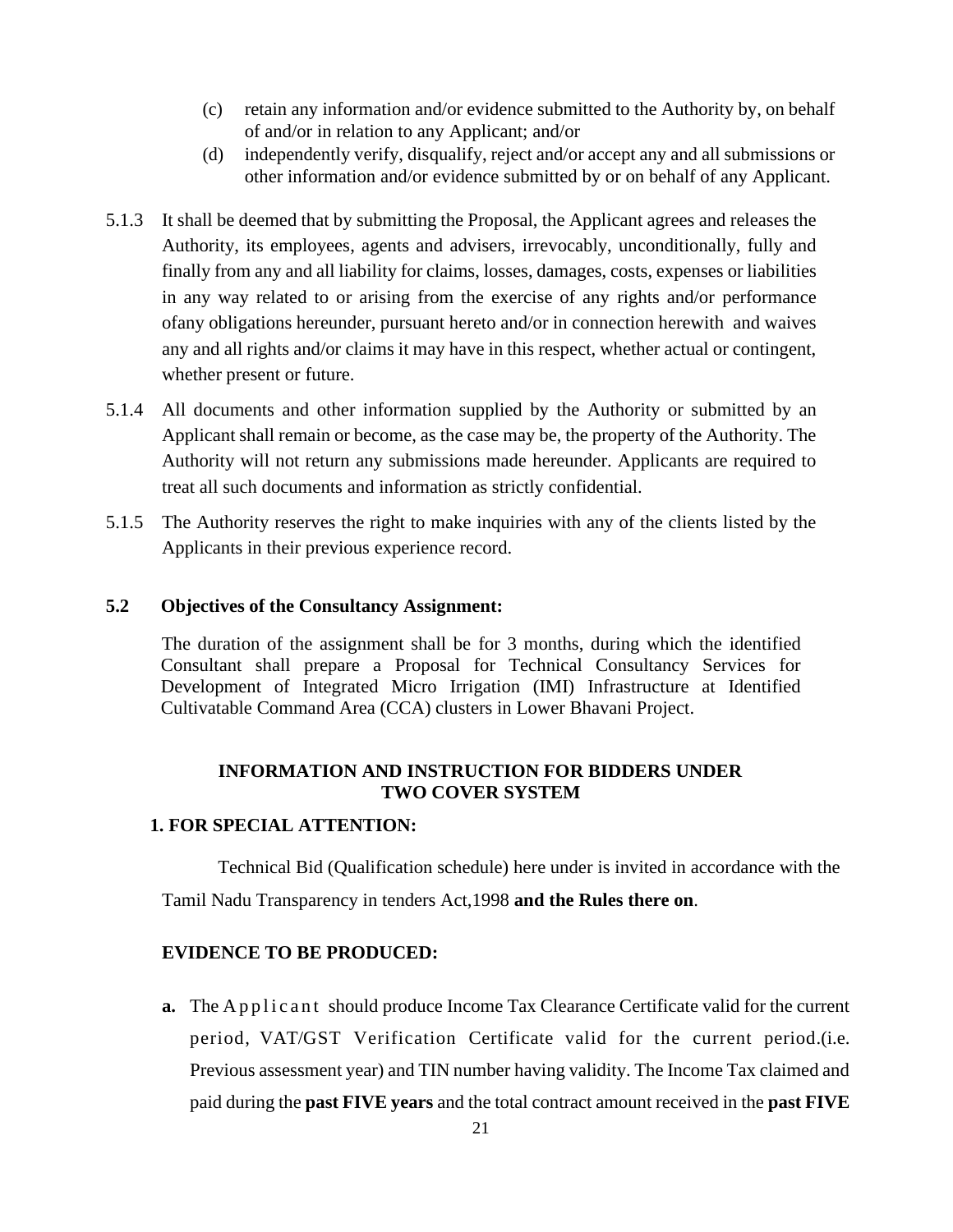(c) retain any information and/or evidence submitted to the Authority by, on behalf of and/or in relation to any Applicant; and/or

(d) independently verify, disqualify, reject and/or accept any and all submissions or other information and/or evidence submitted by or on behalf of any Applicant.

5.1.3 It shall be deemed that by submitting the Proposal, the Applicant agrees and releases the Authority, its employees, agents and advisers, irrevocably, unconditionally, fully and finally from any and all liability for claims, losses, damages, costs, expenses or liabilities in any way related to or arising from the exercise of any rights and/or performance ofany obligations hereunder, pursuant hereto and/or in connection herewith and waives any and all rights and/or claims it may have in this respect, whether actual or contingent, whether present or future.

5.1.4 All documents and other information supplied by the Authority or submitted by an Applicant shall remain or become, as the case may be, the property of the Authority. The Authority will not return any submissions made hereunder. Applicants are required to treat all such documents and information as strictly confidential.

5.1.5 The Authority reserves the right to make inquiries with any of the clients listed by the Applicants in their previous experience record.

**5.2 Objectives of the Consultancy Assignment:**

The duration of the assignment shall be for 3 months, during which the identified Consultant shall prepare a Proposal for Technical Consultancy Services for Development of Integrated Micro Irrigation (IMI) Infrastructure at Identified Cultivatable Command Area (CCA) clusters in Lower Bhavani Project.

## INFORMATION AND INSTRUCTION FOR BIDDERS UNDER TWO COVER SYSTEM

### 1. FOR SPECIAL ATTENTION:

Technical Bid (Qualification schedule) here under is invited in accordance with the Tamil Nadu Transparency in tenders Act,1998 **and the Rules there on**.

### EVIDENCE TO BE PRODUCED:

**a.** The Applicant should produce Income Tax Clearance Certificate valid for the current period, VAT/GST Verification Certificate valid for the current period.(i.e. Previous assessment year) and TIN number having validity. The Income Tax claimed and paid during the **past FIVE years** and the total contract amount received in the **past FIVE**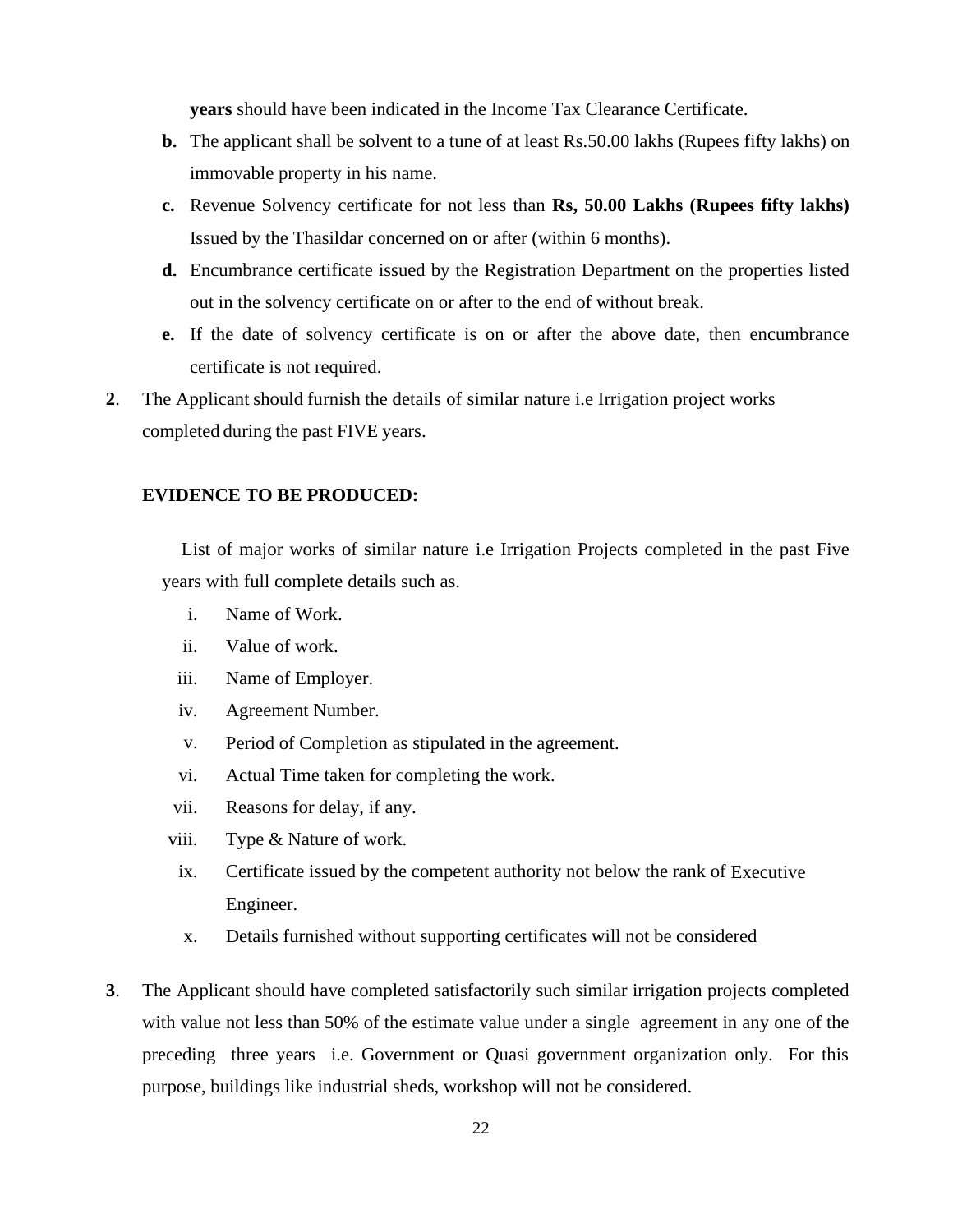**years** should have been indicated in the Income Tax Clearance Certificate.

**b.** The applicant shall be solvent to a tune of at least Rs.50.00 lakhs (Rupees fifty lakhs) on immovable property in his name.

**c.** Revenue Solvency certificate for not less than **Rs, 50.00 Lakhs (Rupees fifty lakhs)** Issued by the Thasildar concerned on or after (within 6 months).

**d.** Encumbrance certificate issued by the Registration Department on the properties listed out in the solvency certificate on or after to the end of without break.

**e.** If the date of solvency certificate is on or after the above date, then encumbrance certificate is not required.

**2**. The Applicant should furnish the details of similar nature i.e Irrigation project works completed during the past FIVE years.

**EVIDENCE TO BE PRODUCED:**

List of major works of similar nature i.e Irrigation Projects completed in the past Five years with full complete details such as.

i. Name of Work.
ii. Value of work.
iii. Name of Employer.
iv. Agreement Number.
v. Period of Completion as stipulated in the agreement.
vi. Actual Time taken for completing the work.
vii. Reasons for delay, if any.
viii. Type & Nature of work.
ix. Certificate issued by the competent authority not below the rank of Executive Engineer.
x. Details furnished without supporting certificates will not be considered

**3**. The Applicant should have completed satisfactorily such similar irrigation projects completed with value not less than 50% of the estimate value under a single agreement in any one of the preceding three years i.e. Government or Quasi government organization only. For this purpose, buildings like industrial sheds, workshop will not be considered.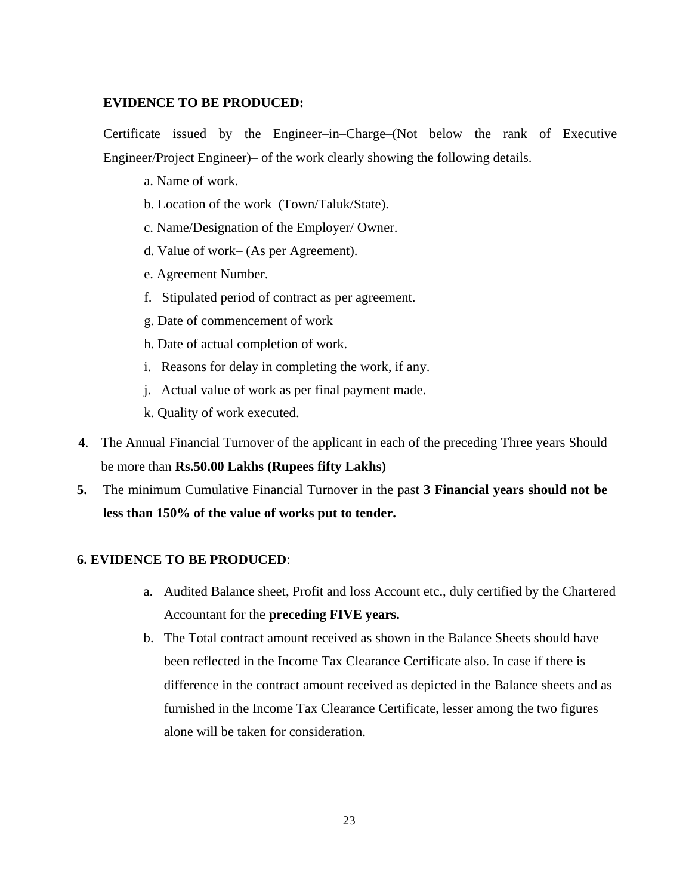**EVIDENCE TO BE PRODUCED:**

Certificate issued by the Engineer–in–Charge–(Not below the rank of Executive Engineer/Project Engineer)– of the work clearly showing the following details.

a. Name of work.

b. Location of the work–(Town/Taluk/State).

c. Name/Designation of the Employer/ Owner.

d. Value of work– (As per Agreement).

e. Agreement Number.

f. Stipulated period of contract as per agreement.

g. Date of commencement of work

h. Date of actual completion of work.

i. Reasons for delay in completing the work, if any.

j. Actual value of work as per final payment made.

k. Quality of work executed.

**4**. The Annual Financial Turnover of the applicant in each of the preceding Three years Should be more than **Rs.50.00 Lakhs (Rupees fifty Lakhs)**

**5.** The minimum Cumulative Financial Turnover in the past **3 Financial years should not be less than 150% of the value of works put to tender.**

**6. EVIDENCE TO BE PRODUCED**:

a. Audited Balance sheet, Profit and loss Account etc., duly certified by the Chartered Accountant for the **preceding FIVE years.**

b. The Total contract amount received as shown in the Balance Sheets should have been reflected in the Income Tax Clearance Certificate also. In case if there is difference in the contract amount received as depicted in the Balance sheets and as furnished in the Income Tax Clearance Certificate, lesser among the two figures alone will be taken for consideration.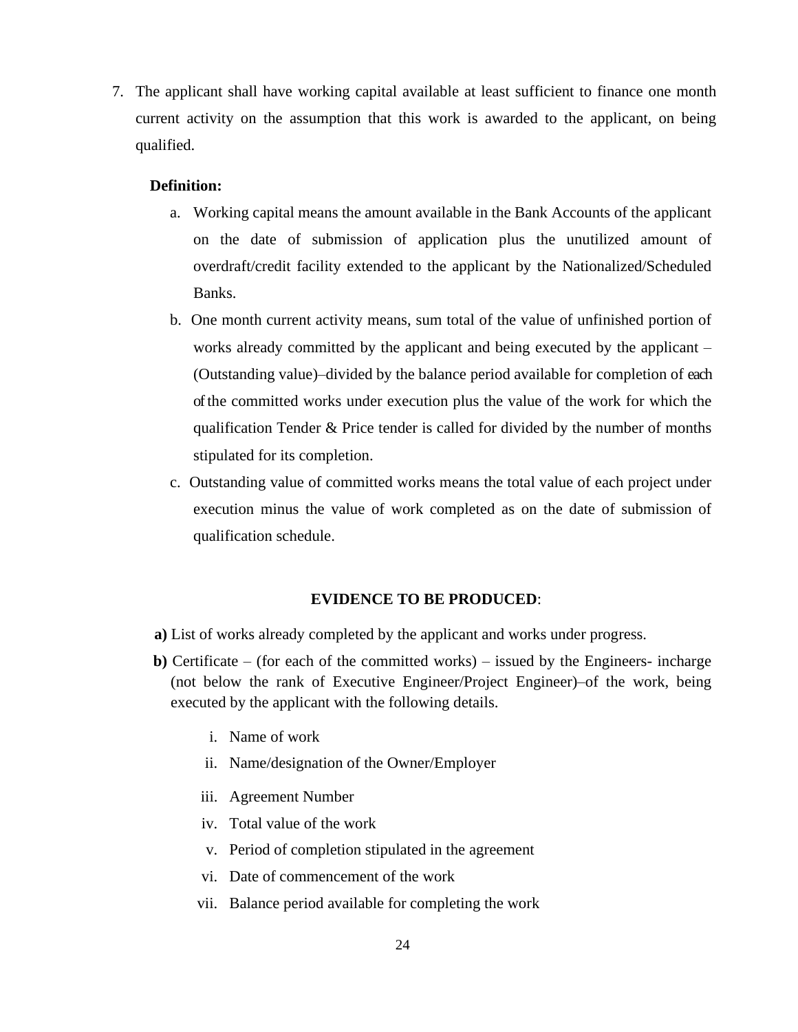7. The applicant shall have working capital available at least sufficient to finance one month current activity on the assumption that this work is awarded to the applicant, on being qualified.

   **Definition:**

   a. Working capital means the amount available in the Bank Accounts of the applicant on the date of submission of application plus the unutilized amount of overdraft/credit facility extended to the applicant by the Nationalized/Scheduled Banks.

   b. One month current activity means, sum total of the value of unfinished portion of works already committed by the applicant and being executed by the applicant – (Outstanding value)–divided by the balance period available for completion of each of the committed works under execution plus the value of the work for which the qualification Tender & Price tender is called for divided by the number of months stipulated for its completion.

   c. Outstanding value of committed works means the total value of each project under execution minus the value of work completed as on the date of submission of qualification schedule.

**EVIDENCE TO BE PRODUCED**:

**a)** List of works already completed by the applicant and works under progress.

**b)** Certificate – (for each of the committed works) – issued by the Engineers- incharge (not below the rank of Executive Engineer/Project Engineer)–of the work, being executed by the applicant with the following details.

   i. Name of work
   ii. Name/designation of the Owner/Employer
   iii. Agreement Number
   iv. Total value of the work
   v. Period of completion stipulated in the agreement
   vi. Date of commencement of the work
   vii. Balance period available for completing the work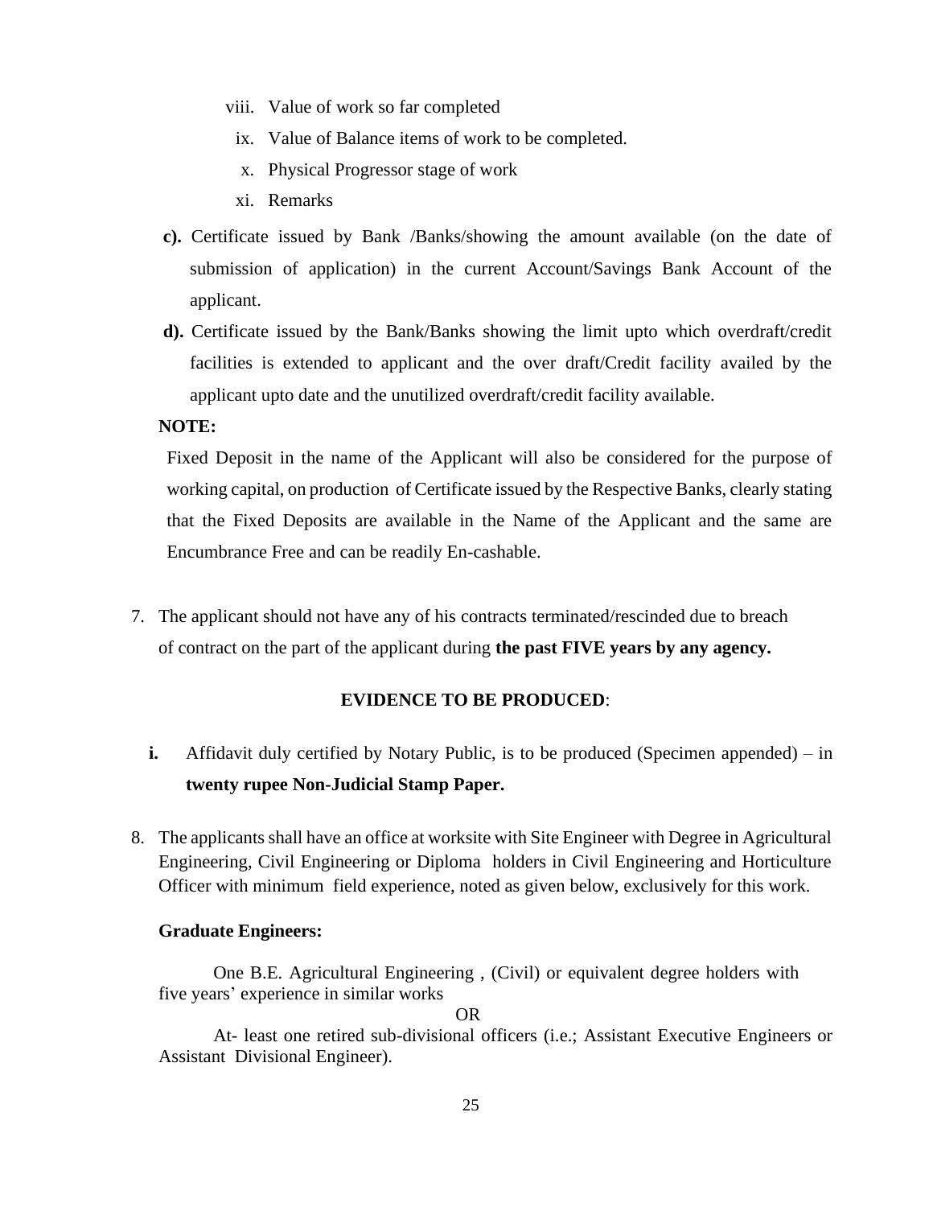viii. Value of work so far completed

ix. Value of Balance items of work to be completed.

x. Physical Progressor stage of work

xi. Remarks

**c).** Certificate issued by Bank /Banks/showing the amount available (on the date of submission of application) in the current Account/Savings Bank Account of the applicant.

**d).** Certificate issued by the Bank/Banks showing the limit upto which overdraft/credit facilities is extended to applicant and the over draft/Credit facility availed by the applicant upto date and the unutilized overdraft/credit facility available.

**NOTE:**

Fixed Deposit in the name of the Applicant will also be considered for the purpose of working capital, on production of Certificate issued by the Respective Banks, clearly stating that the Fixed Deposits are available in the Name of the Applicant and the same are Encumbrance Free and can be readily En-cashable.

7. The applicant should not have any of his contracts terminated/rescinded due to breach of contract on the part of the applicant during **the past FIVE years by any agency.**

**EVIDENCE TO BE PRODUCED**:

**i.** Affidavit duly certified by Notary Public, is to be produced (Specimen appended) – in **twenty rupee Non-Judicial Stamp Paper.**

8. The applicants shall have an office at worksite with Site Engineer with Degree in Agricultural Engineering, Civil Engineering or Diploma holders in Civil Engineering and Horticulture Officer with minimum field experience, noted as given below, exclusively for this work.

**Graduate Engineers:**

One B.E. Agricultural Engineering , (Civil) or equivalent degree holders with five years' experience in similar works

OR

At- least one retired sub-divisional officers (i.e.; Assistant Executive Engineers or Assistant Divisional Engineer).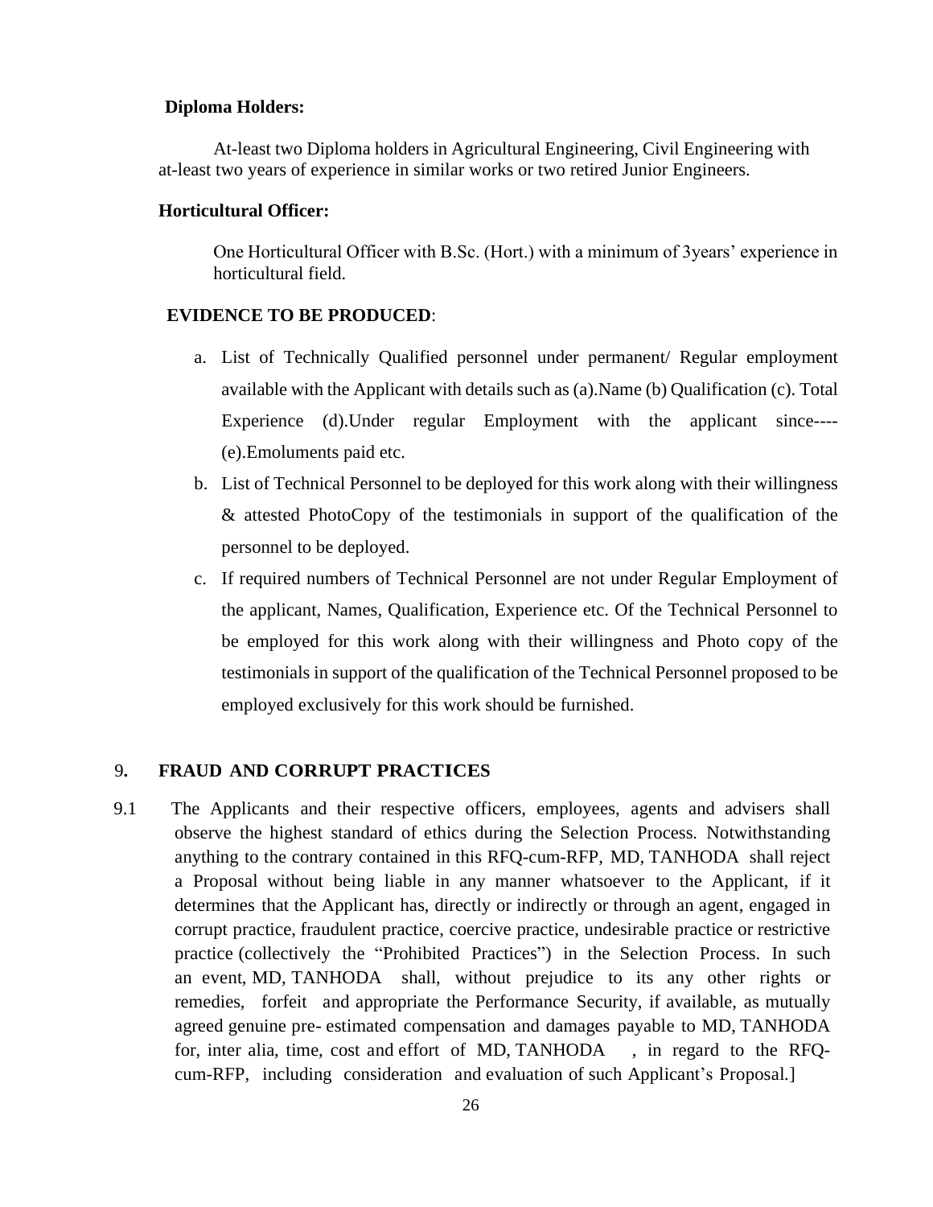**Diploma Holders:**

At-least two Diploma holders in Agricultural Engineering, Civil Engineering with at-least two years of experience in similar works or two retired Junior Engineers.

**Horticultural Officer:**

One Horticultural Officer with B.Sc. (Hort.) with a minimum of 3years' experience in horticultural field.

**EVIDENCE TO BE PRODUCED**:

a. List of Technically Qualified personnel under permanent/ Regular employment available with the Applicant with details such as (a).Name (b) Qualification (c). Total Experience (d).Under regular Employment with the applicant since---- (e).Emoluments paid etc.
b. List of Technical Personnel to be deployed for this work along with their willingness & attested PhotoCopy of the testimonials in support of the qualification of the personnel to be deployed.
c. If required numbers of Technical Personnel are not under Regular Employment of the applicant, Names, Qualification, Experience etc. Of the Technical Personnel to be employed for this work along with their willingness and Photo copy of the testimonials in support of the qualification of the Technical Personnel proposed to be employed exclusively for this work should be furnished.

## 9. FRAUD AND CORRUPT PRACTICES

9.1 The Applicants and their respective officers, employees, agents and advisers shall observe the highest standard of ethics during the Selection Process. Notwithstanding anything to the contrary contained in this RFQ-cum-RFP, MD, TANHODA shall reject a Proposal without being liable in any manner whatsoever to the Applicant, if it determines that the Applicant has, directly or indirectly or through an agent, engaged in corrupt practice, fraudulent practice, coercive practice, undesirable practice or restrictive practice (collectively the "Prohibited Practices") in the Selection Process. In such an event, MD, TANHODA shall, without prejudice to its any other rights or remedies, forfeit and appropriate the Performance Security, if available, as mutually agreed genuine pre- estimated compensation and damages payable to MD, TANHODA for, inter alia, time, cost and effort of MD, TANHODA , in regard to the RFQ-cum-RFP, including consideration and evaluation of such Applicant's Proposal.]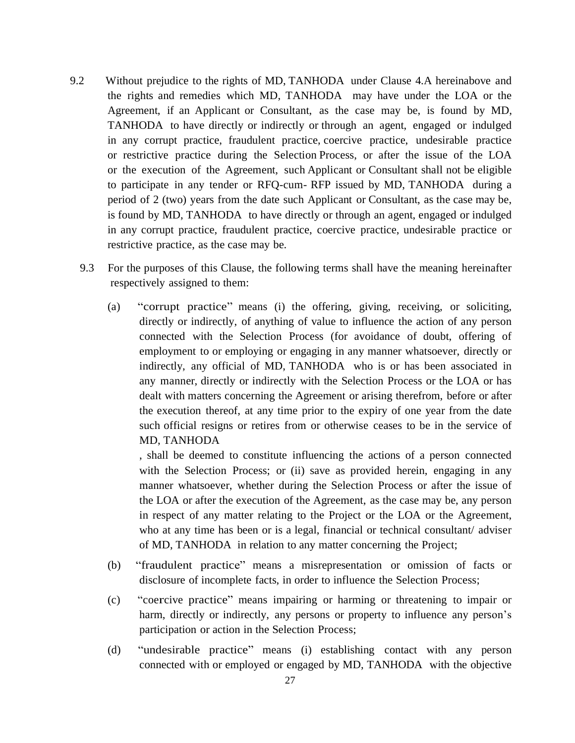9.2 Without prejudice to the rights of MD, TANHODA under Clause 4.A hereinabove and the rights and remedies which MD, TANHODA may have under the LOA or the Agreement, if an Applicant or Consultant, as the case may be, is found by MD, TANHODA to have directly or indirectly or through an agent, engaged or indulged in any corrupt practice, fraudulent practice, coercive practice, undesirable practice or restrictive practice during the Selection Process, or after the issue of the LOA or the execution of the Agreement, such Applicant or Consultant shall not be eligible to participate in any tender or RFQ-cum- RFP issued by MD, TANHODA during a period of 2 (two) years from the date such Applicant or Consultant, as the case may be, is found by MD, TANHODA to have directly or through an agent, engaged or indulged in any corrupt practice, fraudulent practice, coercive practice, undesirable practice or restrictive practice, as the case may be.

9.3 For the purposes of this Clause, the following terms shall have the meaning hereinafter respectively assigned to them:

(a) "corrupt practice" means (i) the offering, giving, receiving, or soliciting, directly or indirectly, of anything of value to influence the action of any person connected with the Selection Process (for avoidance of doubt, offering of employment to or employing or engaging in any manner whatsoever, directly or indirectly, any official of MD, TANHODA who is or has been associated in any manner, directly or indirectly with the Selection Process or the LOA or has dealt with matters concerning the Agreement or arising therefrom, before or after the execution thereof, at any time prior to the expiry of one year from the date such official resigns or retires from or otherwise ceases to be in the service of MD, TANHODA
, shall be deemed to constitute influencing the actions of a person connected with the Selection Process; or (ii) save as provided herein, engaging in any manner whatsoever, whether during the Selection Process or after the issue of the LOA or after the execution of the Agreement, as the case may be, any person in respect of any matter relating to the Project or the LOA or the Agreement, who at any time has been or is a legal, financial or technical consultant/ adviser of MD, TANHODA in relation to any matter concerning the Project;

(b) "fraudulent practice" means a misrepresentation or omission of facts or disclosure of incomplete facts, in order to influence the Selection Process;

(c) "coercive practice" means impairing or harming or threatening to impair or harm, directly or indirectly, any persons or property to influence any person's participation or action in the Selection Process;

(d) "undesirable practice" means (i) establishing contact with any person connected with or employed or engaged by MD, TANHODA with the objective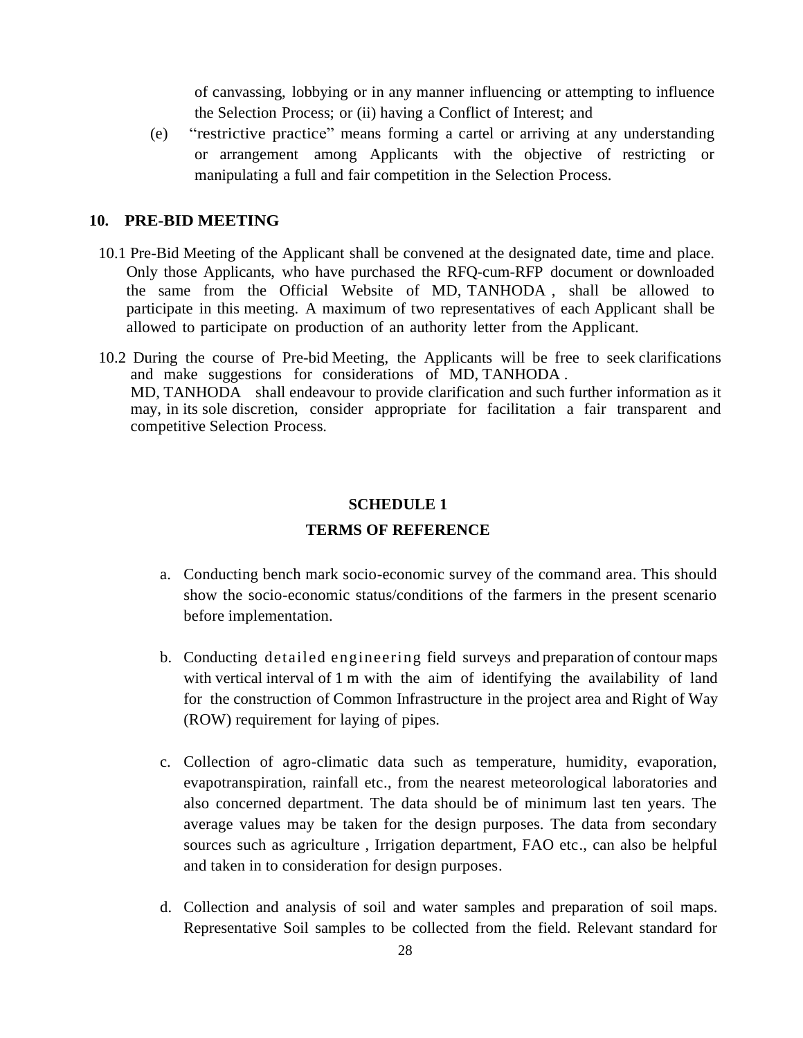of canvassing, lobbying or in any manner influencing or attempting to influence the Selection Process; or (ii) having a Conflict of Interest; and

(e) "restrictive practice" means forming a cartel or arriving at any understanding or arrangement among Applicants with the objective of restricting or manipulating a full and fair competition in the Selection Process.

## 10. PRE-BID MEETING

10.1 Pre-Bid Meeting of the Applicant shall be convened at the designated date, time and place. Only those Applicants, who have purchased the RFQ-cum-RFP document or downloaded the same from the Official Website of MD, TANHODA , shall be allowed to participate in this meeting. A maximum of two representatives of each Applicant shall be allowed to participate on production of an authority letter from the Applicant.

10.2 During the course of Pre-bid Meeting, the Applicants will be free to seek clarifications and make suggestions for considerations of MD, TANHODA . MD, TANHODA shall endeavour to provide clarification and such further information as it may, in its sole discretion, consider appropriate for facilitation a fair transparent and competitive Selection Process.

## SCHEDULE 1

## TERMS OF REFERENCE

a. Conducting bench mark socio-economic survey of the command area. This should show the socio-economic status/conditions of the farmers in the present scenario before implementation.

b. Conducting detailed engineering field surveys and preparation of contour maps with vertical interval of 1 m with the aim of identifying the availability of land for the construction of Common Infrastructure in the project area and Right of Way (ROW) requirement for laying of pipes.

c. Collection of agro-climatic data such as temperature, humidity, evaporation, evapotranspiration, rainfall etc., from the nearest meteorological laboratories and also concerned department. The data should be of minimum last ten years. The average values may be taken for the design purposes. The data from secondary sources such as agriculture , Irrigation department, FAO etc., can also be helpful and taken in to consideration for design purposes.

d. Collection and analysis of soil and water samples and preparation of soil maps. Representative Soil samples to be collected from the field. Relevant standard for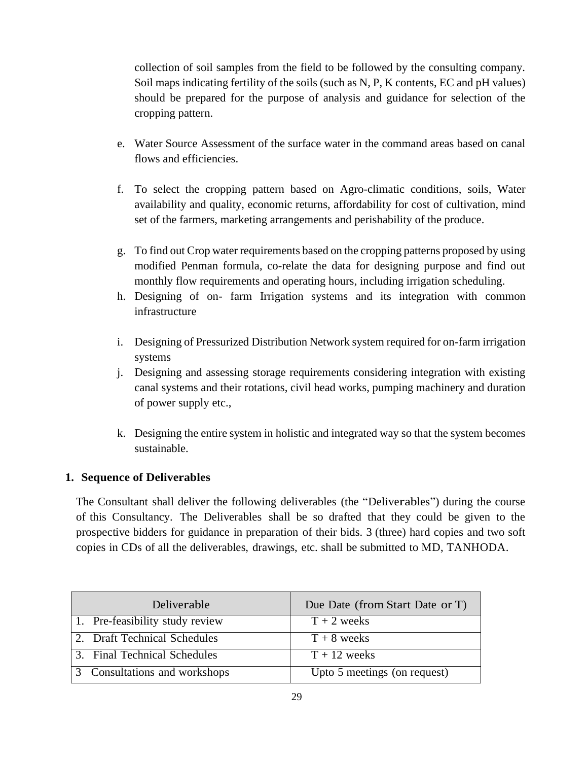collection of soil samples from the field to be followed by the consulting company. Soil maps indicating fertility of the soils (such as N, P, K contents, EC and pH values) should be prepared for the purpose of analysis and guidance for selection of the cropping pattern.

e. Water Source Assessment of the surface water in the command areas based on canal flows and efficiencies.

f. To select the cropping pattern based on Agro-climatic conditions, soils, Water availability and quality, economic returns, affordability for cost of cultivation, mind set of the farmers, marketing arrangements and perishability of the produce.

g. To find out Crop water requirements based on the cropping patterns proposed by using modified Penman formula, co-relate the data for designing purpose and find out monthly flow requirements and operating hours, including irrigation scheduling.

h. Designing of on- farm Irrigation systems and its integration with common infrastructure

i. Designing of Pressurized Distribution Network system required for on-farm irrigation systems

j. Designing and assessing storage requirements considering integration with existing canal systems and their rotations, civil head works, pumping machinery and duration of power supply etc.,

k. Designing the entire system in holistic and integrated way so that the system becomes sustainable.

## 1. Sequence of Deliverables

The Consultant shall deliver the following deliverables (the "Deliverables") during the course of this Consultancy. The Deliverables shall be so drafted that they could be given to the prospective bidders for guidance in preparation of their bids. 3 (three) hard copies and two soft copies in CDs of all the deliverables, drawings, etc. shall be submitted to MD, TANHODA.

| Deliverable | Due Date (from Start Date or T) |
|---|---|
| 1. Pre-feasibility study review | T + 2 weeks |
| 2. Draft Technical Schedules | T + 8 weeks |
| 3. Final Technical Schedules | T + 12 weeks |
| 3 Consultations and workshops | Upto 5 meetings (on request) |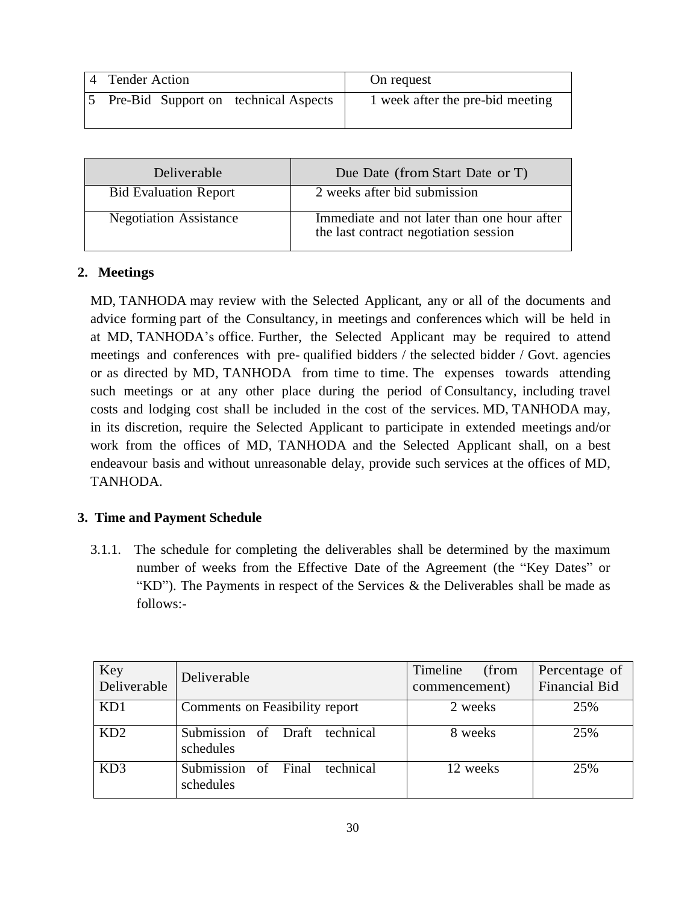| 4 | Tender Action | On request |
|---|---|---|
| 5 | Pre-Bid Support on technical Aspects | 1 week after the pre-bid meeting |

| Deliverable | Due Date (from Start Date or T) |
|---|---|
| Bid Evaluation Report | 2 weeks after bid submission |
| Negotiation Assistance | Immediate and not later than one hour after the last contract negotiation session |

**2. Meetings**

MD, TANHODA may review with the Selected Applicant, any or all of the documents and advice forming part of the Consultancy, in meetings and conferences which will be held in at MD, TANHODA's office. Further, the Selected Applicant may be required to attend meetings and conferences with pre- qualified bidders / the selected bidder / Govt. agencies or as directed by MD, TANHODA from time to time. The expenses towards attending such meetings or at any other place during the period of Consultancy, including travel costs and lodging cost shall be included in the cost of the services. MD, TANHODA may, in its discretion, require the Selected Applicant to participate in extended meetings and/or work from the offices of MD, TANHODA and the Selected Applicant shall, on a best endeavour basis and without unreasonable delay, provide such services at the offices of MD, TANHODA.

**3. Time and Payment Schedule**

3.1.1. The schedule for completing the deliverables shall be determined by the maximum number of weeks from the Effective Date of the Agreement (the "Key Dates" or "KD"). The Payments in respect of the Services & the Deliverables shall be made as follows:-

| Key Deliverable | Deliverable | Timeline (from commencement) | Percentage of Financial Bid |
|---|---|---|---|
| KD1 | Comments on Feasibility report | 2 weeks | 25% |
| KD2 | Submission of Draft technical schedules | 8 weeks | 25% |
| KD3 | Submission of Final technical schedules | 12 weeks | 25% |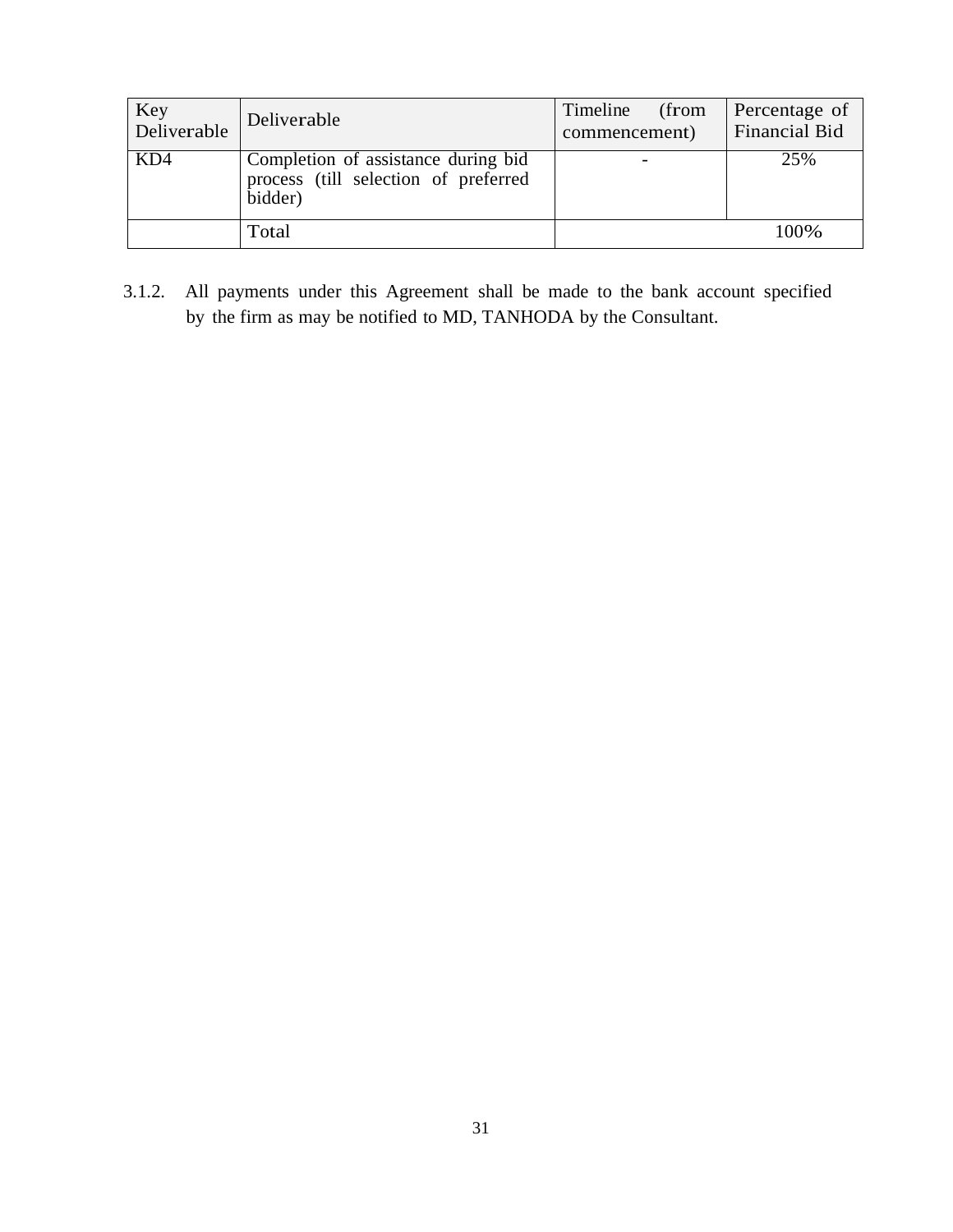| Key Deliverable | Deliverable | Timeline (from commencement) | Percentage of Financial Bid |
|---|---|---|---|
| KD4 | Completion of assistance during bid process (till selection of preferred bidder) | - | 25% |
| | Total | | 100% |

3.1.2. All payments under this Agreement shall be made to the bank account specified by the firm as may be notified to MD, TANHODA by the Consultant.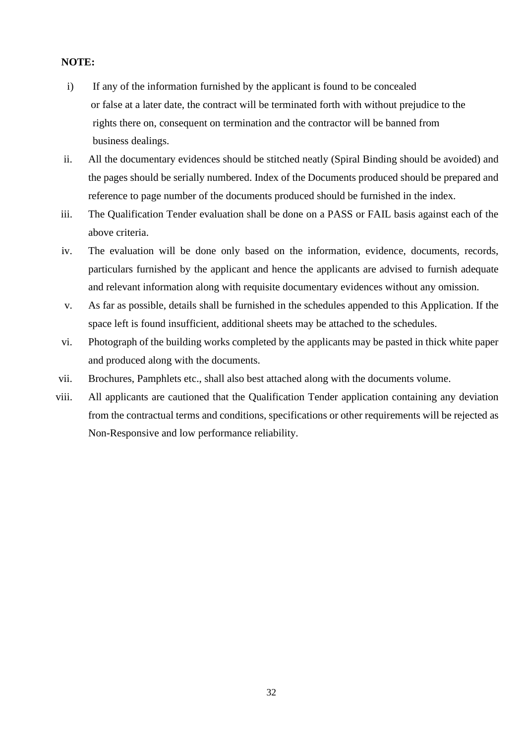**NOTE:**

i) If any of the information furnished by the applicant is found to be concealed or false at a later date, the contract will be terminated forth with without prejudice to the rights there on, consequent on termination and the contractor will be banned from business dealings.

ii. All the documentary evidences should be stitched neatly (Spiral Binding should be avoided) and the pages should be serially numbered. Index of the Documents produced should be prepared and reference to page number of the documents produced should be furnished in the index.

iii. The Qualification Tender evaluation shall be done on a PASS or FAIL basis against each of the above criteria.

iv. The evaluation will be done only based on the information, evidence, documents, records, particulars furnished by the applicant and hence the applicants are advised to furnish adequate and relevant information along with requisite documentary evidences without any omission.

v. As far as possible, details shall be furnished in the schedules appended to this Application. If the space left is found insufficient, additional sheets may be attached to the schedules.

vi. Photograph of the building works completed by the applicants may be pasted in thick white paper and produced along with the documents.

vii. Brochures, Pamphlets etc., shall also best attached along with the documents volume.

viii. All applicants are cautioned that the Qualification Tender application containing any deviation from the contractual terms and conditions, specifications or other requirements will be rejected as Non-Responsive and low performance reliability.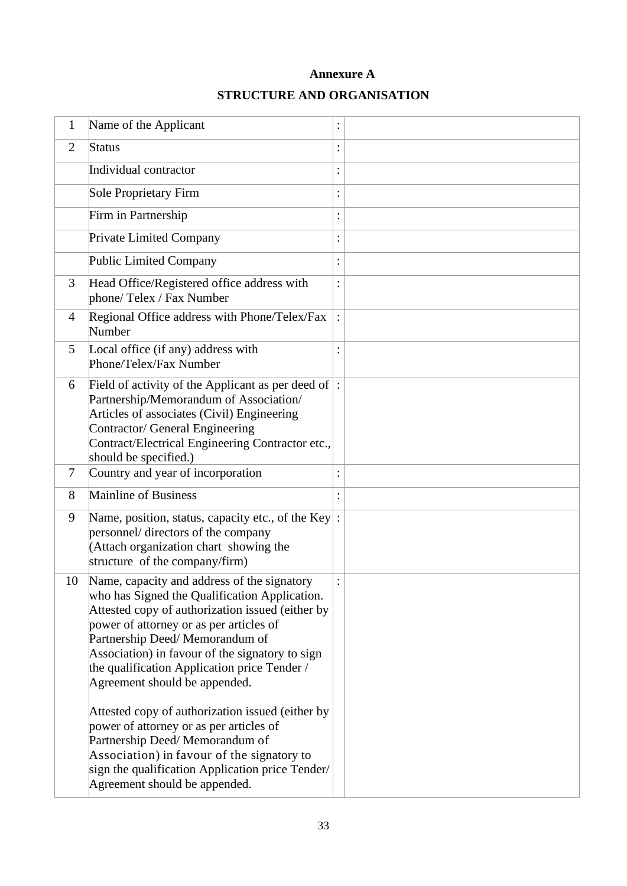**Annexure A**

**STRUCTURE AND ORGANISATION**

| | | | |
|---|---|---|---|
| 1 | Name of the Applicant | : | |
| 2 | Status | : | |
| | Individual contractor | : | |
| | Sole Proprietary Firm | : | |
| | Firm in Partnership | : | |
| | Private Limited Company | : | |
| | Public Limited Company | : | |
| 3 | Head Office/Registered office address with phone/ Telex / Fax Number | : | |
| 4 | Regional Office address with Phone/Telex/Fax Number | : | |
| 5 | Local office (if any) address with Phone/Telex/Fax Number | : | |
| 6 | Field of activity of the Applicant as per deed of Partnership/Memorandum of Association/ Articles of associates (Civil) Engineering Contractor/ General Engineering Contract/Electrical Engineering Contractor etc., should be specified.) | : | |
| 7 | Country and year of incorporation | : | |
| 8 | Mainline of Business | : | |
| 9 | Name, position, status, capacity etc., of the Key personnel/ directors of the company (Attach organization chart showing the structure of the company/firm) | : | |
| 10 | Name, capacity and address of the signatory who has Signed the Qualification Application. Attested copy of authorization issued (either by power of attorney or as per articles of Partnership Deed/ Memorandum of Association) in favour of the signatory to sign the qualification Application price Tender / Agreement should be appended.<br><br>Attested copy of authorization issued (either by power of attorney or as per articles of Partnership Deed/ Memorandum of Association) in favour of the signatory to sign the qualification Application price Tender/ Agreement should be appended. | : | |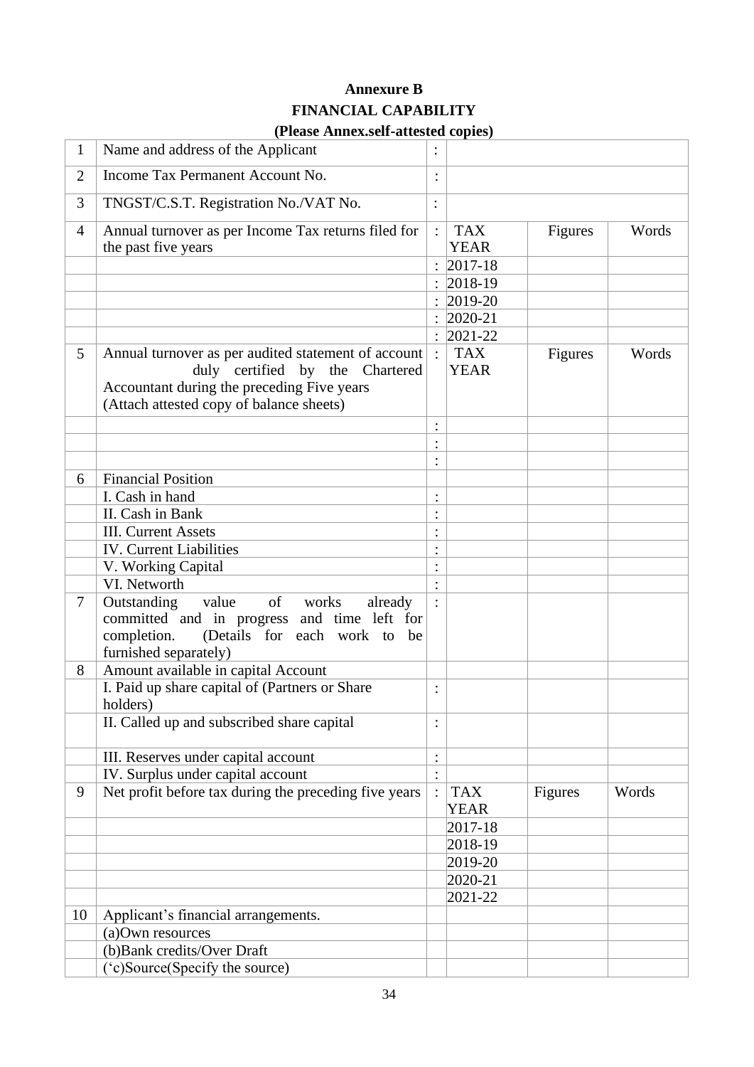**Annexure B**

**FINANCIAL CAPABILITY**

**(Please Annex.self-attested copies)**

| | | | | | |
|---|---|---|---|---|---|
| 1 | Name and address of the Applicant | : | | | |
| 2 | Income Tax Permanent Account No. | : | | | |
| 3 | TNGST/C.S.T. Registration No./VAT No. | : | | | |
| 4 | Annual turnover as per Income Tax returns filed for the past five years | : | TAX YEAR | Figures | Words |
| | | : | 2017-18 | | |
| | | : | 2018-19 | | |
| | | : | 2019-20 | | |
| | | : | 2020-21 | | |
| | | : | 2021-22 | | |
| 5 | Annual turnover as per audited statement of account duly certified by the Chartered Accountant during the preceding Five years (Attach attested copy of balance sheets) | : | TAX YEAR | Figures | Words |
| | | : | | | |
| | | : | | | |
| | | : | | | |
| 6 | Financial Position | | | | |
| | I. Cash in hand | : | | | |
| | II. Cash in Bank | : | | | |
| | III. Current Assets | : | | | |
| | IV. Current Liabilities | : | | | |
| | V. Working Capital | : | | | |
| | VI. Networth | : | | | |
| 7 | Outstanding value of works already committed and in progress and time left for completion. (Details for each work to be furnished separately) | : | | | |
| 8 | Amount available in capital Account | | | | |
| | I. Paid up share capital of (Partners or Share holders) | : | | | |
| | II. Called up and subscribed share capital | : | | | |
| | III. Reserves under capital account | : | | | |
| | IV. Surplus under capital account | : | | | |
| 9 | Net profit before tax during the preceding five years | : | TAX YEAR | Figures | Words |
| | | | 2017-18 | | |
| | | | 2018-19 | | |
| | | | 2019-20 | | |
| | | | 2020-21 | | |
| | | | 2021-22 | | |
| 10 | Applicant's financial arrangements. | | | | |
| | (a)Own resources | | | | |
| | (b)Bank credits/Over Draft | | | | |
| | ('c)Source(Specify the source) | | | | |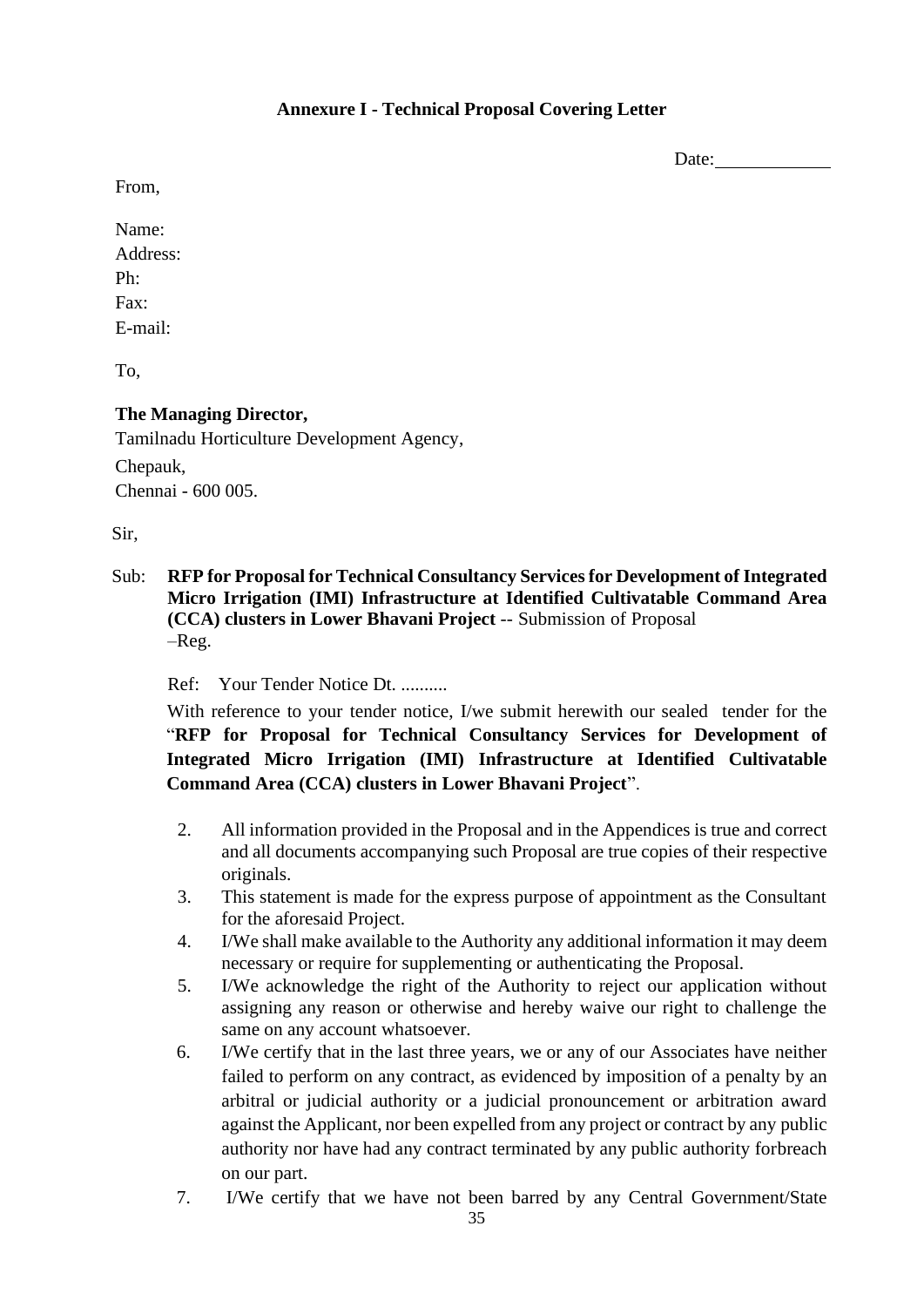### Annexure I - Technical Proposal Covering Letter

Date:____________

From,

Name:
Address:
Ph:
Fax:
E-mail:

To,

**The Managing Director,**
Tamilnadu Horticulture Development Agency,
Chepauk,
Chennai - 600 005.

Sir,

Sub: **RFP for Proposal for Technical Consultancy Services for Development of Integrated Micro Irrigation (IMI) Infrastructure at Identified Cultivatable Command Area (CCA) clusters in Lower Bhavani Project** -- Submission of Proposal –Reg.

Ref: Your Tender Notice Dt. ..........

With reference to your tender notice, I/we submit herewith our sealed tender for the "**RFP for Proposal for Technical Consultancy Services for Development of Integrated Micro Irrigation (IMI) Infrastructure at Identified Cultivatable Command Area (CCA) clusters in Lower Bhavani Project**".

2. All information provided in the Proposal and in the Appendices is true and correct and all documents accompanying such Proposal are true copies of their respective originals.
3. This statement is made for the express purpose of appointment as the Consultant for the aforesaid Project.
4. I/We shall make available to the Authority any additional information it may deem necessary or require for supplementing or authenticating the Proposal.
5. I/We acknowledge the right of the Authority to reject our application without assigning any reason or otherwise and hereby waive our right to challenge the same on any account whatsoever.
6. I/We certify that in the last three years, we or any of our Associates have neither failed to perform on any contract, as evidenced by imposition of a penalty by an arbitral or judicial authority or a judicial pronouncement or arbitration award against the Applicant, nor been expelled from any project or contract by any public authority nor have had any contract terminated by any public authority forbreach on our part.
7. I/We certify that we have not been barred by any Central Government/State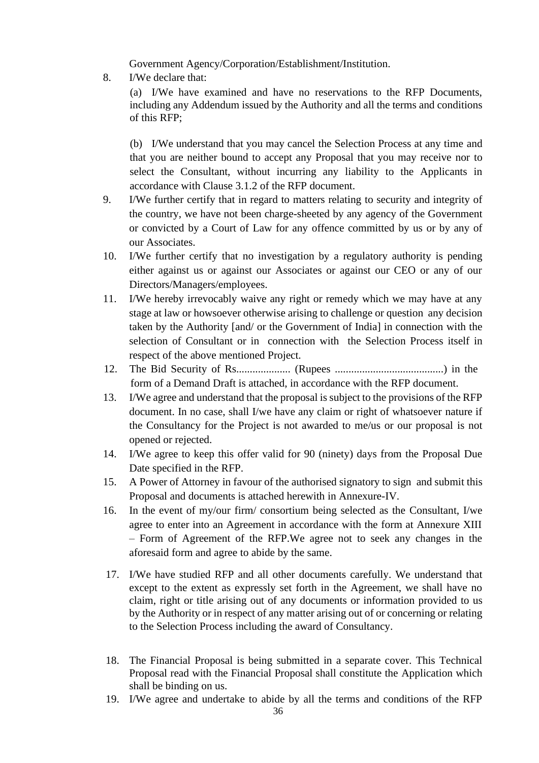Government Agency/Corporation/Establishment/Institution.

8. I/We declare that:

   (a) I/We have examined and have no reservations to the RFP Documents, including any Addendum issued by the Authority and all the terms and conditions of this RFP;

   (b) I/We understand that you may cancel the Selection Process at any time and that you are neither bound to accept any Proposal that you may receive nor to select the Consultant, without incurring any liability to the Applicants in accordance with Clause 3.1.2 of the RFP document.

9. I/We further certify that in regard to matters relating to security and integrity of the country, we have not been charge-sheeted by any agency of the Government or convicted by a Court of Law for any offence committed by us or by any of our Associates.

10. I/We further certify that no investigation by a regulatory authority is pending either against us or against our Associates or against our CEO or any of our Directors/Managers/employees.

11. I/We hereby irrevocably waive any right or remedy which we may have at any stage at law or howsoever otherwise arising to challenge or question any decision taken by the Authority [and/ or the Government of India] in connection with the selection of Consultant or in connection with the Selection Process itself in respect of the above mentioned Project.

12. The Bid Security of Rs.................... (Rupees ........................................) in the form of a Demand Draft is attached, in accordance with the RFP document.

13. I/We agree and understand that the proposal is subject to the provisions of the RFP document. In no case, shall I/we have any claim or right of whatsoever nature if the Consultancy for the Project is not awarded to me/us or our proposal is not opened or rejected.

14. I/We agree to keep this offer valid for 90 (ninety) days from the Proposal Due Date specified in the RFP.

15. A Power of Attorney in favour of the authorised signatory to sign and submit this Proposal and documents is attached herewith in Annexure-IV.

16. In the event of my/our firm/ consortium being selected as the Consultant, I/we agree to enter into an Agreement in accordance with the form at Annexure XIII – Form of Agreement of the RFP.We agree not to seek any changes in the aforesaid form and agree to abide by the same.

17. I/We have studied RFP and all other documents carefully. We understand that except to the extent as expressly set forth in the Agreement, we shall have no claim, right or title arising out of any documents or information provided to us by the Authority or in respect of any matter arising out of or concerning or relating to the Selection Process including the award of Consultancy.

18. The Financial Proposal is being submitted in a separate cover. This Technical Proposal read with the Financial Proposal shall constitute the Application which shall be binding on us.

19. I/We agree and undertake to abide by all the terms and conditions of the RFP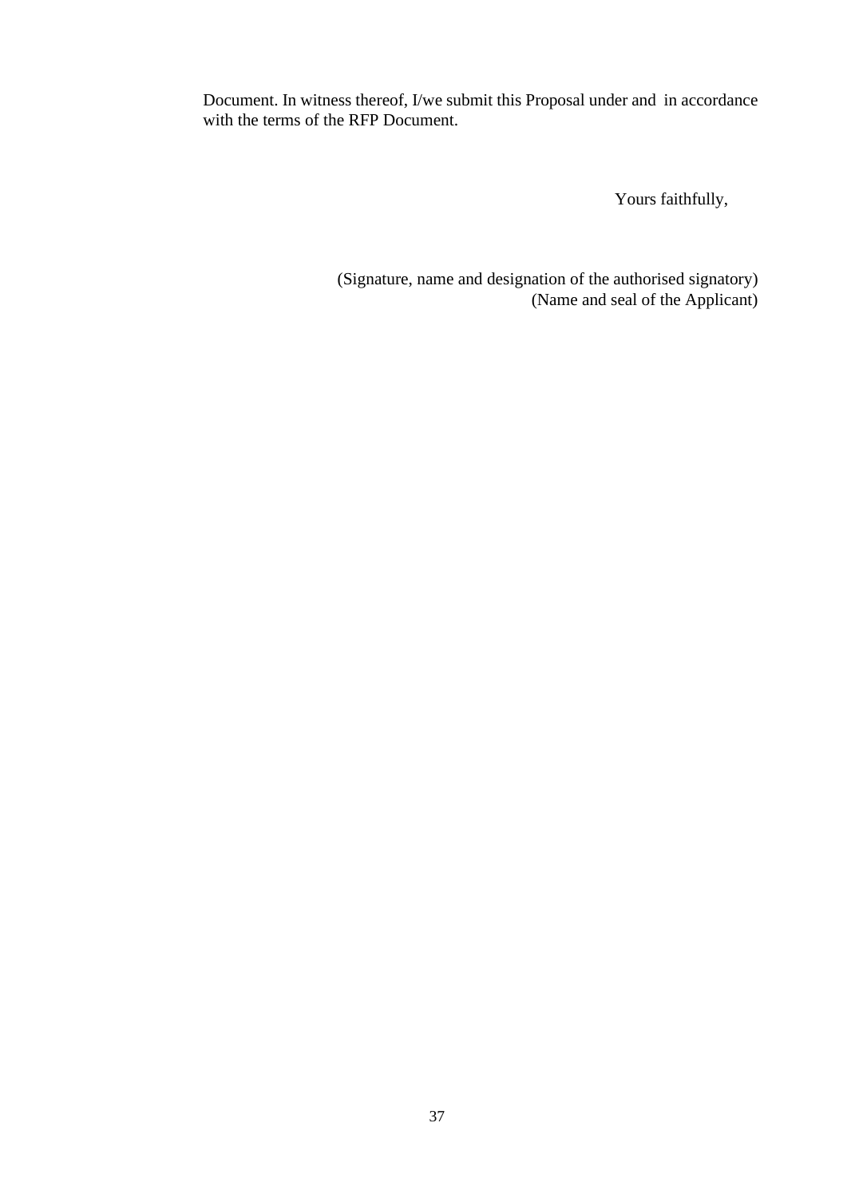Document. In witness thereof, I/we submit this Proposal under and in accordance with the terms of the RFP Document.

Yours faithfully,

(Signature, name and designation of the authorised signatory)
(Name and seal of the Applicant)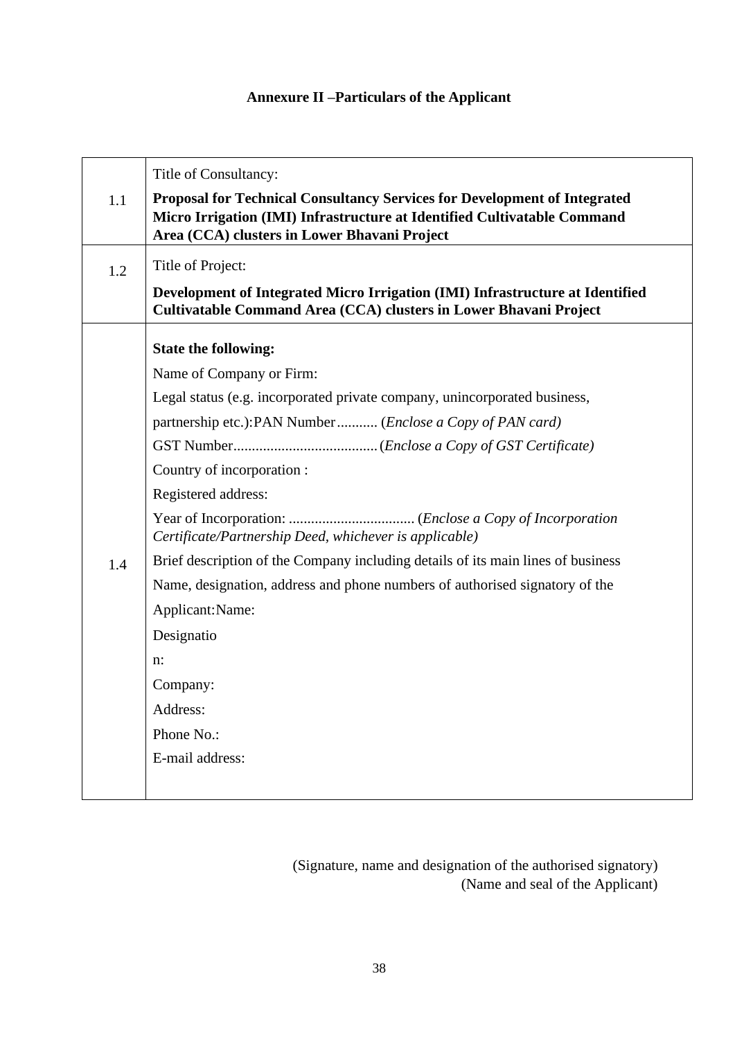## Annexure II –Particulars of the Applicant

| | |
|---|---|
| 1.1 | Title of Consultancy:<br>**Proposal for Technical Consultancy Services for Development of Integrated Micro Irrigation (IMI) Infrastructure at Identified Cultivatable Command Area (CCA) clusters in Lower Bhavani Project** |
| 1.2 | Title of Project:<br>**Development of Integrated Micro Irrigation (IMI) Infrastructure at Identified Cultivatable Command Area (CCA) clusters in Lower Bhavani Project** |
| 1.4 | **State the following:**<br>Name of Company or Firm:<br>Legal status (e.g. incorporated private company, unincorporated business, partnership etc.):PAN Number........... (*Enclose a Copy of PAN card)*<br>GST Number......................................(*Enclose a Copy of GST Certificate)*<br>Country of incorporation :<br>Registered address:<br>Year of Incorporation: ................................. (*Enclose a Copy of Incorporation Certificate/Partnership Deed, whichever is applicable)*<br>Brief description of the Company including details of its main lines of business<br>Name, designation, address and phone numbers of authorised signatory of the Applicant:Name:<br>Designatio<br>n:<br>Company:<br>Address:<br>Phone No.:<br>E-mail address: |

(Signature, name and designation of the authorised signatory)
(Name and seal of the Applicant)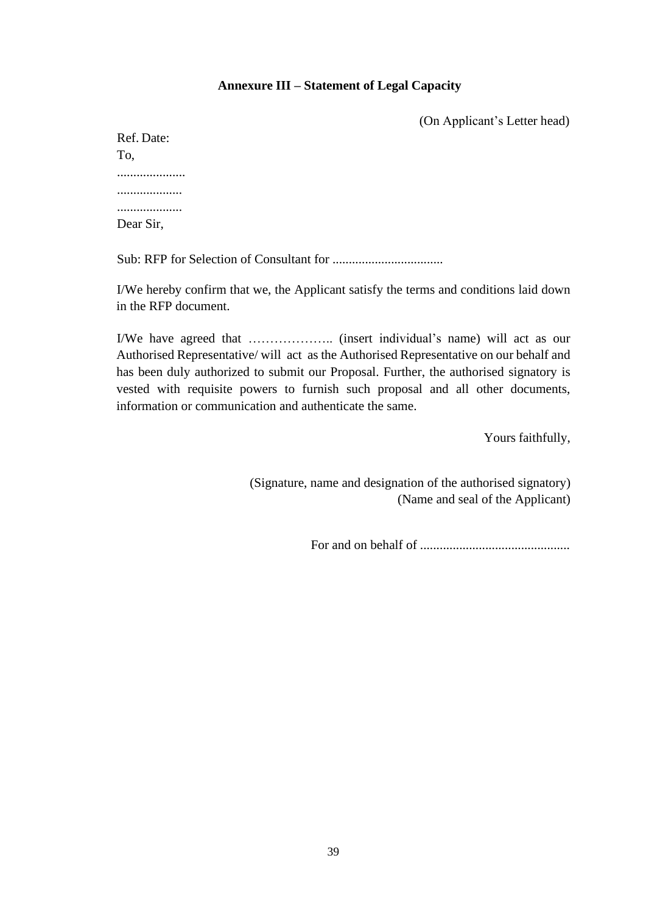## Annexure III – Statement of Legal Capacity

(On Applicant's Letter head)

Ref. Date:

To,

.....................

....................

....................

Dear Sir,

Sub: RFP for Selection of Consultant for ..................................

I/We hereby confirm that we, the Applicant satisfy the terms and conditions laid down in the RFP document.

I/We have agreed that ……………….. (insert individual's name) will act as our Authorised Representative/ will act as the Authorised Representative on our behalf and has been duly authorized to submit our Proposal. Further, the authorised signatory is vested with requisite powers to furnish such proposal and all other documents, information or communication and authenticate the same.

Yours faithfully,

(Signature, name and designation of the authorised signatory)

(Name and seal of the Applicant)

For and on behalf of .............................................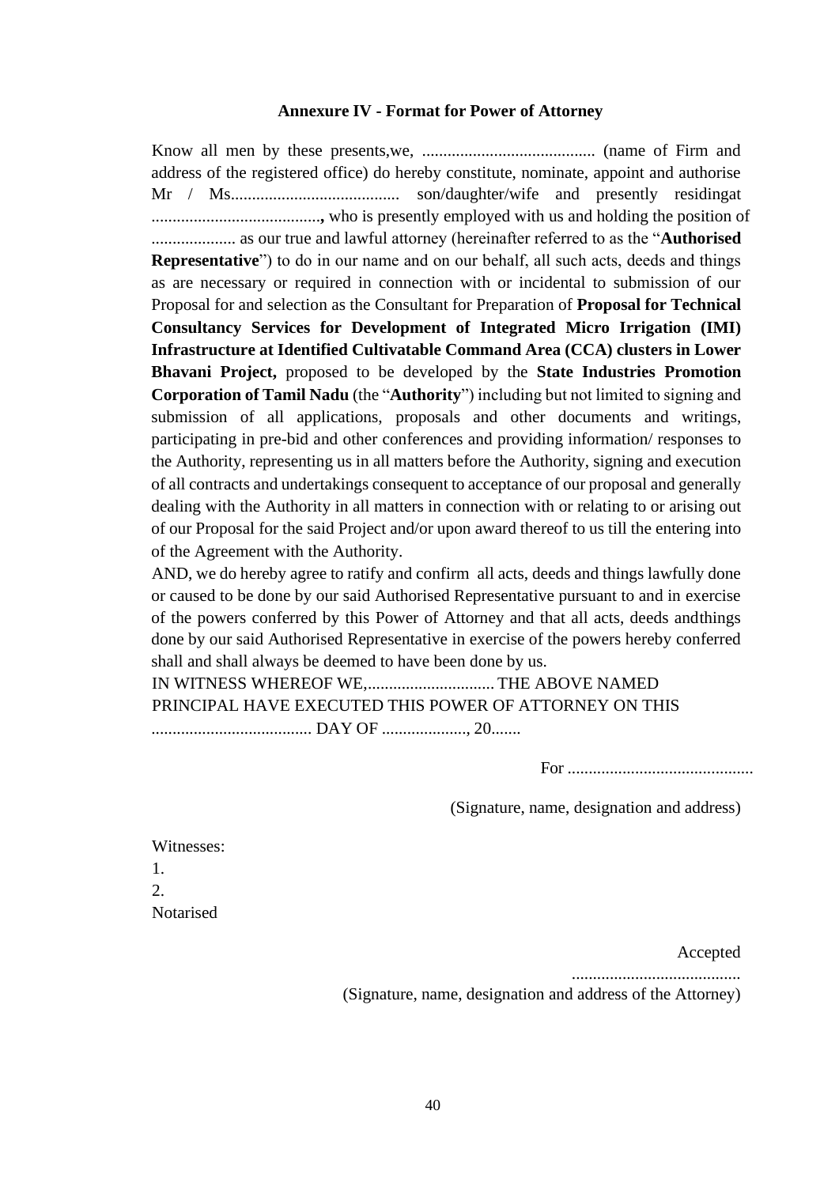### Annexure IV - Format for Power of Attorney

Know all men by these presents,we, .......................................... (name of Firm and address of the registered office) do hereby constitute, nominate, appoint and authorise Mr / Ms........................................ son/daughter/wife and presently residingat ........................................, who is presently employed with us and holding the position of .................... as our true and lawful attorney (hereinafter referred to as the "**Authorised Representative**") to do in our name and on our behalf, all such acts, deeds and things as are necessary or required in connection with or incidental to submission of our Proposal for and selection as the Consultant for Preparation of **Proposal for Technical Consultancy Services for Development of Integrated Micro Irrigation (IMI) Infrastructure at Identified Cultivatable Command Area (CCA) clusters in Lower Bhavani Project,** proposed to be developed by the **State Industries Promotion Corporation of Tamil Nadu** (the "**Authority**") including but not limited to signing and submission of all applications, proposals and other documents and writings, participating in pre-bid and other conferences and providing information/ responses to the Authority, representing us in all matters before the Authority, signing and execution of all contracts and undertakings consequent to acceptance of our proposal and generally dealing with the Authority in all matters in connection with or relating to or arising out of our Proposal for the said Project and/or upon award thereof to us till the entering into of the Agreement with the Authority.

AND, we do hereby agree to ratify and confirm all acts, deeds and things lawfully done or caused to be done by our said Authorised Representative pursuant to and in exercise of the powers conferred by this Power of Attorney and that all acts, deeds andthings done by our said Authorised Representative in exercise of the powers hereby conferred shall and shall always be deemed to have been done by us.

IN WITNESS WHEREOF WE,.............................. THE ABOVE NAMED PRINCIPAL HAVE EXECUTED THIS POWER OF ATTORNEY ON THIS ...................................... DAY OF ...................., 20.......

For ............................................

(Signature, name, designation and address)

Witnesses:

1.

2.

Notarised

Accepted

........................................

(Signature, name, designation and address of the Attorney)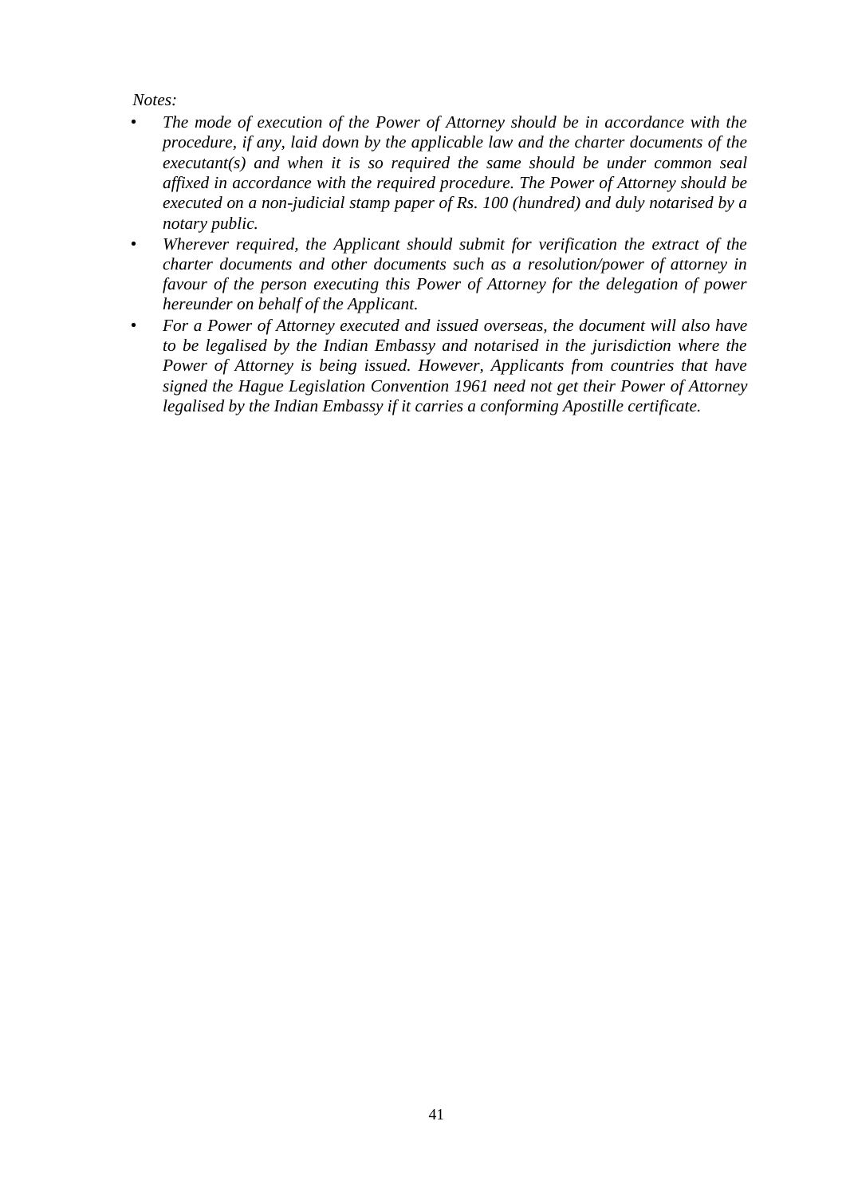*Notes:*

- *The mode of execution of the Power of Attorney should be in accordance with the procedure, if any, laid down by the applicable law and the charter documents of the executant(s) and when it is so required the same should be under common seal affixed in accordance with the required procedure. The Power of Attorney should be executed on a non-judicial stamp paper of Rs. 100 (hundred) and duly notarised by a notary public.*
- *Wherever required, the Applicant should submit for verification the extract of the charter documents and other documents such as a resolution/power of attorney in favour of the person executing this Power of Attorney for the delegation of power hereunder on behalf of the Applicant.*
- *For a Power of Attorney executed and issued overseas, the document will also have to be legalised by the Indian Embassy and notarised in the jurisdiction where the Power of Attorney is being issued. However, Applicants from countries that have signed the Hague Legislation Convention 1961 need not get their Power of Attorney legalised by the Indian Embassy if it carries a conforming Apostille certificate.*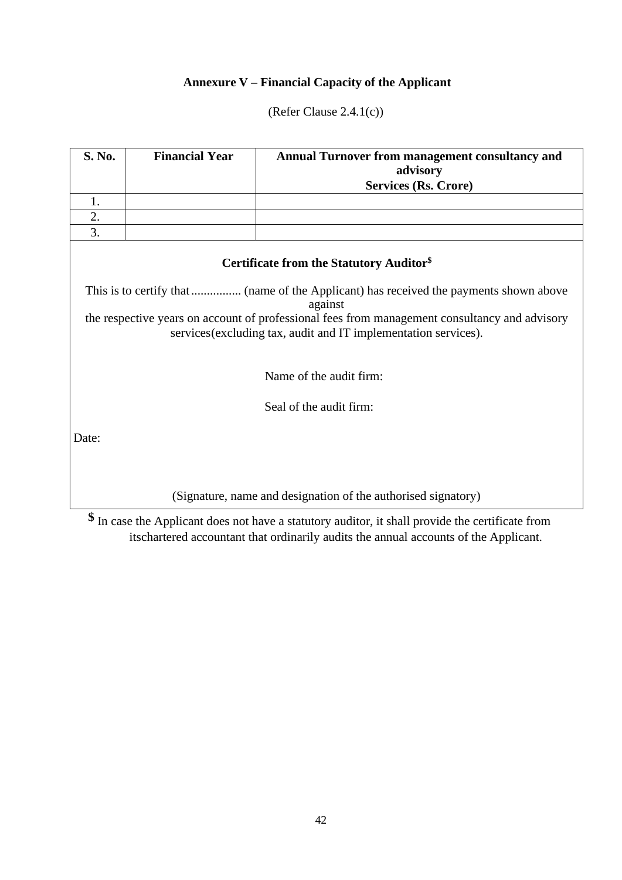# Annexure V – Financial Capacity of the Applicant

(Refer Clause 2.4.1(c))

| S. No. | Financial Year | Annual Turnover from management consultancy and advisory Services (Rs. Crore) |
|---|---|---|
| 1. | | |
| 2. | | |
| 3. | | |

**Certificate from the Statutory Auditor$**

This is to certify that................ (name of the Applicant) has received the payments shown above against the respective years on account of professional fees from management consultancy and advisory services(excluding tax, audit and IT implementation services).

Name of the audit firm:

Seal of the audit firm:

Date:

(Signature, name and designation of the authorised signatory)

**$** In case the Applicant does not have a statutory auditor, it shall provide the certificate from itschartered accountant that ordinarily audits the annual accounts of the Applicant.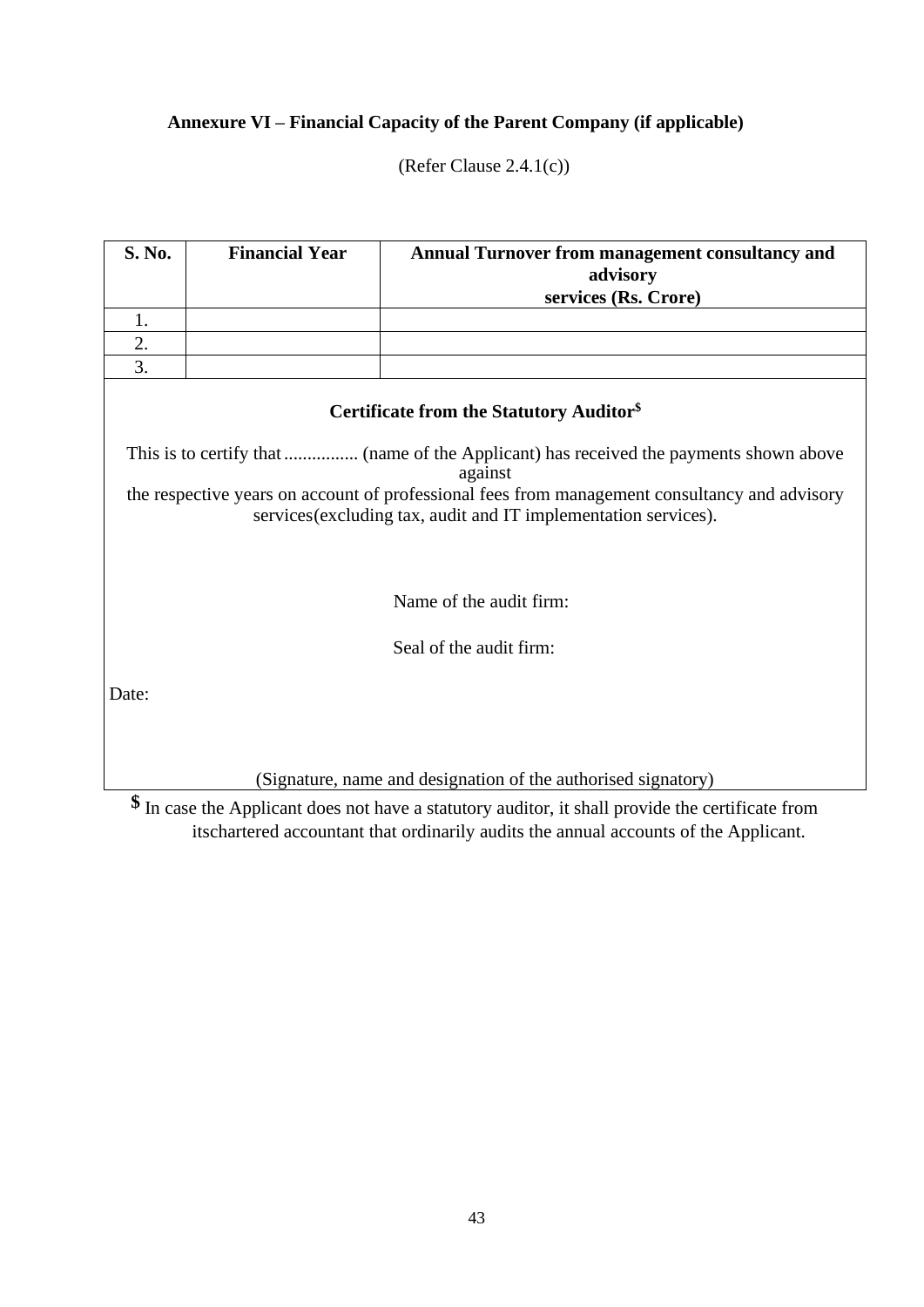**Annexure VI – Financial Capacity of the Parent Company (if applicable)**

(Refer Clause 2.4.1(c))

| S. No. | Financial Year | Annual Turnover from management consultancy and advisory services (Rs. Crore) |
|---|---|---|
| 1. | | |
| 2. | | |
| 3. | | |

**Certificate from the Statutory Auditor$**

This is to certify that ................ (name of the Applicant) has received the payments shown above against the respective years on account of professional fees from management consultancy and advisory services(excluding tax, audit and IT implementation services).

Name of the audit firm:

Seal of the audit firm:

Date:

(Signature, name and designation of the authorised signatory)

**$** In case the Applicant does not have a statutory auditor, it shall provide the certificate from itschartered accountant that ordinarily audits the annual accounts of the Applicant.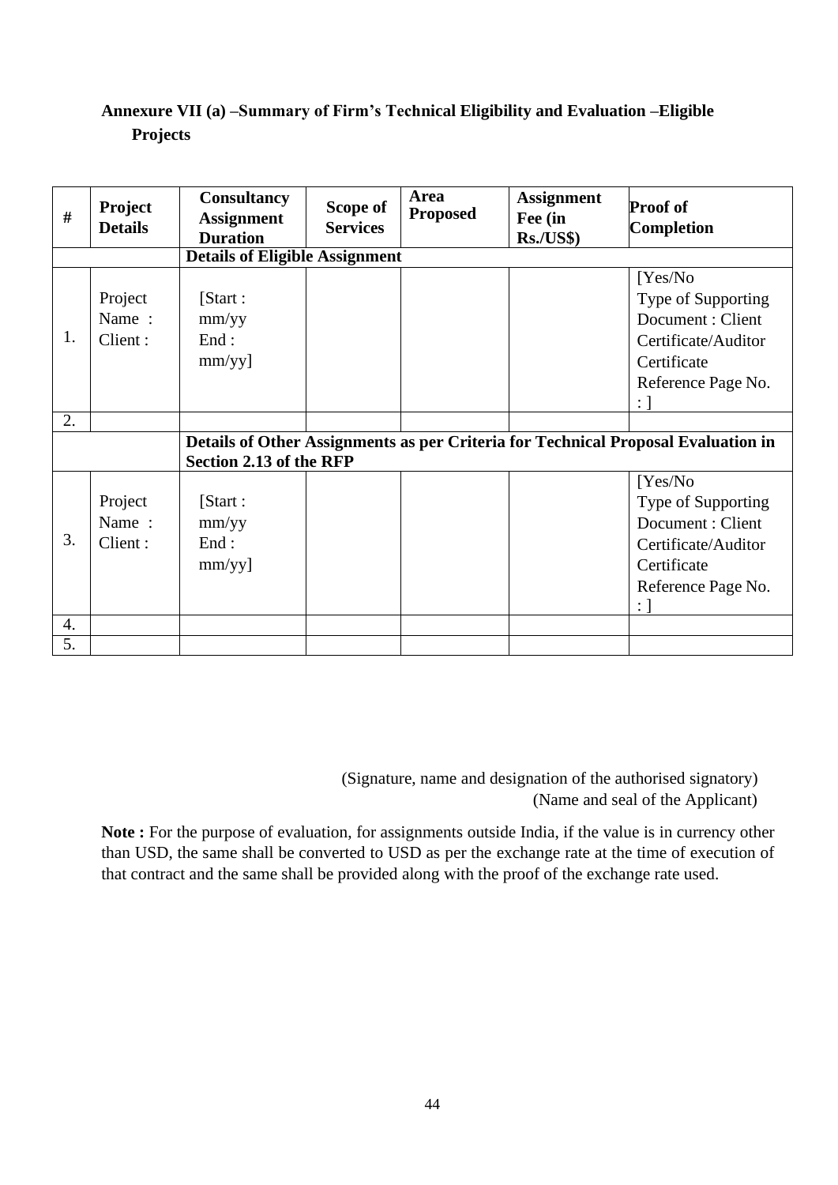**Annexure VII (a) –Summary of Firm's Technical Eligibility and Evaluation –Eligible Projects**

| # | Project Details | Consultancy Assignment Duration | Scope of Services | Area Proposed | Assignment Fee (in Rs./US$) | Proof of Completion |
|---|---|---|---|---|---|---|
| | | **Details of Eligible Assignment** | | | | |
| 1. | Project Name : Client : | [Start : mm/yy End : mm/yy] | | | | [Yes/No Type of Supporting Document : Client Certificate/Auditor Certificate Reference Page No. : ] |
| 2. | | | | | | |
| | | **Details of Other Assignments as per Criteria for Technical Proposal Evaluation in Section 2.13 of the RFP** | | | | |
| 3. | Project Name : Client : | [Start : mm/yy End : mm/yy] | | | | [Yes/No Type of Supporting Document : Client Certificate/Auditor Certificate Reference Page No. : ] |
| 4. | | | | | | |
| 5. | | | | | | |

(Signature, name and designation of the authorised signatory)
(Name and seal of the Applicant)

**Note :** For the purpose of evaluation, for assignments outside India, if the value is in currency other than USD, the same shall be converted to USD as per the exchange rate at the time of execution of that contract and the same shall be provided along with the proof of the exchange rate used.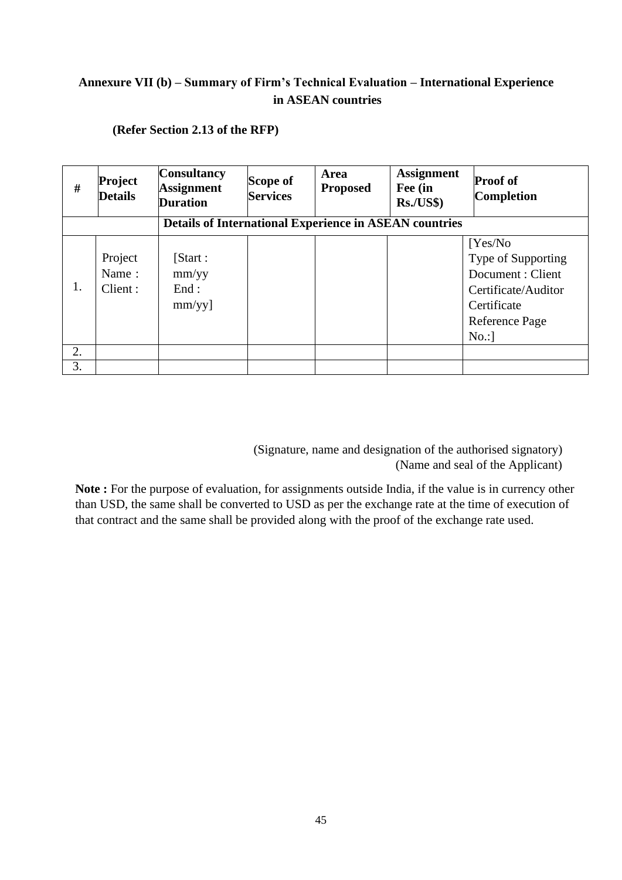**Annexure VII (b) – Summary of Firm's Technical Evaluation – International Experience in ASEAN countries**

**(Refer Section 2.13 of the RFP)**

| # | Project Details | Consultancy Assignment Duration | Scope of Services | Area Proposed | Assignment Fee (in Rs./US$) | Proof of Completion |
|---|---|---|---|---|---|---|
| | | **Details of International Experience in ASEAN countries** | | | | |
| 1. | Project Name : Client : | [Start : mm/yy End : mm/yy] | | | | [Yes/No Type of Supporting Document : Client Certificate/Auditor Certificate Reference Page No.:] |
| 2. | | | | | | |
| 3. | | | | | | |

(Signature, name and designation of the authorised signatory)
(Name and seal of the Applicant)

**Note :** For the purpose of evaluation, for assignments outside India, if the value is in currency other than USD, the same shall be converted to USD as per the exchange rate at the time of execution of that contract and the same shall be provided along with the proof of the exchange rate used.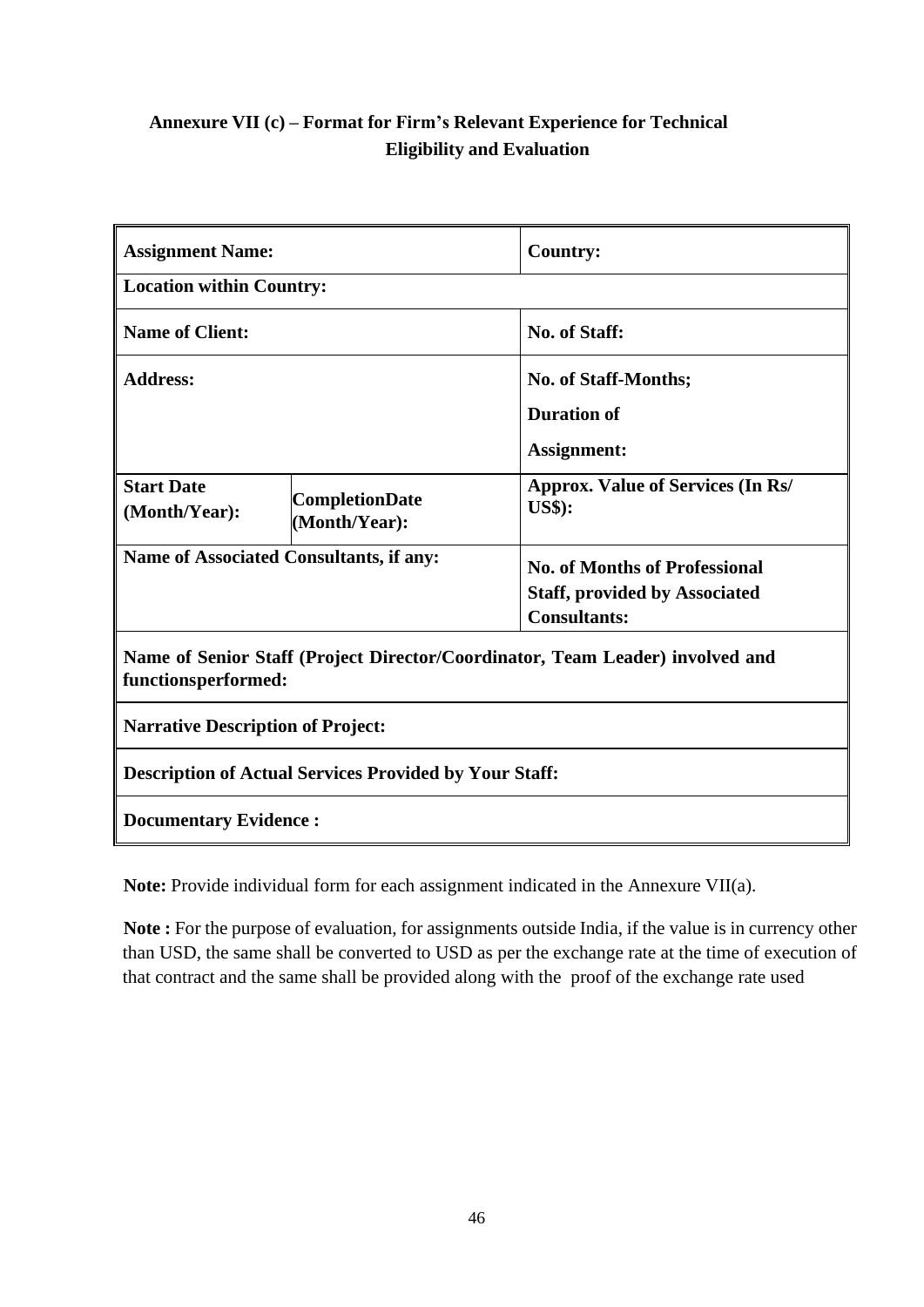## Annexure VII (c) – Format for Firm's Relevant Experience for Technical Eligibility and Evaluation

| **Assignment Name:** | | **Country:** |
|---|---|---|
| **Location within Country:** | | |
| **Name of Client:** | | **No. of Staff:** |
| **Address:** | | **No. of Staff-Months;**<br>**Duration of**<br>**Assignment:** |
| **Start Date (Month/Year):** | **CompletionDate (Month/Year):** | **Approx. Value of Services (In Rs/ US$):** |
| **Name of Associated Consultants, if any:** | | **No. of Months of Professional Staff, provided by Associated Consultants:** |
| **Name of Senior Staff (Project Director/Coordinator, Team Leader) involved and functionsperformed:** | | |
| **Narrative Description of Project:** | | |
| **Description of Actual Services Provided by Your Staff:** | | |
| **Documentary Evidence :** | | |

**Note:** Provide individual form for each assignment indicated in the Annexure VII(a).

**Note :** For the purpose of evaluation, for assignments outside India, if the value is in currency other than USD, the same shall be converted to USD as per the exchange rate at the time of execution of that contract and the same shall be provided along with the proof of the exchange rate used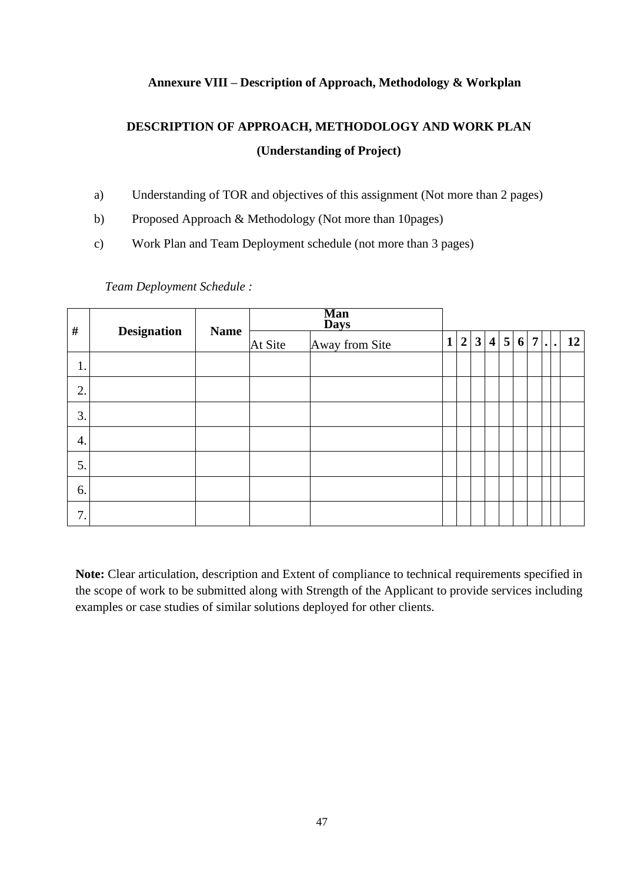**Annexure VIII – Description of Approach, Methodology & Workplan**

## DESCRIPTION OF APPROACH, METHODOLOGY AND WORK PLAN

### (Understanding of Project)

a) Understanding of TOR and objectives of this assignment (Not more than 2 pages)

b) Proposed Approach & Methodology (Not more than 10pages)

c) Work Plan and Team Deployment schedule (not more than 3 pages)

*Team Deployment Schedule :*

| # | Designation | Name | Man Days | | | | | | | | | | | |
|---|---|---|---|---|---|---|---|---|---|---|---|---|---|---|
| | | | At Site | Away from Site | 1 | 2 | 3 | 4 | 5 | 6 | 7 | . | . | 12 |
| 1. | | | | | | | | | | | | | | |
| 2. | | | | | | | | | | | | | | |
| 3. | | | | | | | | | | | | | | |
| 4. | | | | | | | | | | | | | | |
| 5. | | | | | | | | | | | | | | |
| 6. | | | | | | | | | | | | | | |
| 7. | | | | | | | | | | | | | | |

**Note:** Clear articulation, description and Extent of compliance to technical requirements specified in the scope of work to be submitted along with Strength of the Applicant to provide services including examples or case studies of similar solutions deployed for other clients.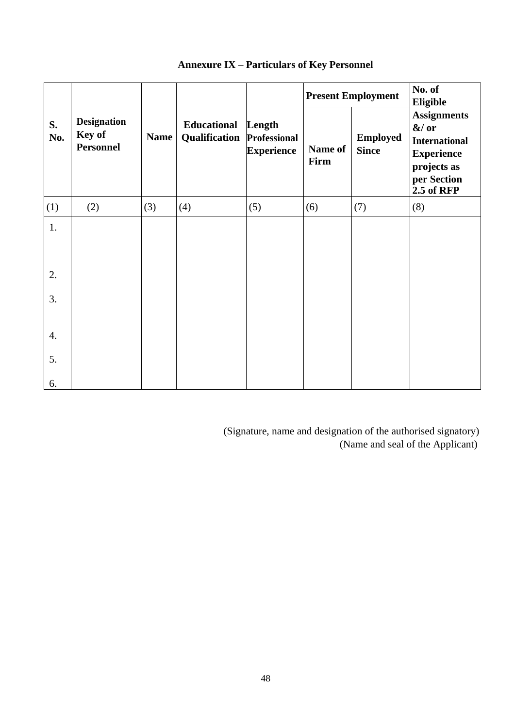## Annexure IX – Particulars of Key Personnel

| S. No. | Designation Key of Personnel | Name | Educational Qualification | Length Professional Experience | Present Employment | | No. of Eligible Assignments &/ or International Experience projects as per Section 2.5 of RFP |
|---|---|---|---|---|---|---|---|
| | | | | | Name of Firm | Employed Since | |
| (1) | (2) | (3) | (4) | (5) | (6) | (7) | (8) |
| 1. | | | | | | | |
| 2. | | | | | | | |
| 3. | | | | | | | |
| 4. | | | | | | | |
| 5. | | | | | | | |
| 6. | | | | | | | |

(Signature, name and designation of the authorised signatory)
(Name and seal of the Applicant)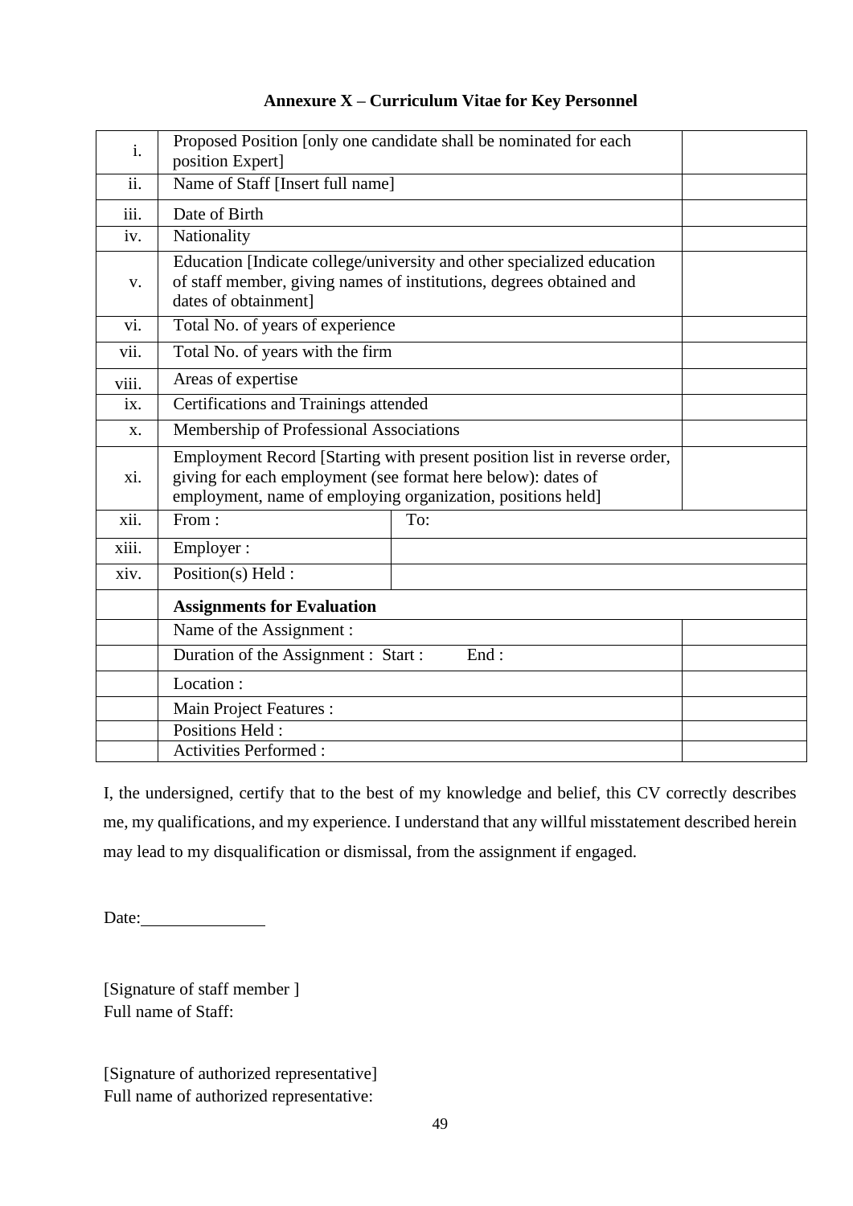**Annexure X – Curriculum Vitae for Key Personnel**

| | | | |
|---|---|---|---|
| i. | Proposed Position [only one candidate shall be nominated for each position Expert] | | |
| ii. | Name of Staff [Insert full name] | | |
| iii. | Date of Birth | | |
| iv. | Nationality | | |
| v. | Education [Indicate college/university and other specialized education of staff member, giving names of institutions, degrees obtained and dates of obtainment] | | |
| vi. | Total No. of years of experience | | |
| vii. | Total No. of years with the firm | | |
| viii. | Areas of expertise | | |
| ix. | Certifications and Trainings attended | | |
| x. | Membership of Professional Associations | | |
| xi. | Employment Record [Starting with present position list in reverse order, giving for each employment (see format here below): dates of employment, name of employing organization, positions held] | | |
| xii. | From : | To: | |
| xiii. | Employer : | | |
| xiv. | Position(s) Held : | | |
| | **Assignments for Evaluation** | | |
| | Name of the Assignment : | | |
| | Duration of the Assignment : Start : End : | | |
| | Location : | | |
| | Main Project Features : | | |
| | Positions Held : | | |
| | Activities Performed : | | |

I, the undersigned, certify that to the best of my knowledge and belief, this CV correctly describes me, my qualifications, and my experience. I understand that any willful misstatement described herein may lead to my disqualification or dismissal, from the assignment if engaged.

Date:______________

[Signature of staff member ]
Full name of Staff:

[Signature of authorized representative]
Full name of authorized representative: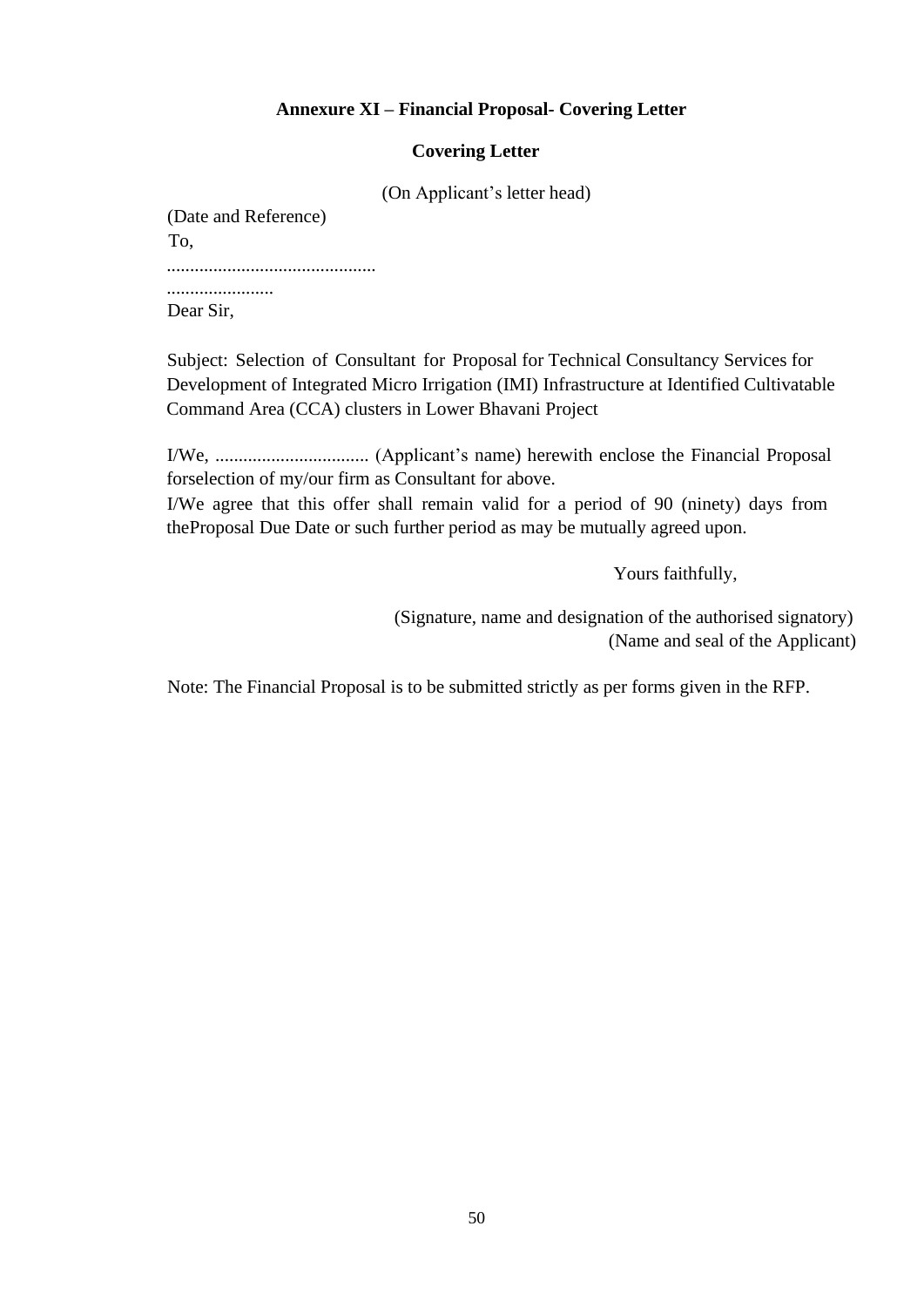## Annexure XI – Financial Proposal- Covering Letter

### Covering Letter

(On Applicant's letter head)

(Date and Reference)

To,

.............................................

.......................

Dear Sir,

Subject: Selection of Consultant for Proposal for Technical Consultancy Services for Development of Integrated Micro Irrigation (IMI) Infrastructure at Identified Cultivatable Command Area (CCA) clusters in Lower Bhavani Project

I/We, ................................. (Applicant's name) herewith enclose the Financial Proposal forselection of my/our firm as Consultant for above.

I/We agree that this offer shall remain valid for a period of 90 (ninety) days from theProposal Due Date or such further period as may be mutually agreed upon.

Yours faithfully,

(Signature, name and designation of the authorised signatory)

(Name and seal of the Applicant)

Note: The Financial Proposal is to be submitted strictly as per forms given in the RFP.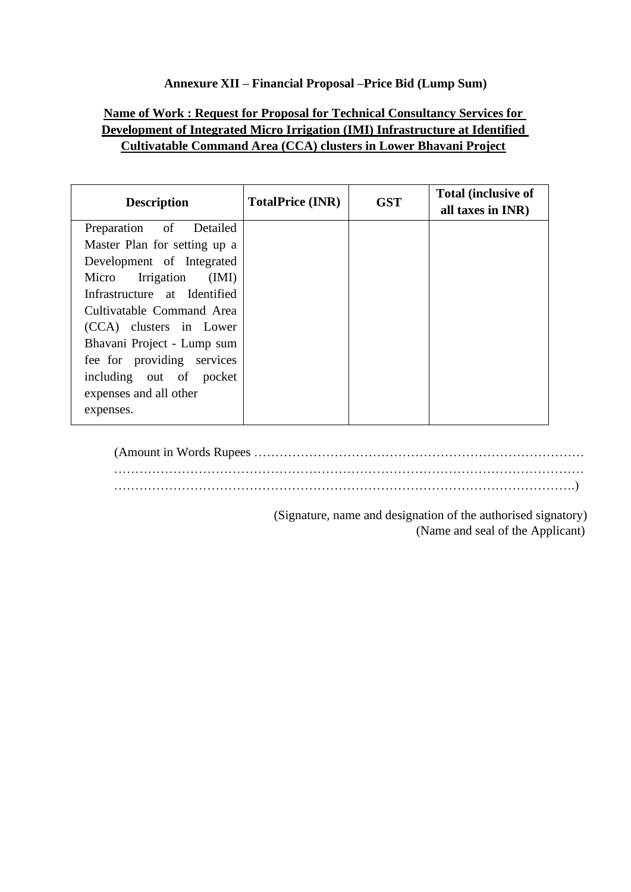**Annexure XII – Financial Proposal –Price Bid (Lump Sum)**

**Name of Work : Request for Proposal for Technical Consultancy Services for Development of Integrated Micro Irrigation (IMI) Infrastructure at Identified Cultivatable Command Area (CCA) clusters in Lower Bhavani Project**

| Description | TotalPrice (INR) | GST | Total (inclusive of all taxes in INR) |
|---|---|---|---|
| Preparation of Detailed Master Plan for setting up a Development of Integrated Micro Irrigation (IMI) Infrastructure at Identified Cultivatable Command Area (CCA) clusters in Lower Bhavani Project - Lump sum fee for providing services including out of pocket expenses and all other expenses. | | | |

(Amount in Words Rupees ……………………………………………………………………… ………………………………………………………………………………………………… ……………………………………………………………………………………………….)

(Signature, name and designation of the authorised signatory)
(Name and seal of the Applicant)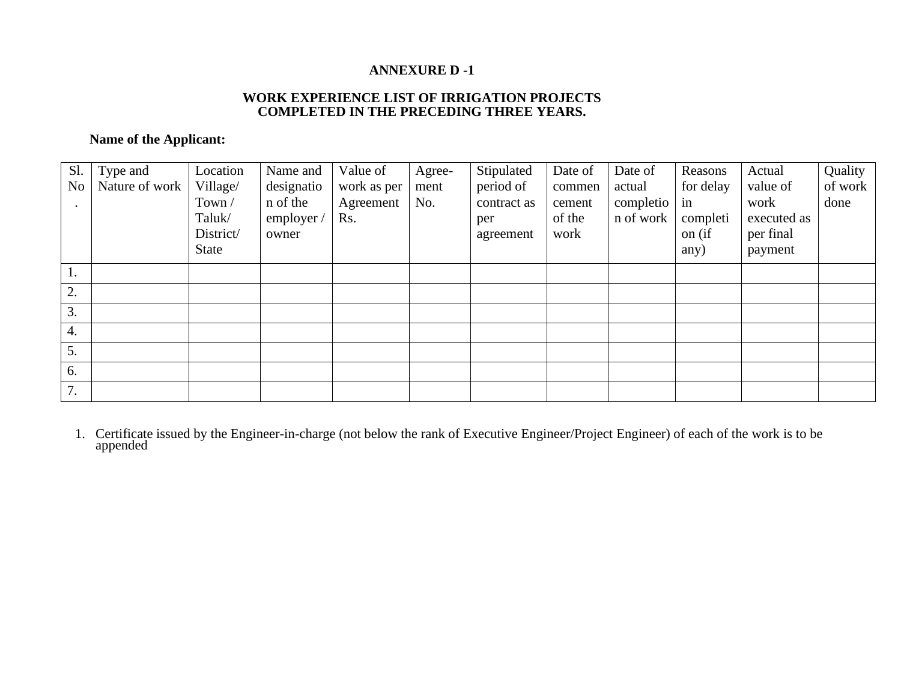**ANNEXURE D -1**

**WORK EXPERIENCE LIST OF IRRIGATION PROJECTS COMPLETED IN THE PRECEDING THREE YEARS.**

**Name of the Applicant:**

| Sl. No. | Type and Nature of work | Location Village/ Town / Taluk/ District/ State | Name and designation of the employer / owner | Value of work as per Agreement Rs. | Agree-ment No. | Stipulated period of contract as per agreement | Date of commencement of the work | Date of actual completion of work | Reasons for delay in completion (if any) | Actual value of work executed as per final payment | Quality of work done |
|---|---|---|---|---|---|---|---|---|---|---|---|
| 1. | | | | | | | | | | | |
| 2. | | | | | | | | | | | |
| 3. | | | | | | | | | | | |
| 4. | | | | | | | | | | | |
| 5. | | | | | | | | | | | |
| 6. | | | | | | | | | | | |
| 7. | | | | | | | | | | | |

1. Certificate issued by the Engineer-in-charge (not below the rank of Executive Engineer/Project Engineer) of each of the work is to be appended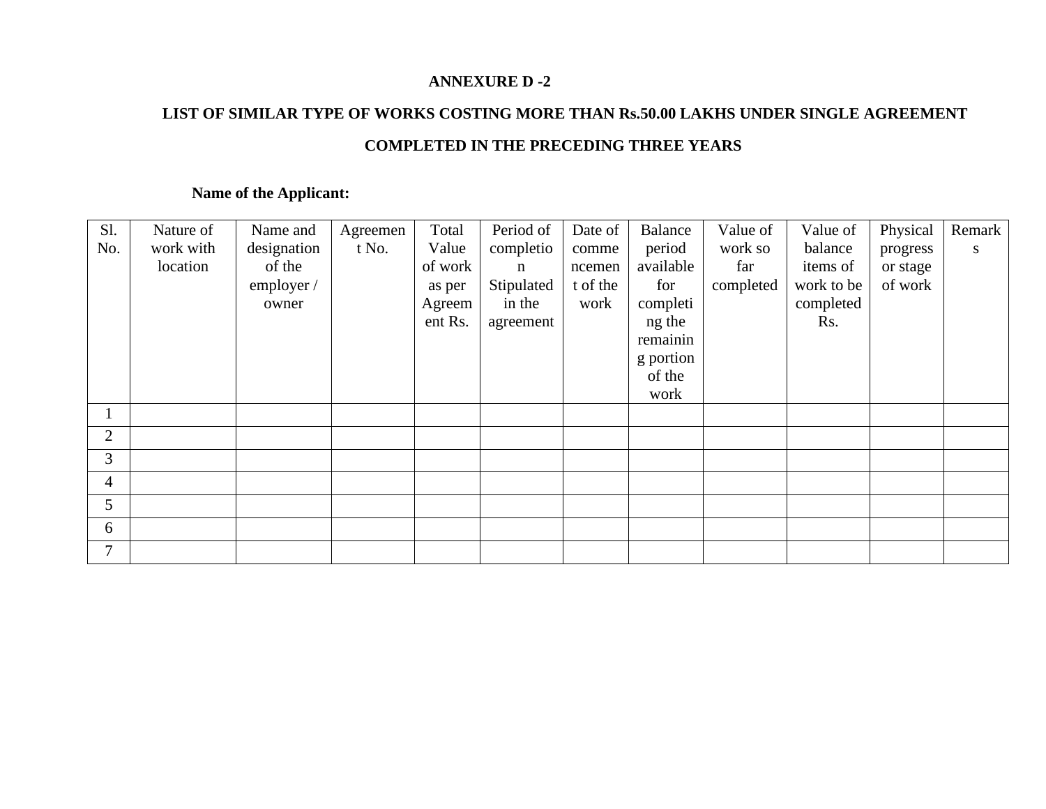**ANNEXURE D -2**

**LIST OF SIMILAR TYPE OF WORKS COSTING MORE THAN Rs.50.00 LAKHS UNDER SINGLE AGREEMENT COMPLETED IN THE PRECEDING THREE YEARS**

**Name of the Applicant:**

| Sl. No. | Nature of work with location | Name and designation of the employer / owner | Agreement No. | Total Value of work as per Agreement Rs. | Period of completion Stipulated in the agreement | Date of commencement of the work | Balance period available for completing the remaining portion of the work | Value of work so far completed | Value of balance items of work to be completed Rs. | Physical progress or stage of work | Remarks |
|---|---|---|---|---|---|---|---|---|---|---|---|
| 1 | | | | | | | | | | | |
| 2 | | | | | | | | | | | |
| 3 | | | | | | | | | | | |
| 4 | | | | | | | | | | | |
| 5 | | | | | | | | | | | |
| 6 | | | | | | | | | | | |
| 7 | | | | | | | | | | | |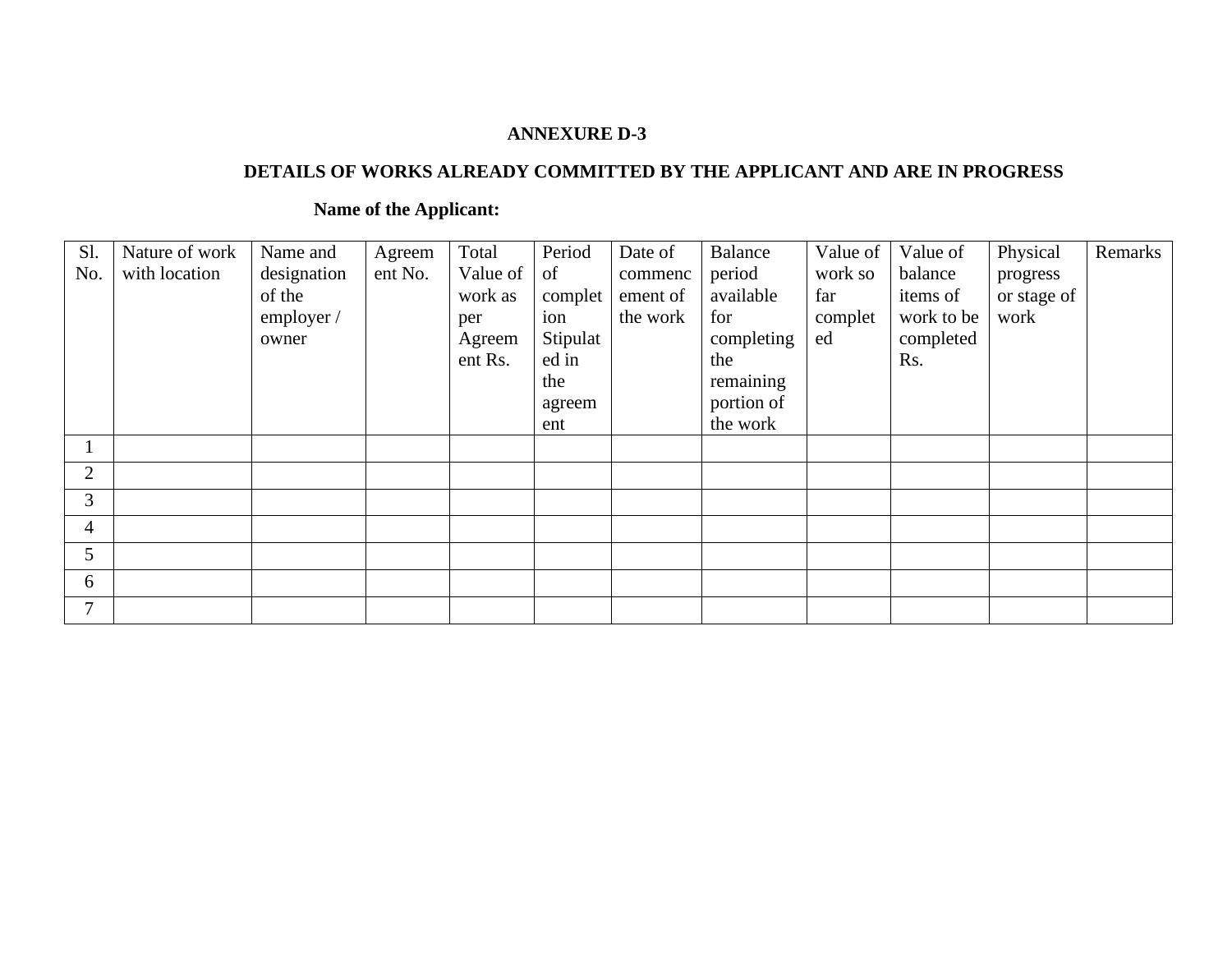**ANNEXURE D-3**

**DETAILS OF WORKS ALREADY COMMITTED BY THE APPLICANT AND ARE IN PROGRESS**

**Name of the Applicant:**

| Sl. No. | Nature of work with location | Name and designation of the employer / owner | Agreement No. | Total Value of work as per Agreement Rs. | Period of completion Stipulated in the agreement | Date of commencement of the work | Balance period available for completing the remaining portion of the work | Value of work so far completed | Value of balance items of work to be completed Rs. | Physical progress or stage of work | Remarks |
|---|---|---|---|---|---|---|---|---|---|---|---|
| 1 | | | | | | | | | | | |
| 2 | | | | | | | | | | | |
| 3 | | | | | | | | | | | |
| 4 | | | | | | | | | | | |
| 5 | | | | | | | | | | | |
| 6 | | | | | | | | | | | |
| 7 | | | | | | | | | | | |